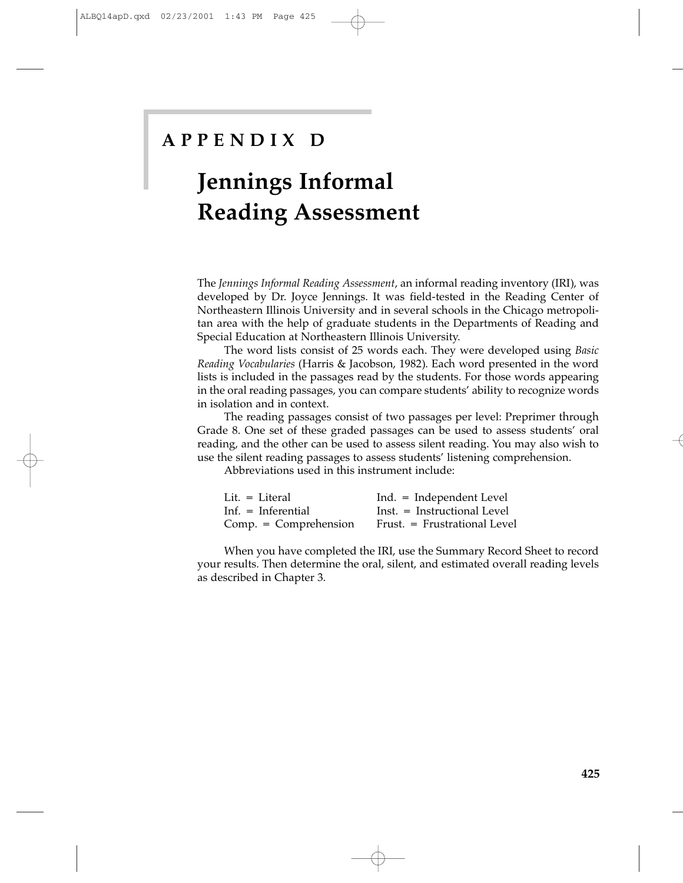# APPENDIX D

# Jennings Informal Reading Assessment

The *Jennings Informal Reading Assessment*, an informal reading inventory (IRI), was developed by Dr. Joyce Jennings. It was field-tested in the Reading Center of Northeastern Illinois University and in several schools in the Chicago metropolitan area with the help of graduate students in the Departments of Reading and Special Education at Northeastern Illinois University.

The word lists consist of 25 words each. They were developed using *Basic Reading Vocabularies* (Harris & Jacobson, 1982). Each word presented in the word lists is included in the passages read by the students. For those words appearing in the oral reading passages, you can compare students' ability to recognize words in isolation and in context.

The reading passages consist of two passages per level: Preprimer through Grade 8. One set of these graded passages can be used to assess students' oral reading, and the other can be used to assess silent reading. You may also wish to use the silent reading passages to assess students' listening comprehension.

Abbreviations used in this instrument include:

| | |
|---|---|
| Lit. = Literal | Ind. = Independent Level |
| Inf. = Inferential | Inst. = Instructional Level |
| Comp. = Comprehension | Frust. = Frustrational Level |

When you have completed the IRI, use the Summary Record Sheet to record your results. Then determine the oral, silent, and estimated overall reading levels as described in Chapter 3.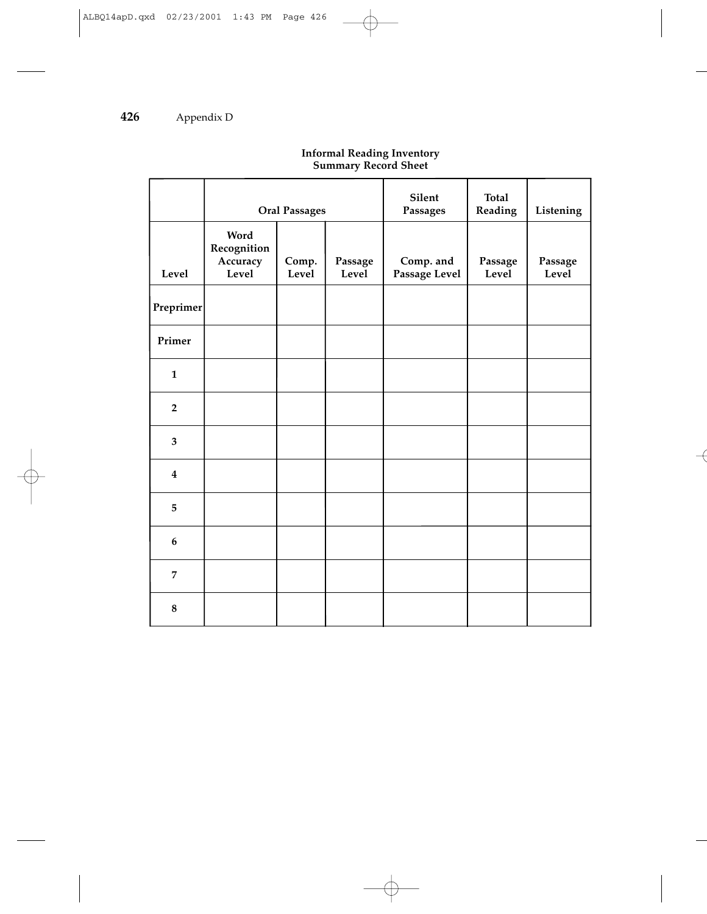**Informal Reading Inventory**
**Summary Record Sheet**

| | Oral Passages | | | Silent Passages | Total Reading | Listening |
|---|---|---|---|---|---|---|
| Level | Word Recognition Accuracy Level | Comp. Level | Passage Level | Comp. and Passage Level | Passage Level | Passage Level |
| Preprimer | | | | | | |
| Primer | | | | | | |
| 1 | | | | | | |
| 2 | | | | | | |
| 3 | | | | | | |
| 4 | | | | | | |
| 5 | | | | | | |
| 6 | | | | | | |
| 7 | | | | | | |
| 8 | | | | | | |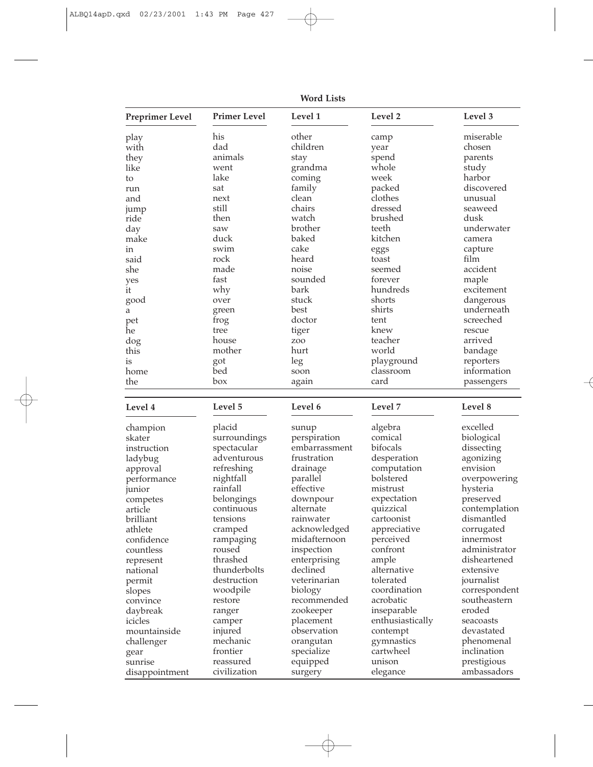**Word Lists**

| Preprimer Level | Primer Level | Level 1 | Level 2 | Level 3 |
|---|---|---|---|---|
| play | his | other | camp | miserable |
| with | dad | children | year | chosen |
| they | animals | stay | spend | parents |
| like | went | grandma | whole | study |
| to | lake | coming | week | harbor |
| run | sat | family | packed | discovered |
| and | next | clean | clothes | unusual |
| jump | still | chairs | dressed | seaweed |
| ride | then | watch | brushed | dusk |
| day | saw | brother | teeth | underwater |
| make | duck | baked | kitchen | camera |
| in | swim | cake | eggs | capture |
| said | rock | heard | toast | film |
| she | made | noise | seemed | accident |
| yes | fast | sounded | forever | maple |
| it | why | bark | hundreds | excitement |
| good | over | stuck | shorts | dangerous |
| a | green | best | shirts | underneath |
| pet | frog | doctor | tent | screeched |
| he | tree | tiger | knew | rescue |
| dog | house | zoo | teacher | arrived |
| this | mother | hurt | world | bandage |
| is | got | leg | playground | reporters |
| home | bed | soon | classroom | information |
| the | box | again | card | passengers |

| Level 4 | Level 5 | Level 6 | Level 7 | Level 8 |
|---|---|---|---|---|
| champion | placid | sunup | algebra | excelled |
| skater | surroundings | perspiration | comical | biological |
| instruction | spectacular | embarrassment | bifocals | dissecting |
| ladybug | adventurous | frustration | desperation | agonizing |
| approval | refreshing | drainage | computation | envision |
| performance | nightfall | parallel | bolstered | overpowering |
| junior | rainfall | effective | mistrust | hysteria |
| competes | belongings | downpour | expectation | preserved |
| article | continuous | alternate | quizzical | contemplation |
| brilliant | tensions | rainwater | cartoonist | dismantled |
| athlete | cramped | acknowledged | appreciative | corrugated |
| confidence | rampaging | midafternoon | perceived | innermost |
| countless | roused | inspection | confront | administrator |
| represent | thrashed | enterprising | ample | disheartened |
| national | thunderbolts | declined | alternative | extensive |
| permit | destruction | veterinarian | tolerated | journalist |
| slopes | woodpile | biology | coordination | correspondent |
| convince | restore | recommended | acrobatic | southeastern |
| daybreak | ranger | zookeeper | inseparable | eroded |
| icicles | camper | placement | enthusiastically | seacoasts |
| mountainside | injured | observation | contempt | devastated |
| challenger | mechanic | orangutan | gymnastics | phenomenal |
| gear | frontier | specialize | cartwheel | inclination |
| sunrise | reassured | equipped | unison | prestigious |
| disappointment | civilization | surgery | elegance | ambassadors |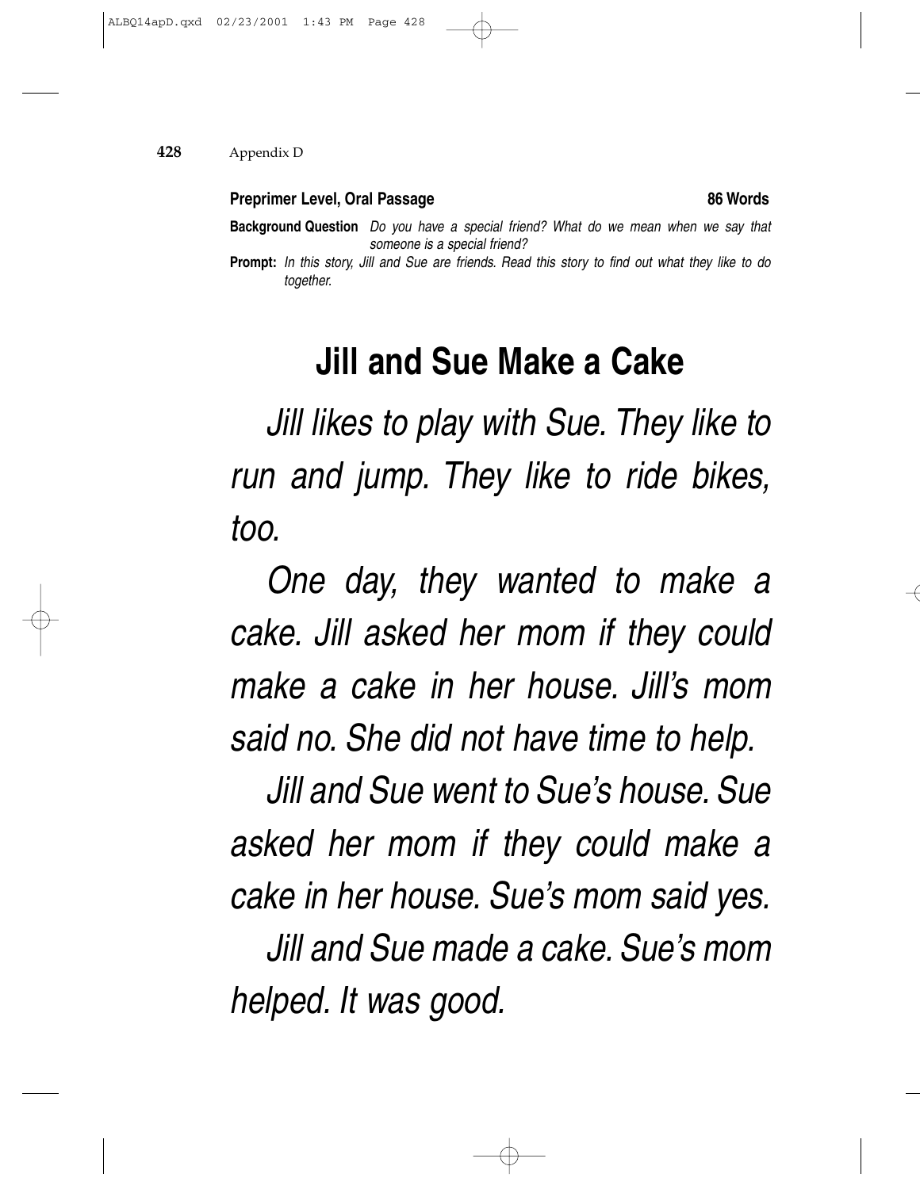**Preprimer Level, Oral Passage** **86 Words**

**Background Question** *Do you have a special friend? What do we mean when we say that someone is a special friend?*

**Prompt:** *In this story, Jill and Sue are friends. Read this story to find out what they like to do together.*

# Jill and Sue Make a Cake

*Jill likes to play with Sue. They like to run and jump. They like to ride bikes, too.*

*One day, they wanted to make a cake. Jill asked her mom if they could make a cake in her house. Jill's mom said no. She did not have time to help.*

*Jill and Sue went to Sue's house. Sue asked her mom if they could make a cake in her house. Sue's mom said yes.*

*Jill and Sue made a cake. Sue's mom helped. It was good.*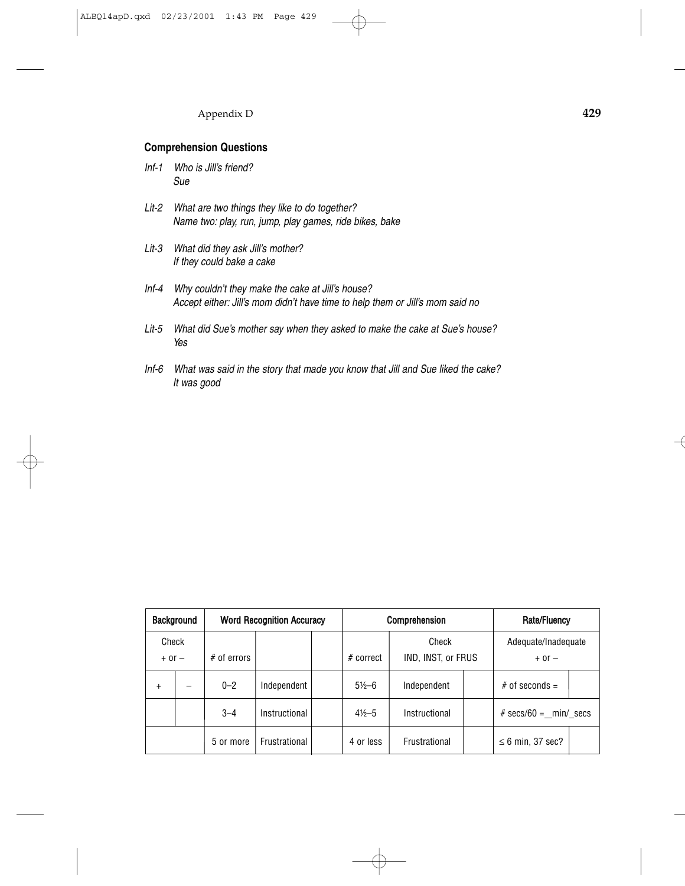### Comprehension Questions

*Inf-1 Who is Jill's friend?*
*Sue*

*Lit-2 What are two things they like to do together?*
*Name two: play, run, jump, play games, ride bikes, bake*

*Lit-3 What did they ask Jill's mother?*
*If they could bake a cake*

*Inf-4 Why couldn't they make the cake at Jill's house?*
*Accept either: Jill's mom didn't have time to help them or Jill's mom said no*

*Lit-5 What did Sue's mother say when they asked to make the cake at Sue's house?*
*Yes*

*Inf-6 What was said in the story that made you know that Jill and Sue liked the cake?*
*It was good*

| Background | | Word Recognition Accuracy | | | Comprehension | | | Rate/Fluency | |
|---|---|---|---|---|---|---|---|---|---|
| Check + or – | | # of errors | | | # correct | Check IND, INST, or FRUS | | Adequate/Inadequate + or – | |
| + | – | 0–2 | Independent | | 5½–6 | Independent | | # of seconds = | |
| | | 3–4 | Instructional | | 4½–5 | Instructional | | # secs/60 = __min/_secs | |
| | | 5 or more | Frustrational | | 4 or less | Frustrational | | ≤ 6 min, 37 sec? | |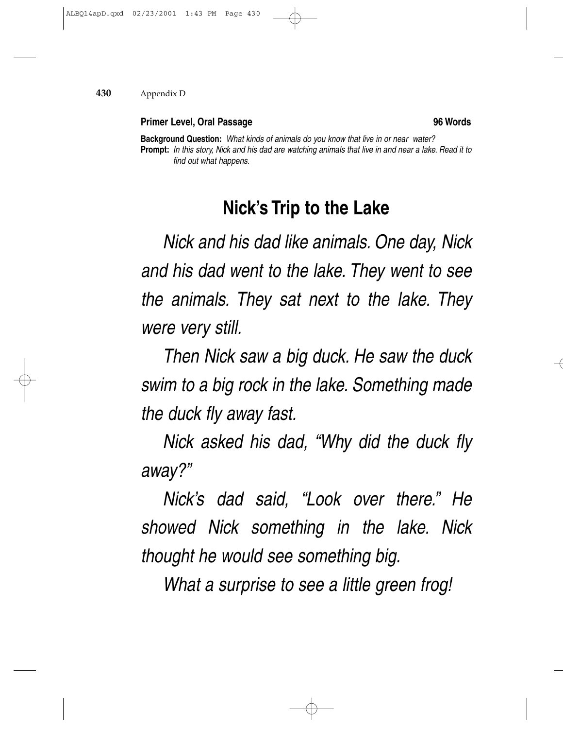**Primer Level, Oral Passage** **96 Words**

**Background Question:** *What kinds of animals do you know that live in or near water?*
**Prompt:** *In this story, Nick and his dad are watching animals that live in and near a lake. Read it to find out what happens.*

## Nick's Trip to the Lake

*Nick and his dad like animals. One day, Nick and his dad went to the lake. They went to see the animals. They sat next to the lake. They were very still.*

*Then Nick saw a big duck. He saw the duck swim to a big rock in the lake. Something made the duck fly away fast.*

*Nick asked his dad, "Why did the duck fly away?"*

*Nick's dad said, "Look over there." He showed Nick something in the lake. Nick thought he would see something big.*

*What a surprise to see a little green frog!*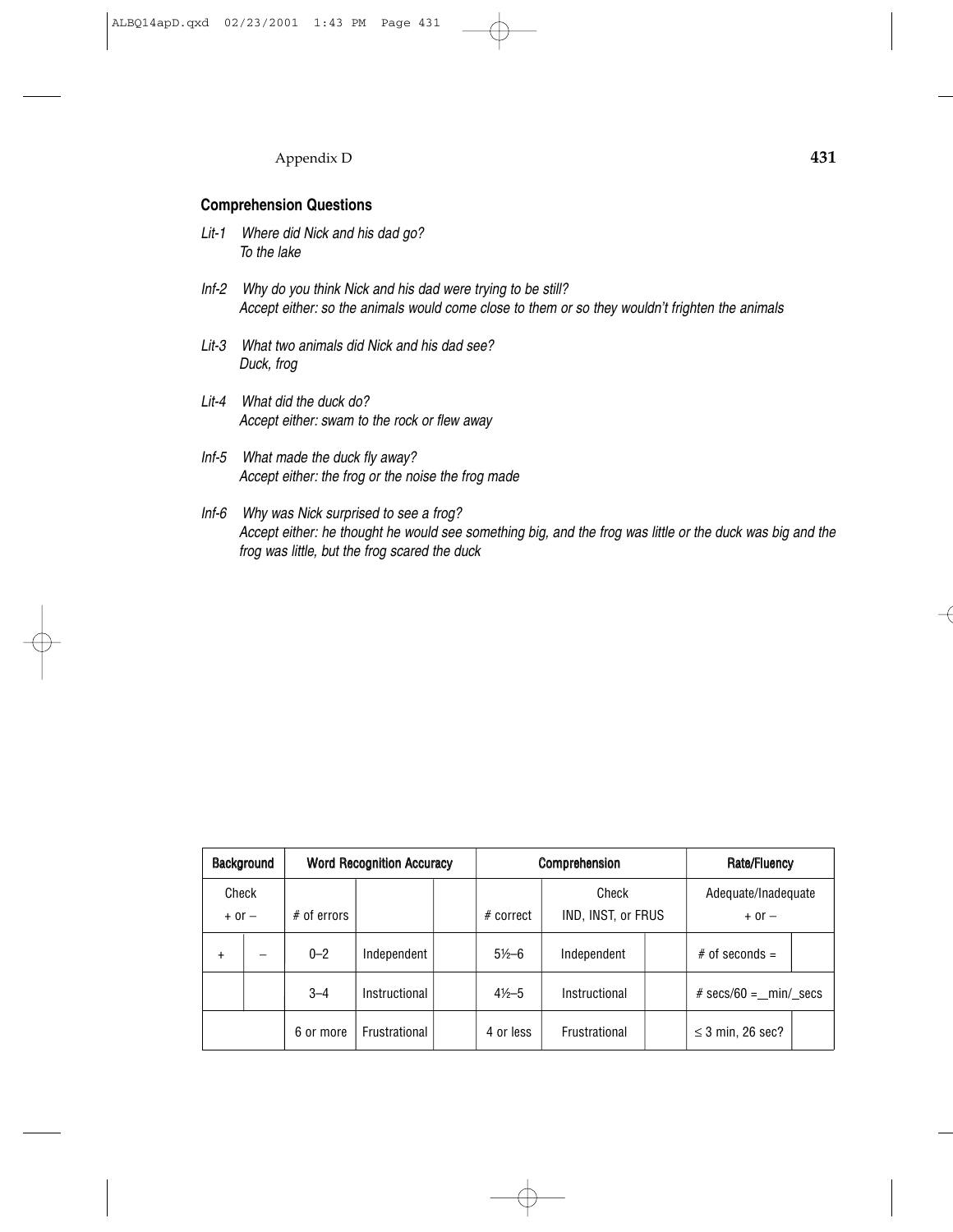### Comprehension Questions

*Lit-1 Where did Nick and his dad go?*
*To the lake*

*Inf-2 Why do you think Nick and his dad were trying to be still?*
*Accept either: so the animals would come close to them or so they wouldn't frighten the animals*

*Lit-3 What two animals did Nick and his dad see?*
*Duck, frog*

*Lit-4 What did the duck do?*
*Accept either: swam to the rock or flew away*

*Inf-5 What made the duck fly away?*
*Accept either: the frog or the noise the frog made*

*Inf-6 Why was Nick surprised to see a frog?*
*Accept either: he thought he would see something big, and the frog was little or the duck was big and the frog was little, but the frog scared the duck*

| **Background** | | **Word Recognition Accuracy** | | | **Comprehension** | | | **Rate/Fluency** | |
|---|---|---|---|---|---|---|---|---|---|
| Check + or – | | # of errors | | | # correct | Check IND, INST, or FRUS | | Adequate/Inadequate + or – | |
| + | – | 0–2 | Independent | | 5½–6 | Independent | | # of seconds = | |
| | | 3–4 | Instructional | | 4½–5 | Instructional | | # secs/60 =__min/_secs | |
| | | 6 or more | Frustrational | | 4 or less | Frustrational | | ≤ 3 min, 26 sec? | |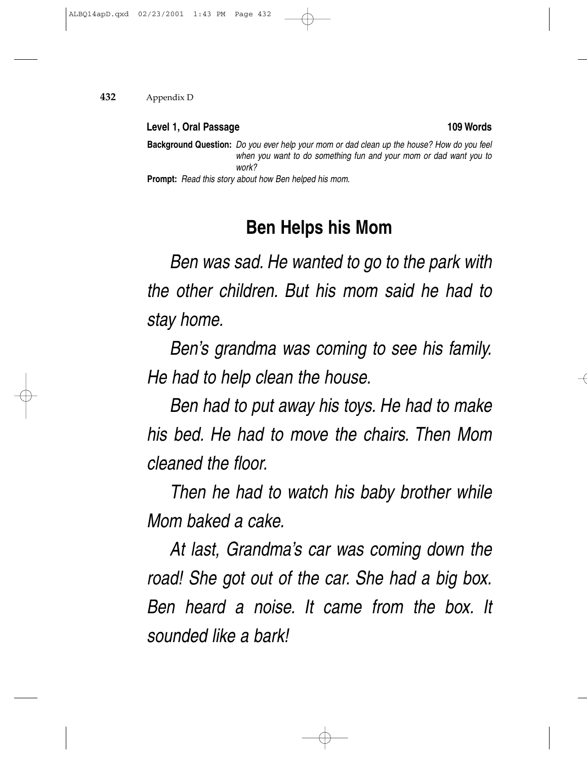**Level 1, Oral Passage** **109 Words**

**Background Question:** *Do you ever help your mom or dad clean up the house? How do you feel when you want to do something fun and your mom or dad want you to work?*

**Prompt:** *Read this story about how Ben helped his mom.*

## Ben Helps his Mom

*Ben was sad. He wanted to go to the park with the other children. But his mom said he had to stay home.*

*Ben's grandma was coming to see his family. He had to help clean the house.*

*Ben had to put away his toys. He had to make his bed. He had to move the chairs. Then Mom cleaned the floor.*

*Then he had to watch his baby brother while Mom baked a cake.*

*At last, Grandma's car was coming down the road! She got out of the car. She had a big box. Ben heard a noise. It came from the box. It sounded like a bark!*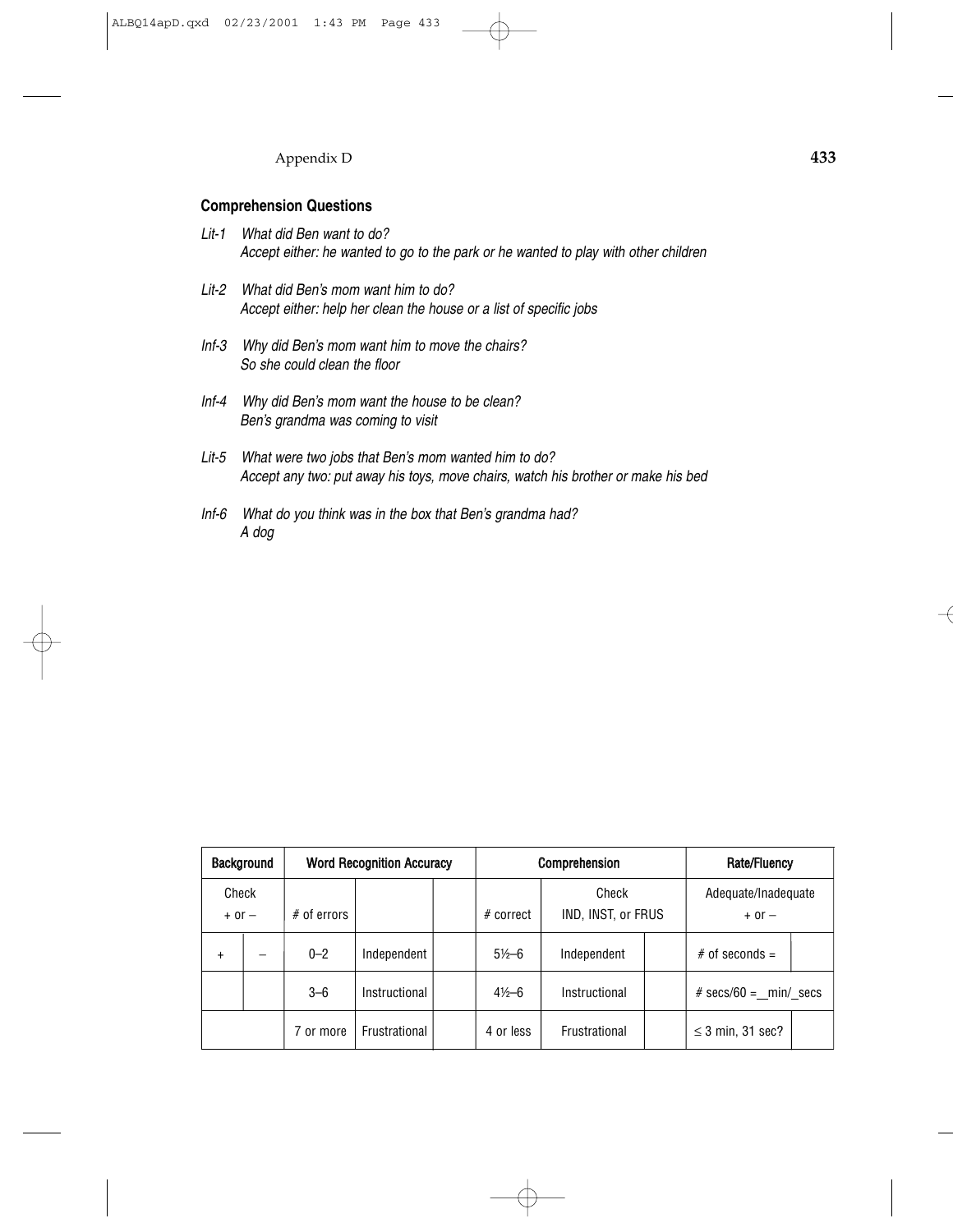### Comprehension Questions

*Lit-1* *What did Ben want to do?*
*Accept either: he wanted to go to the park or he wanted to play with other children*

*Lit-2* *What did Ben's mom want him to do?*
*Accept either: help her clean the house or a list of specific jobs*

*Inf-3* *Why did Ben's mom want him to move the chairs?*
*So she could clean the floor*

*Inf-4* *Why did Ben's mom want the house to be clean?*
*Ben's grandma was coming to visit*

*Lit-5* *What were two jobs that Ben's mom wanted him to do?*
*Accept any two: put away his toys, move chairs, watch his brother or make his bed*

*Inf-6* *What do you think was in the box that Ben's grandma had?*
*A dog*

| Background | | Word Recognition Accuracy | | | Comprehension | | | Rate/Fluency | |
|---|---|---|---|---|---|---|---|---|---|
| Check + or – | | # of errors | | | # correct | Check IND, INST, or FRUS | | Adequate/Inadequate + or – | |
| + | – | 0–2 | Independent | | 5½–6 | Independent | | # of seconds = | |
| | | 3–6 | Instructional | | 4½–6 | Instructional | | # secs/60 = __min/_secs | |
| | | 7 or more | Frustrational | | 4 or less | Frustrational | | ≤ 3 min, 31 sec? | |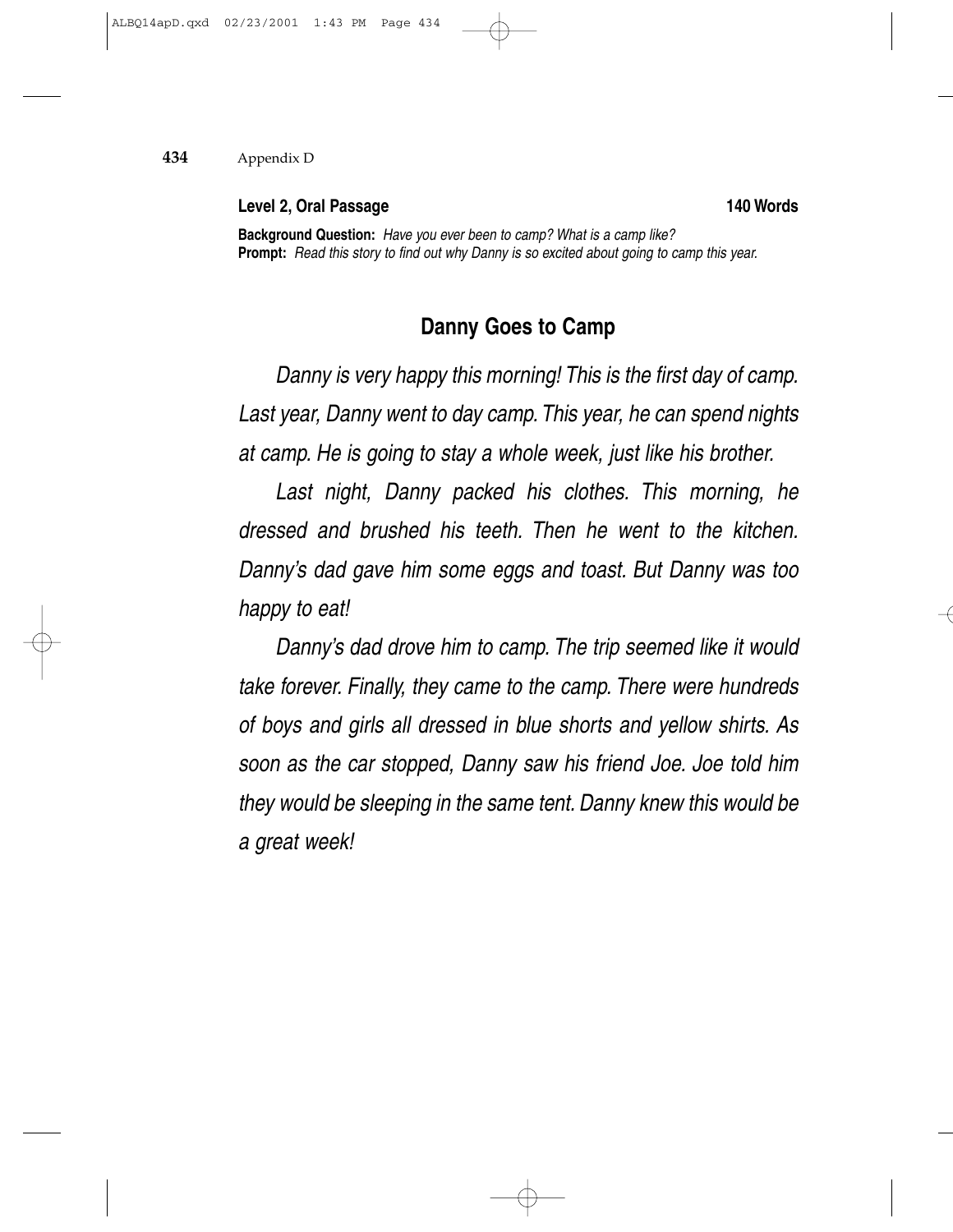**Level 2, Oral Passage** **140 Words**

**Background Question:** *Have you ever been to camp? What is a camp like?*
**Prompt:** *Read this story to find out why Danny is so excited about going to camp this year.*

## Danny Goes to Camp

*Danny is very happy this morning! This is the first day of camp. Last year, Danny went to day camp. This year, he can spend nights at camp. He is going to stay a whole week, just like his brother.*

*Last night, Danny packed his clothes. This morning, he dressed and brushed his teeth. Then he went to the kitchen. Danny's dad gave him some eggs and toast. But Danny was too happy to eat!*

*Danny's dad drove him to camp. The trip seemed like it would take forever. Finally, they came to the camp. There were hundreds of boys and girls all dressed in blue shorts and yellow shirts. As soon as the car stopped, Danny saw his friend Joe. Joe told him they would be sleeping in the same tent. Danny knew this would be a great week!*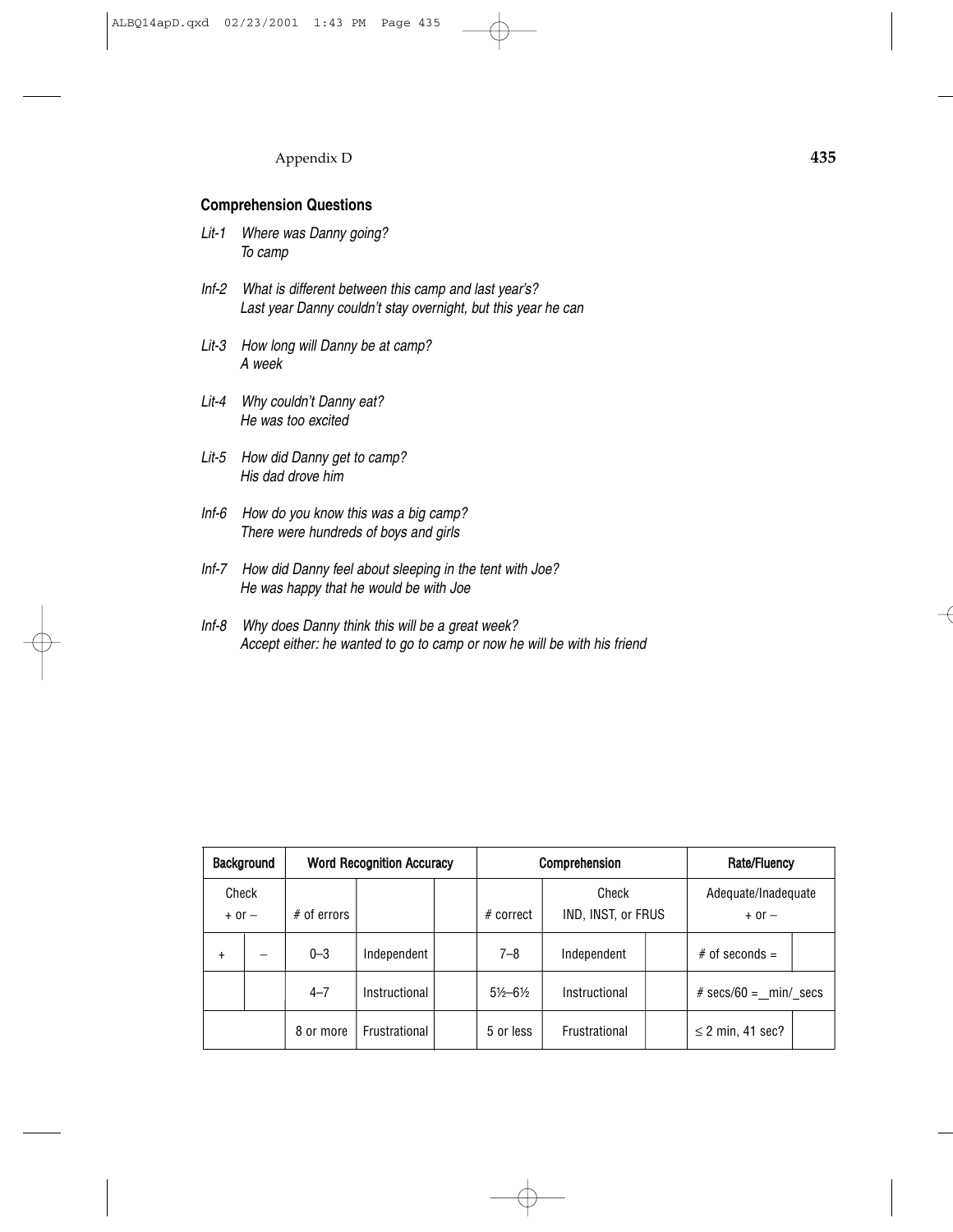## Comprehension Questions

*Lit-1 Where was Danny going?*
*To camp*

*Inf-2 What is different between this camp and last year's?*
*Last year Danny couldn't stay overnight, but this year he can*

*Lit-3 How long will Danny be at camp?*
*A week*

*Lit-4 Why couldn't Danny eat?*
*He was too excited*

*Lit-5 How did Danny get to camp?*
*His dad drove him*

*Inf-6 How do you know this was a big camp?*
*There were hundreds of boys and girls*

*Inf-7 How did Danny feel about sleeping in the tent with Joe?*
*He was happy that he would be with Joe*

*Inf-8 Why does Danny think this will be a great week?*
*Accept either: he wanted to go to camp or now he will be with his friend*

| **Background** | | **Word Recognition Accuracy** | | | **Comprehension** | | | **Rate/Fluency** | |
|---|---|---|---|---|---|---|---|---|---|
| Check + or – | | # of errors | | | # correct | Check IND, INST, or FRUS | | Adequate/Inadequate + or – | |
| + | – | 0–3 | Independent | | 7–8 | Independent | | # of seconds = | |
| | | 4–7 | Instructional | | 5½–6½ | Instructional | | # secs/60 = _min/_secs | |
| | | 8 or more | Frustrational | | 5 or less | Frustrational | | ≤ 2 min, 41 sec? | |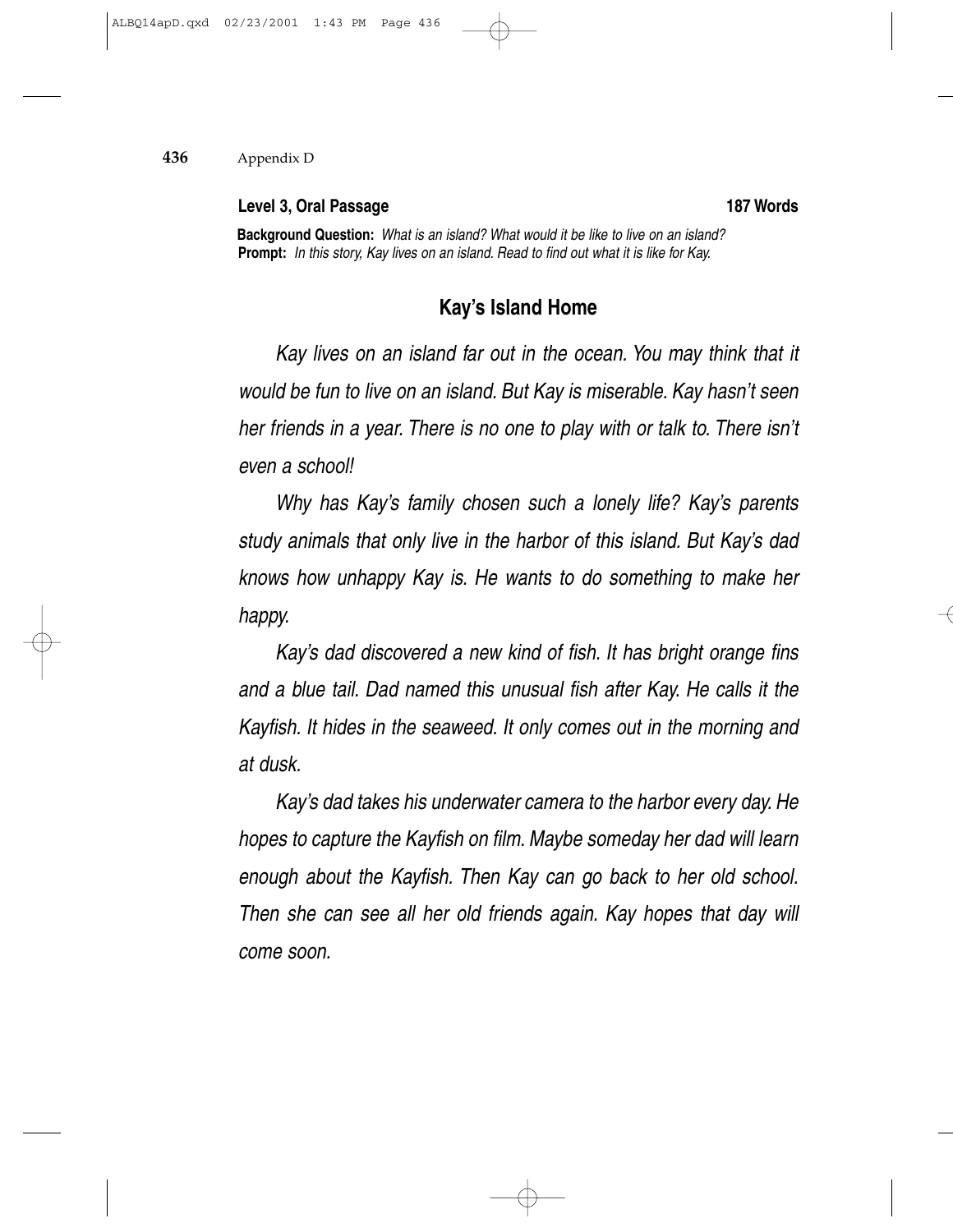**Level 3, Oral Passage** **187 Words**

**Background Question:** *What is an island? What would it be like to live on an island?*
**Prompt:** *In this story, Kay lives on an island. Read to find out what it is like for Kay.*

## Kay's Island Home

*Kay lives on an island far out in the ocean. You may think that it would be fun to live on an island. But Kay is miserable. Kay hasn't seen her friends in a year. There is no one to play with or talk to. There isn't even a school!*

*Why has Kay's family chosen such a lonely life? Kay's parents study animals that only live in the harbor of this island. But Kay's dad knows how unhappy Kay is. He wants to do something to make her happy.*

*Kay's dad discovered a new kind of fish. It has bright orange fins and a blue tail. Dad named this unusual fish after Kay. He calls it the Kayfish. It hides in the seaweed. It only comes out in the morning and at dusk.*

*Kay's dad takes his underwater camera to the harbor every day. He hopes to capture the Kayfish on film. Maybe someday her dad will learn enough about the Kayfish. Then Kay can go back to her old school. Then she can see all her old friends again. Kay hopes that day will come soon.*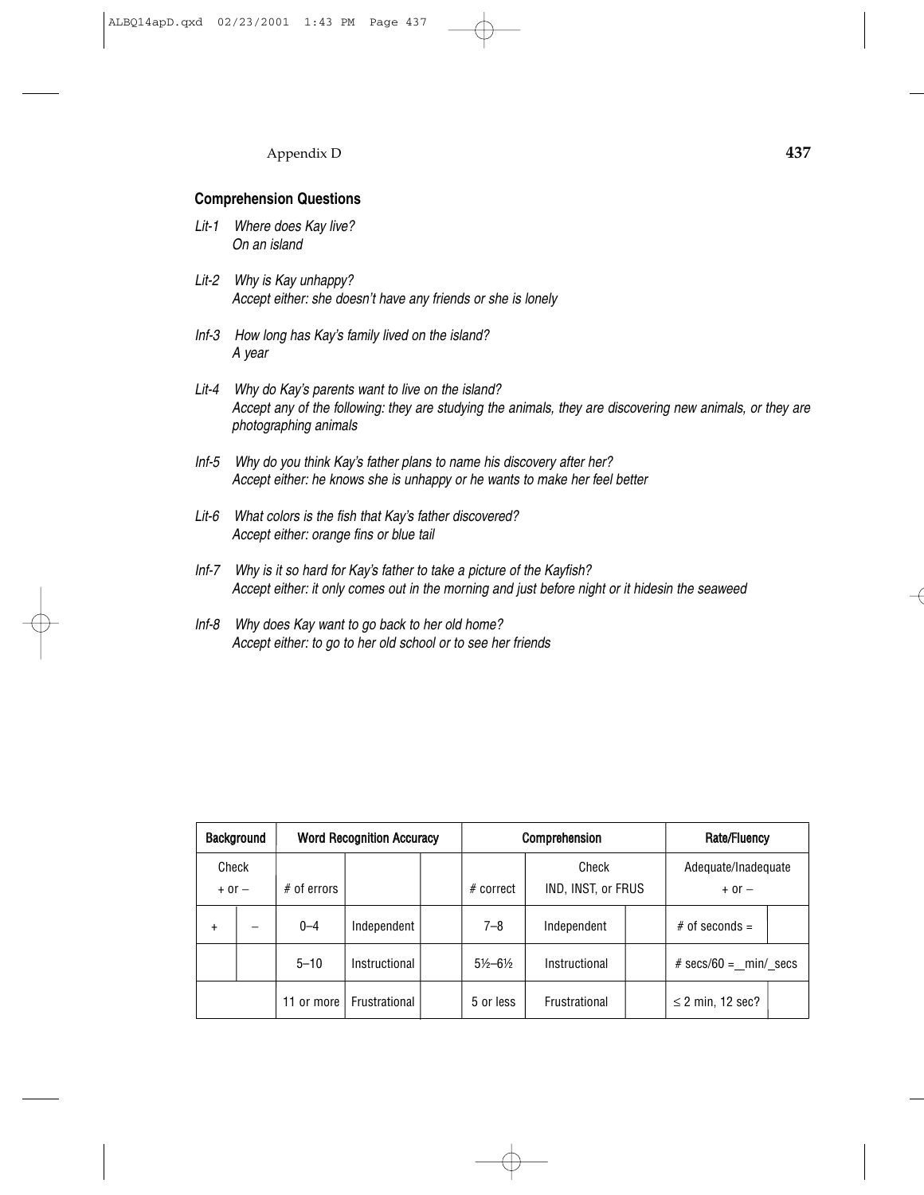### Comprehension Questions

*Lit-1 Where does Kay live?*
*On an island*

*Lit-2 Why is Kay unhappy?*
*Accept either: she doesn't have any friends or she is lonely*

*Inf-3 How long has Kay's family lived on the island?*
*A year*

*Lit-4 Why do Kay's parents want to live on the island?*
*Accept any of the following: they are studying the animals, they are discovering new animals, or they are photographing animals*

*Inf-5 Why do you think Kay's father plans to name his discovery after her?*
*Accept either: he knows she is unhappy or he wants to make her feel better*

*Lit-6 What colors is the fish that Kay's father discovered?*
*Accept either: orange fins or blue tail*

*Inf-7 Why is it so hard for Kay's father to take a picture of the Kayfish?*
*Accept either: it only comes out in the morning and just before night or it hidesin the seaweed*

*Inf-8 Why does Kay want to go back to her old home?*
*Accept either: to go to her old school or to see her friends*

| Background | | Word Recognition Accuracy | | | Comprehension | | | Rate/Fluency | |
|---|---|---|---|---|---|---|---|---|---|
| Check + or – | | # of errors | | | # correct | Check IND, INST, or FRUS | | Adequate/Inadequate + or – | |
| + | – | 0–4 | Independent | | 7–8 | Independent | | # of seconds = | |
| | | 5–10 | Instructional | | 5½–6½ | Instructional | | # secs/60 = \_min/\_secs | |
| | | 11 or more | Frustrational | | 5 or less | Frustrational | | ≤ 2 min, 12 sec? | |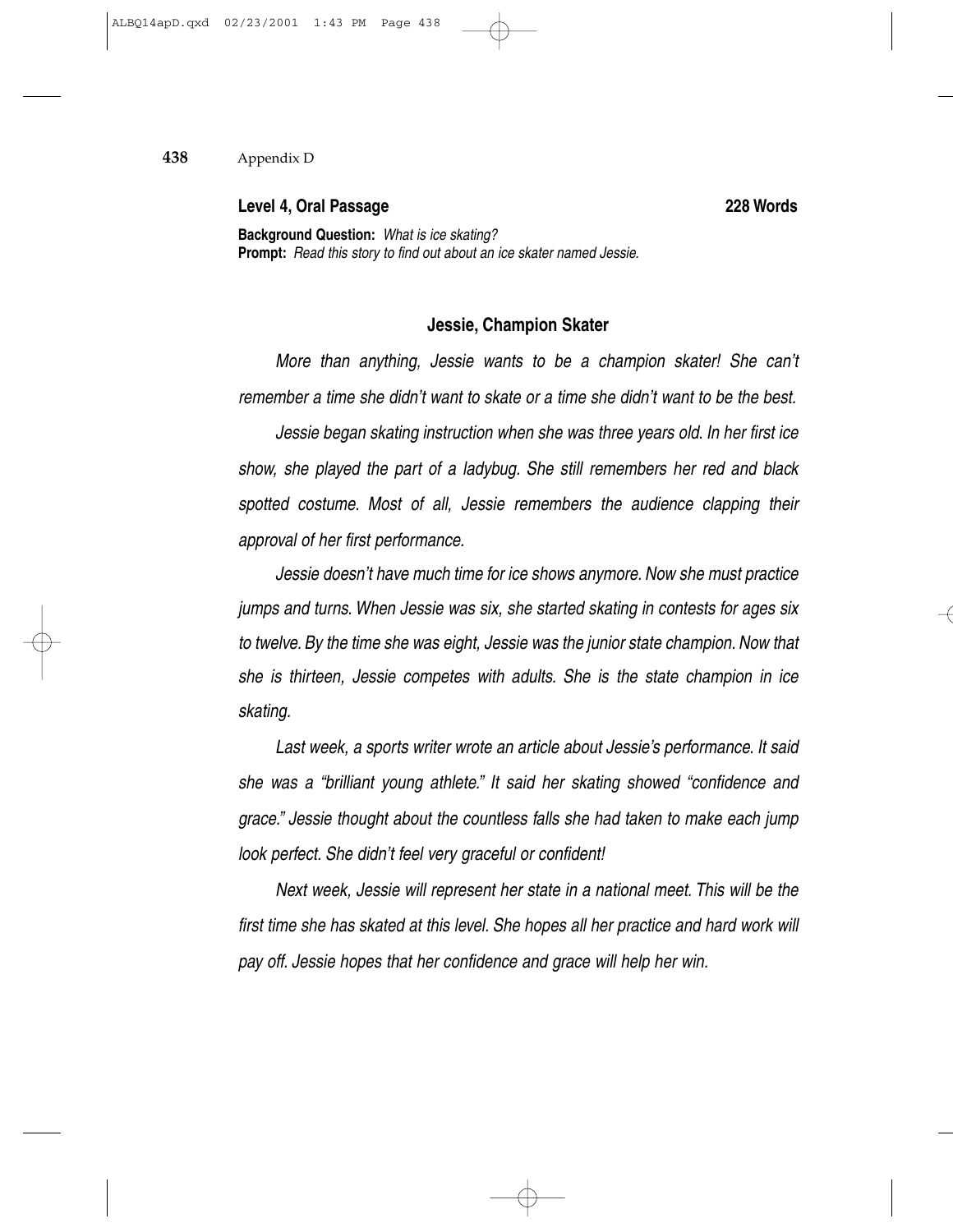**Level 4, Oral Passage** **228 Words**

**Background Question:** *What is ice skating?*
**Prompt:** *Read this story to find out about an ice skater named Jessie.*

## Jessie, Champion Skater

*More than anything, Jessie wants to be a champion skater! She can't remember a time she didn't want to skate or a time she didn't want to be the best.*

*Jessie began skating instruction when she was three years old. In her first ice show, she played the part of a ladybug. She still remembers her red and black spotted costume. Most of all, Jessie remembers the audience clapping their approval of her first performance.*

*Jessie doesn't have much time for ice shows anymore. Now she must practice jumps and turns. When Jessie was six, she started skating in contests for ages six to twelve. By the time she was eight, Jessie was the junior state champion. Now that she is thirteen, Jessie competes with adults. She is the state champion in ice skating.*

*Last week, a sports writer wrote an article about Jessie's performance. It said she was a "brilliant young athlete." It said her skating showed "confidence and grace." Jessie thought about the countless falls she had taken to make each jump look perfect. She didn't feel very graceful or confident!*

*Next week, Jessie will represent her state in a national meet. This will be the first time she has skated at this level. She hopes all her practice and hard work will pay off. Jessie hopes that her confidence and grace will help her win.*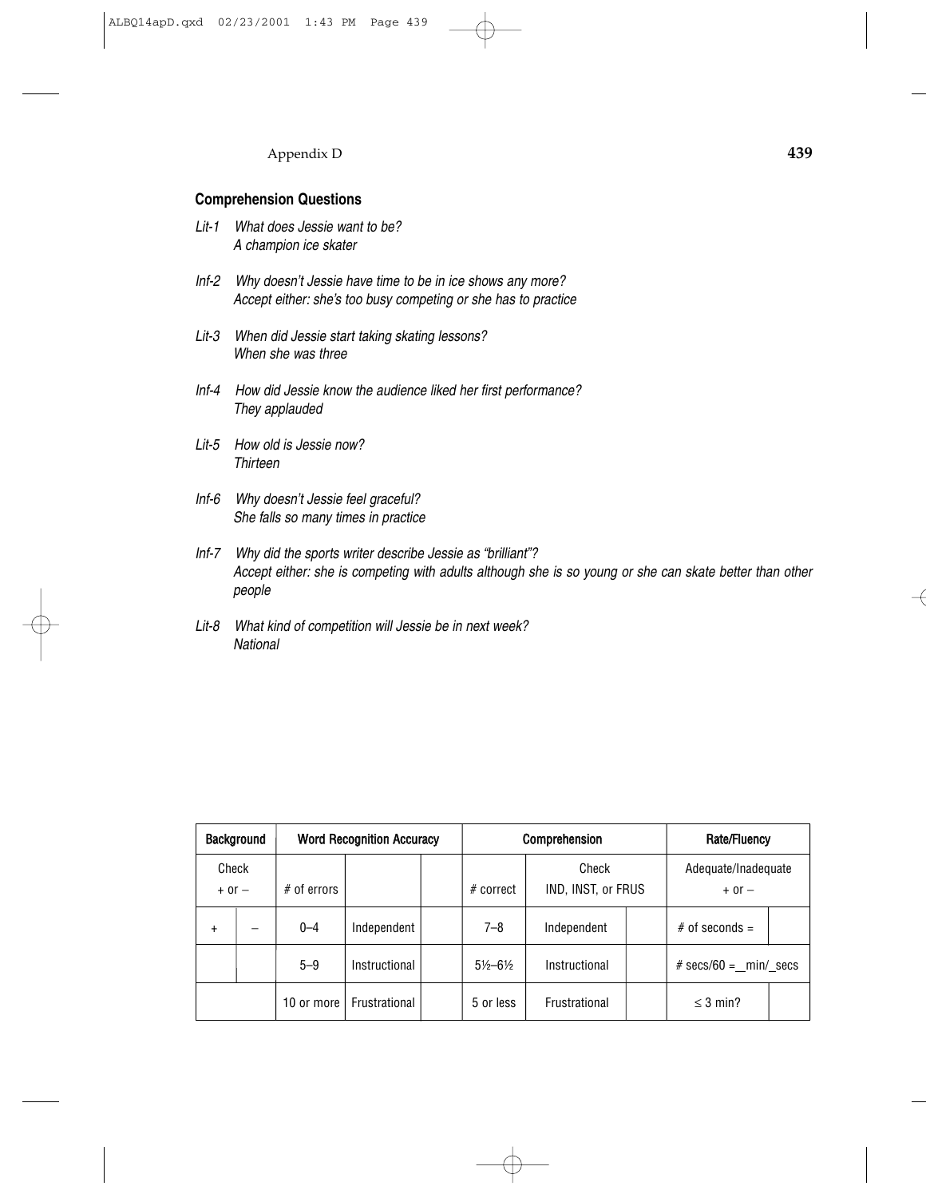### Comprehension Questions

*Lit-1 What does Jessie want to be?*
*A champion ice skater*

*Inf-2 Why doesn't Jessie have time to be in ice shows any more?*
*Accept either: she's too busy competing or she has to practice*

*Lit-3 When did Jessie start taking skating lessons?*
*When she was three*

*Inf-4 How did Jessie know the audience liked her first performance?*
*They applauded*

*Lit-5 How old is Jessie now?*
*Thirteen*

*Inf-6 Why doesn't Jessie feel graceful?*
*She falls so many times in practice*

*Inf-7 Why did the sports writer describe Jessie as "brilliant"?*
*Accept either: she is competing with adults although she is so young or she can skate better than other people*

*Lit-8 What kind of competition will Jessie be in next week?*
*National*

| Background | | Word Recognition Accuracy | | | Comprehension | | | Rate/Fluency | |
|---|---|---|---|---|---|---|---|---|---|
| Check + or – | | # of errors | | | # correct | Check IND, INST, or FRUS | | Adequate/Inadequate + or – | |
| + | – | 0–4 | Independent | | 7–8 | Independent | | # of seconds = | |
| | | 5–9 | Instructional | | 5½–6½ | Instructional | | # secs/60 = \_min/\_secs | |
| | | 10 or more | Frustrational | | 5 or less | Frustrational | | ≤ 3 min? | |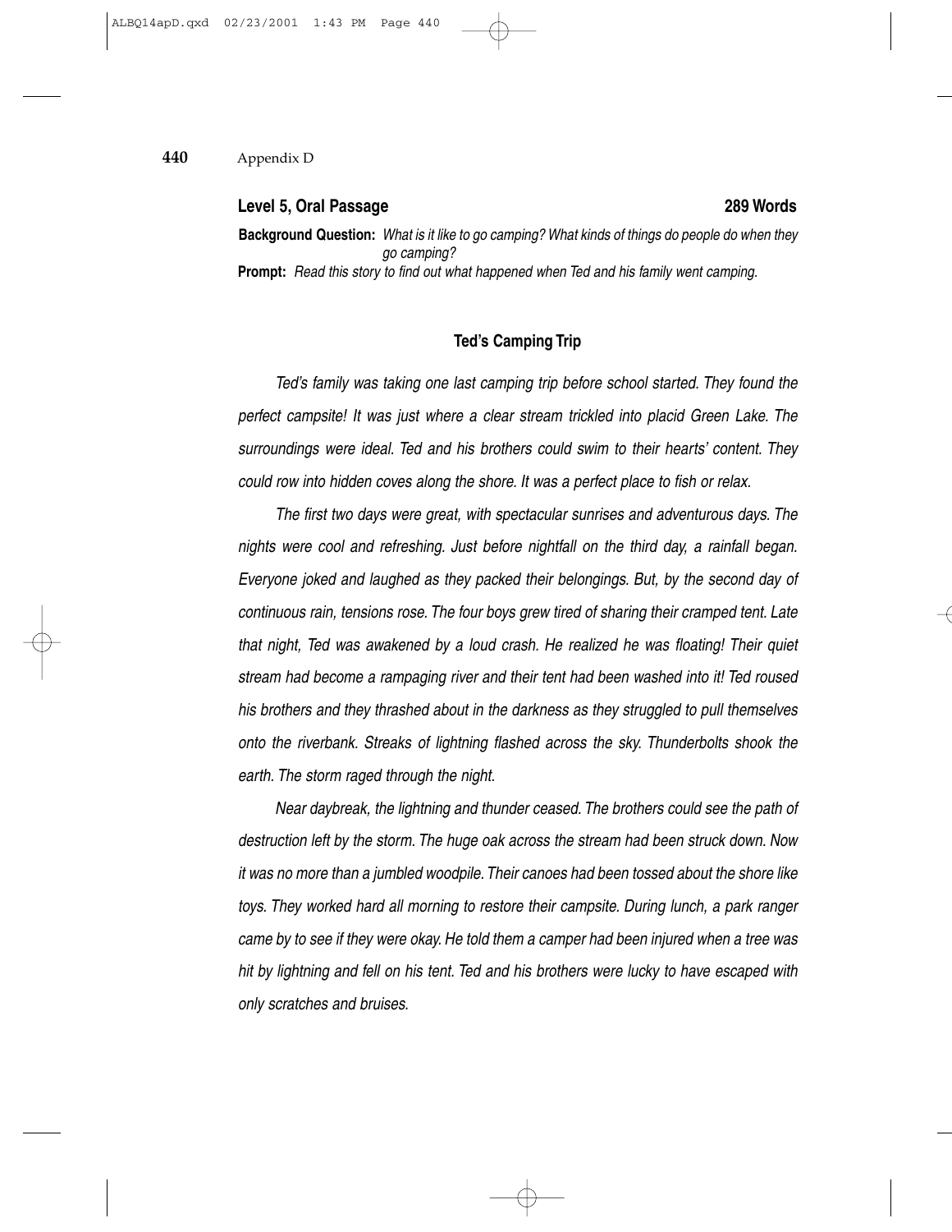**Level 5, Oral Passage** **289 Words**

**Background Question:** *What is it like to go camping? What kinds of things do people do when they go camping?*

**Prompt:** *Read this story to find out what happened when Ted and his family went camping.*

### Ted's Camping Trip

*Ted's family was taking one last camping trip before school started. They found the perfect campsite! It was just where a clear stream trickled into placid Green Lake. The surroundings were ideal. Ted and his brothers could swim to their hearts' content. They could row into hidden coves along the shore. It was a perfect place to fish or relax.*

*The first two days were great, with spectacular sunrises and adventurous days. The nights were cool and refreshing. Just before nightfall on the third day, a rainfall began. Everyone joked and laughed as they packed their belongings. But, by the second day of continuous rain, tensions rose. The four boys grew tired of sharing their cramped tent. Late that night, Ted was awakened by a loud crash. He realized he was floating! Their quiet stream had become a rampaging river and their tent had been washed into it! Ted roused his brothers and they thrashed about in the darkness as they struggled to pull themselves onto the riverbank. Streaks of lightning flashed across the sky. Thunderbolts shook the earth. The storm raged through the night.*

*Near daybreak, the lightning and thunder ceased. The brothers could see the path of destruction left by the storm. The huge oak across the stream had been struck down. Now it was no more than a jumbled woodpile. Their canoes had been tossed about the shore like toys. They worked hard all morning to restore their campsite. During lunch, a park ranger came by to see if they were okay. He told them a camper had been injured when a tree was hit by lightning and fell on his tent. Ted and his brothers were lucky to have escaped with only scratches and bruises.*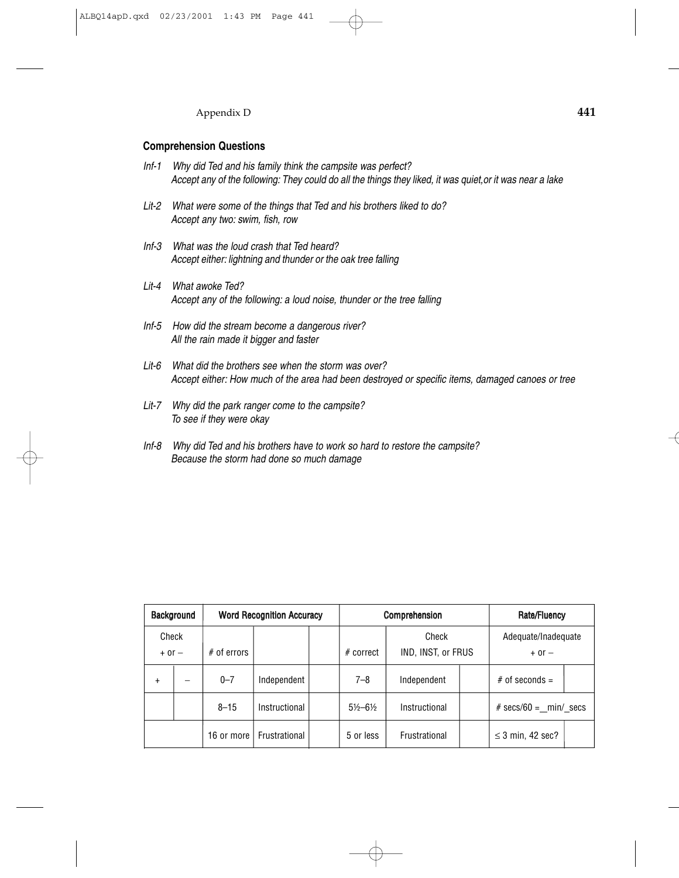**Comprehension Questions**

*Inf-1 Why did Ted and his family think the campsite was perfect?*
*Accept any of the following: They could do all the things they liked, it was quiet,or it was near a lake*

*Lit-2 What were some of the things that Ted and his brothers liked to do?*
*Accept any two: swim, fish, row*

*Inf-3 What was the loud crash that Ted heard?*
*Accept either: lightning and thunder or the oak tree falling*

*Lit-4 What awoke Ted?*
*Accept any of the following: a loud noise, thunder or the tree falling*

*Inf-5 How did the stream become a dangerous river?*
*All the rain made it bigger and faster*

*Lit-6 What did the brothers see when the storm was over?*
*Accept either: How much of the area had been destroyed or specific items, damaged canoes or tree*

*Lit-7 Why did the park ranger come to the campsite?*
*To see if they were okay*

*Inf-8 Why did Ted and his brothers have to work so hard to restore the campsite?*
*Because the storm had done so much damage*

| Background | | Word Recognition Accuracy | | | Comprehension | | | Rate/Fluency | |
|---|---|---|---|---|---|---|---|---|---|
| Check + or – | | # of errors | | | # correct | Check IND, INST, or FRUS | | Adequate/Inadequate + or – | |
| + | – | 0–7 | Independent | | 7–8 | Independent | | # of seconds = | |
| | | 8–15 | Instructional | | 5½–6½ | Instructional | | # secs/60 = __min/_secs | |
| | | 16 or more | Frustrational | | 5 or less | Frustrational | | ≤ 3 min, 42 sec? | |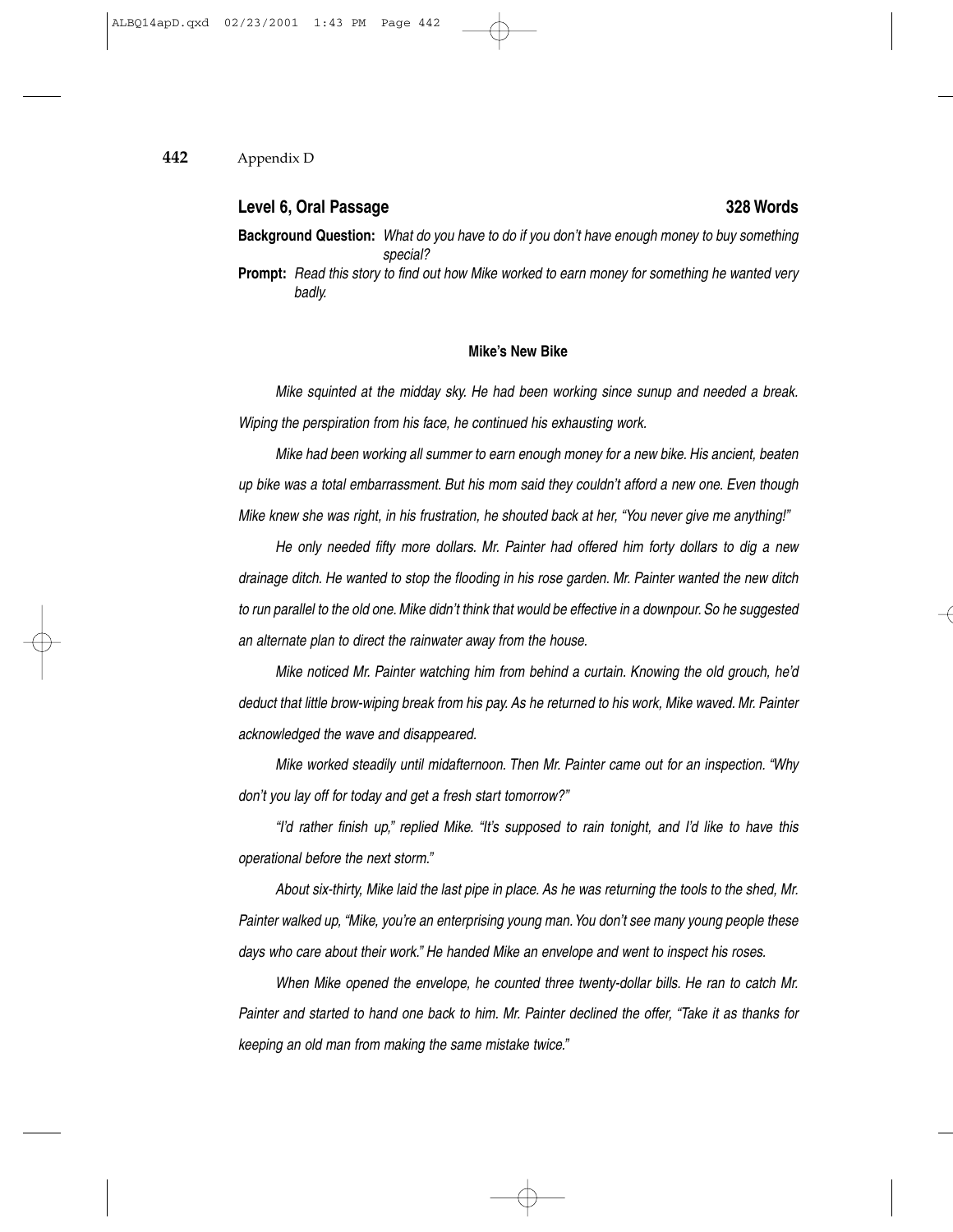## Level 6, Oral Passage — 328 Words

**Background Question:** *What do you have to do if you don't have enough money to buy something special?*

**Prompt:** *Read this story to find out how Mike worked to earn money for something he wanted very badly.*

### Mike's New Bike

*Mike squinted at the midday sky. He had been working since sunup and needed a break. Wiping the perspiration from his face, he continued his exhausting work.*

*Mike had been working all summer to earn enough money for a new bike. His ancient, beaten up bike was a total embarrassment. But his mom said they couldn't afford a new one. Even though Mike knew she was right, in his frustration, he shouted back at her, "You never give me anything!"*

*He only needed fifty more dollars. Mr. Painter had offered him forty dollars to dig a new drainage ditch. He wanted to stop the flooding in his rose garden. Mr. Painter wanted the new ditch to run parallel to the old one. Mike didn't think that would be effective in a downpour. So he suggested an alternate plan to direct the rainwater away from the house.*

*Mike noticed Mr. Painter watching him from behind a curtain. Knowing the old grouch, he'd deduct that little brow-wiping break from his pay. As he returned to his work, Mike waved. Mr. Painter acknowledged the wave and disappeared.*

*Mike worked steadily until midafternoon. Then Mr. Painter came out for an inspection. "Why don't you lay off for today and get a fresh start tomorrow?"*

*"I'd rather finish up," replied Mike. "It's supposed to rain tonight, and I'd like to have this operational before the next storm."*

*About six-thirty, Mike laid the last pipe in place. As he was returning the tools to the shed, Mr. Painter walked up, "Mike, you're an enterprising young man. You don't see many young people these days who care about their work." He handed Mike an envelope and went to inspect his roses.*

*When Mike opened the envelope, he counted three twenty-dollar bills. He ran to catch Mr. Painter and started to hand one back to him. Mr. Painter declined the offer, "Take it as thanks for keeping an old man from making the same mistake twice."*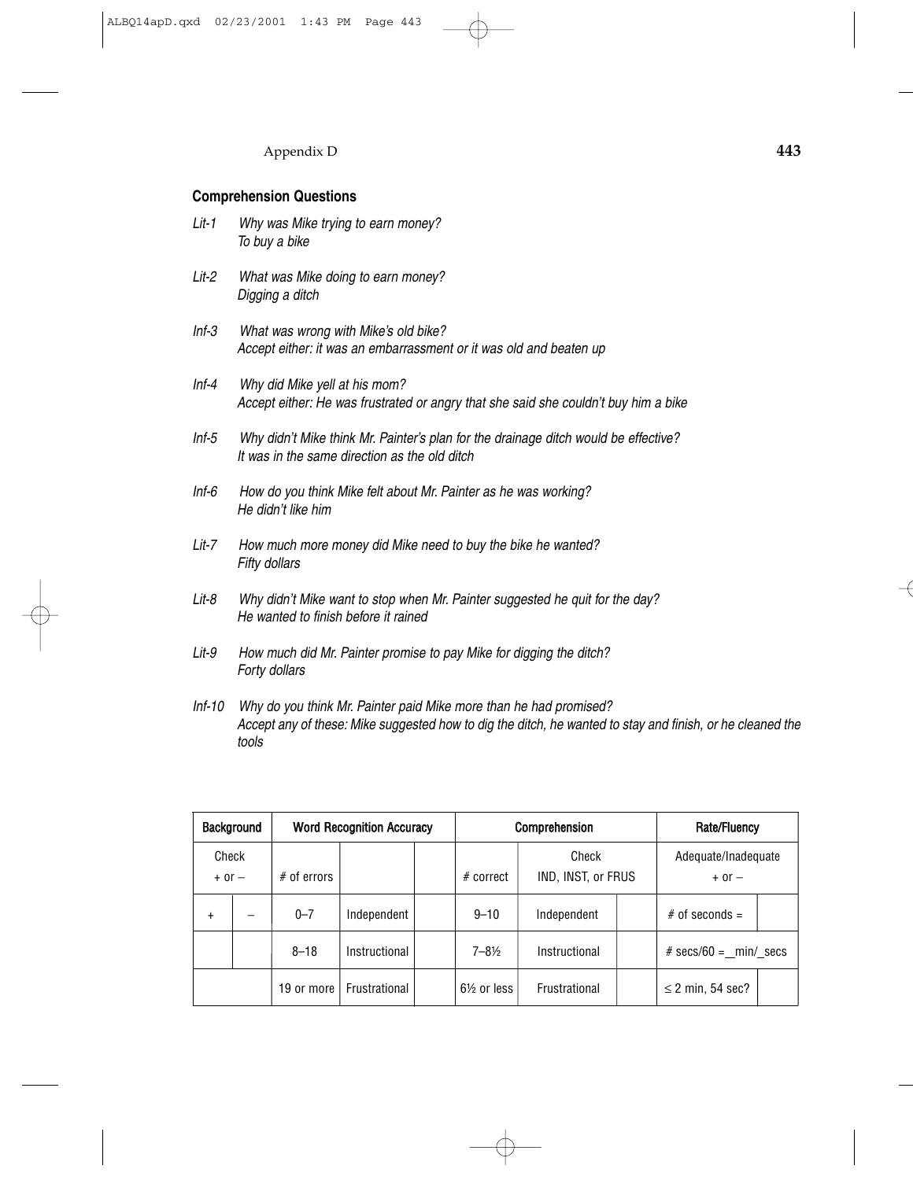## Comprehension Questions

*Lit-1* *Why was Mike trying to earn money?*
*To buy a bike*

*Lit-2* *What was Mike doing to earn money?*
*Digging a ditch*

*Inf-3* *What was wrong with Mike's old bike?*
*Accept either: it was an embarrassment or it was old and beaten up*

*Inf-4* *Why did Mike yell at his mom?*
*Accept either: He was frustrated or angry that she said she couldn't buy him a bike*

*Inf-5* *Why didn't Mike think Mr. Painter's plan for the drainage ditch would be effective?*
*It was in the same direction as the old ditch*

*Inf-6* *How do you think Mike felt about Mr. Painter as he was working?*
*He didn't like him*

*Lit-7* *How much more money did Mike need to buy the bike he wanted?*
*Fifty dollars*

*Lit-8* *Why didn't Mike want to stop when Mr. Painter suggested he quit for the day?*
*He wanted to finish before it rained*

*Lit-9* *How much did Mr. Painter promise to pay Mike for digging the ditch?*
*Forty dollars*

*Inf-10* *Why do you think Mr. Painter paid Mike more than he had promised?*
*Accept any of these: Mike suggested how to dig the ditch, he wanted to stay and finish, or he cleaned the tools*

| Background | | Word Recognition Accuracy | | | Comprehension | | | Rate/Fluency | |
|---|---|---|---|---|---|---|---|---|---|
| Check + or – | | # of errors | | | # correct | Check IND, INST, or FRUS | | Adequate/Inadequate + or – | |
| + | – | 0–7 | Independent | | 9–10 | Independent | | # of seconds = | |
| | | 8–18 | Instructional | | 7–8½ | Instructional | | # secs/60 = \_min/\_secs | |
| | | 19 or more | Frustrational | | 6½ or less | Frustrational | | ≤ 2 min, 54 sec? | |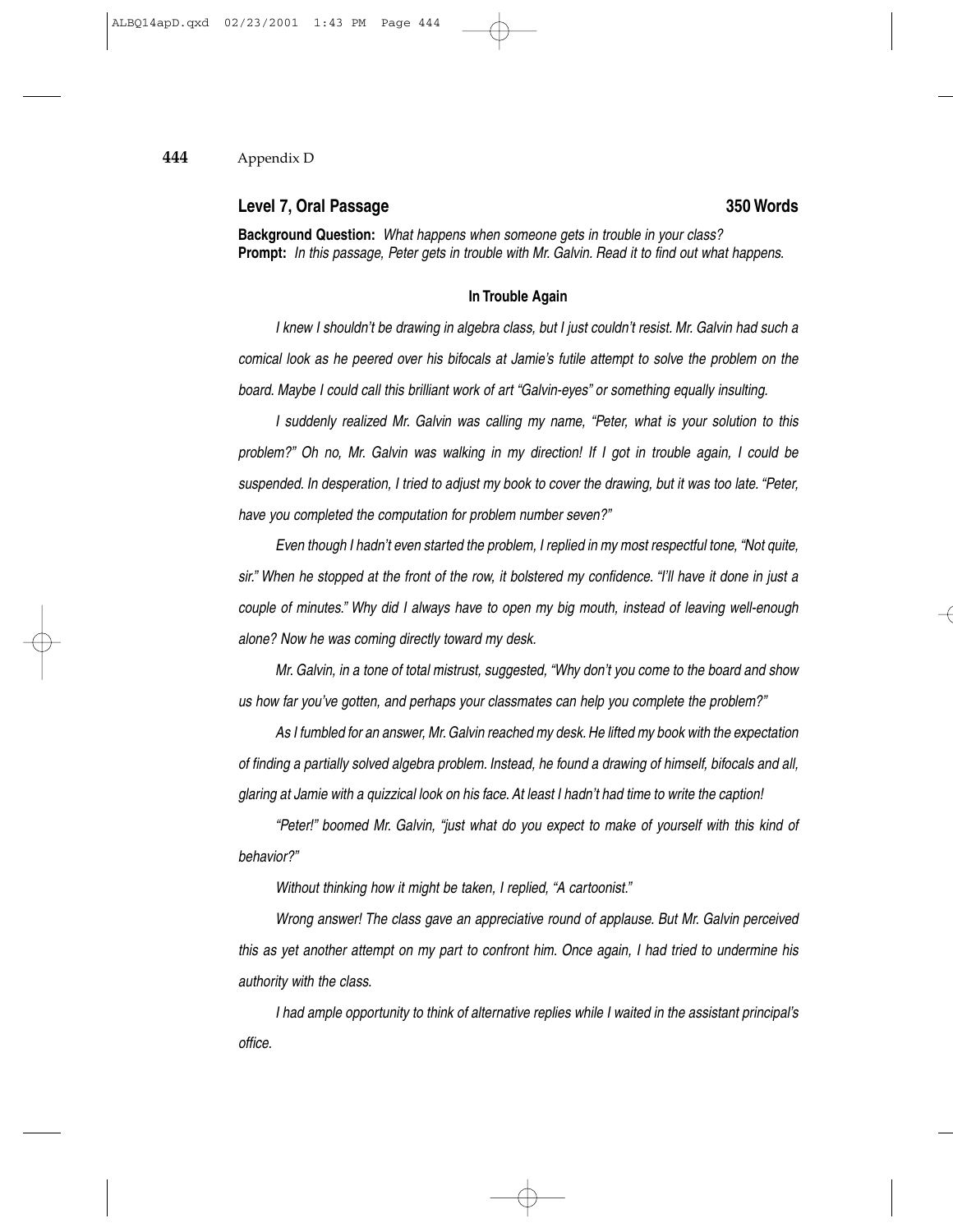## Level 7, Oral Passage **350 Words**

**Background Question:** *What happens when someone gets in trouble in your class?*
**Prompt:** *In this passage, Peter gets in trouble with Mr. Galvin. Read it to find out what happens.*

### In Trouble Again

*I knew I shouldn't be drawing in algebra class, but I just couldn't resist. Mr. Galvin had such a comical look as he peered over his bifocals at Jamie's futile attempt to solve the problem on the board. Maybe I could call this brilliant work of art "Galvin-eyes" or something equally insulting.*

*I suddenly realized Mr. Galvin was calling my name, "Peter, what is your solution to this problem?" Oh no, Mr. Galvin was walking in my direction! If I got in trouble again, I could be suspended. In desperation, I tried to adjust my book to cover the drawing, but it was too late. "Peter, have you completed the computation for problem number seven?"*

*Even though I hadn't even started the problem, I replied in my most respectful tone, "Not quite, sir." When he stopped at the front of the row, it bolstered my confidence. "I'll have it done in just a couple of minutes." Why did I always have to open my big mouth, instead of leaving well-enough alone? Now he was coming directly toward my desk.*

*Mr. Galvin, in a tone of total mistrust, suggested, "Why don't you come to the board and show us how far you've gotten, and perhaps your classmates can help you complete the problem?"*

*As I fumbled for an answer, Mr. Galvin reached my desk. He lifted my book with the expectation of finding a partially solved algebra problem. Instead, he found a drawing of himself, bifocals and all, glaring at Jamie with a quizzical look on his face. At least I hadn't had time to write the caption!*

*"Peter!" boomed Mr. Galvin, "just what do you expect to make of yourself with this kind of behavior?"*

*Without thinking how it might be taken, I replied, "A cartoonist."*

*Wrong answer! The class gave an appreciative round of applause. But Mr. Galvin perceived this as yet another attempt on my part to confront him. Once again, I had tried to undermine his authority with the class.*

*I had ample opportunity to think of alternative replies while I waited in the assistant principal's office.*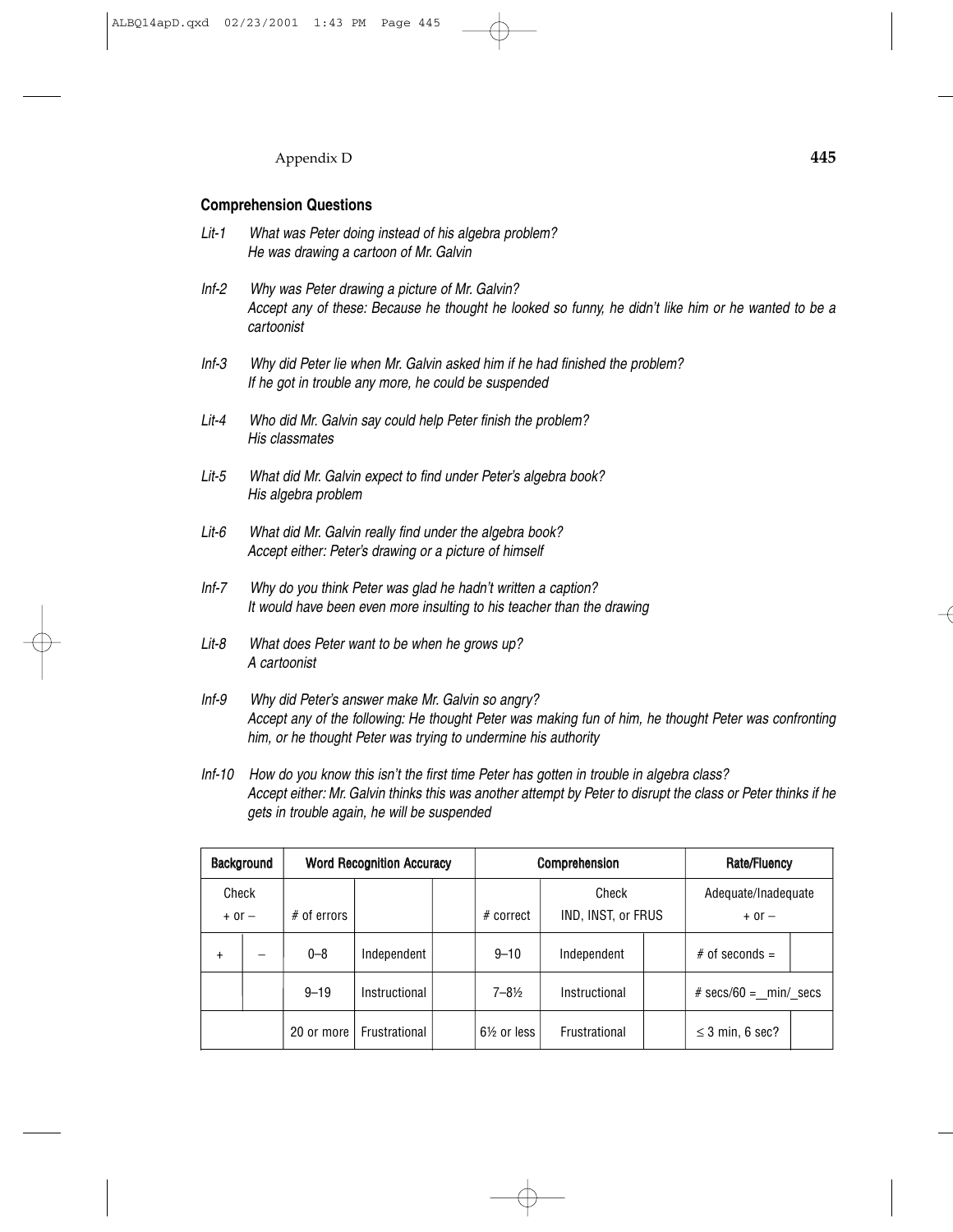### Comprehension Questions

*Lit-1* *What was Peter doing instead of his algebra problem?*
*He was drawing a cartoon of Mr. Galvin*

*Inf-2* *Why was Peter drawing a picture of Mr. Galvin?*
*Accept any of these: Because he thought he looked so funny, he didn't like him or he wanted to be a cartoonist*

*Inf-3* *Why did Peter lie when Mr. Galvin asked him if he had finished the problem?*
*If he got in trouble any more, he could be suspended*

*Lit-4* *Who did Mr. Galvin say could help Peter finish the problem?*
*His classmates*

*Lit-5* *What did Mr. Galvin expect to find under Peter's algebra book?*
*His algebra problem*

*Lit-6* *What did Mr. Galvin really find under the algebra book?*
*Accept either: Peter's drawing or a picture of himself*

*Inf-7* *Why do you think Peter was glad he hadn't written a caption?*
*It would have been even more insulting to his teacher than the drawing*

*Lit-8* *What does Peter want to be when he grows up?*
*A cartoonist*

*Inf-9* *Why did Peter's answer make Mr. Galvin so angry?*
*Accept any of the following: He thought Peter was making fun of him, he thought Peter was confronting him, or he thought Peter was trying to undermine his authority*

*Inf-10* *How do you know this isn't the first time Peter has gotten in trouble in algebra class?*
*Accept either: Mr. Galvin thinks this was another attempt by Peter to disrupt the class or Peter thinks if he gets in trouble again, he will be suspended*

| Background | | Word Recognition Accuracy | | | Comprehension | | | Rate/Fluency | |
|---|---|---|---|---|---|---|---|---|---|
| Check + or – | | # of errors | | | # correct | Check IND, INST, or FRUS | | Adequate/Inadequate + or – | |
| + | – | 0–8 | Independent | | 9–10 | Independent | | # of seconds = | |
| | | 9–19 | Instructional | | 7–8½ | Instructional | | # secs/60 = __min/_secs | |
| | | 20 or more | Frustrational | | 6½ or less | Frustrational | | ≤ 3 min, 6 sec? | |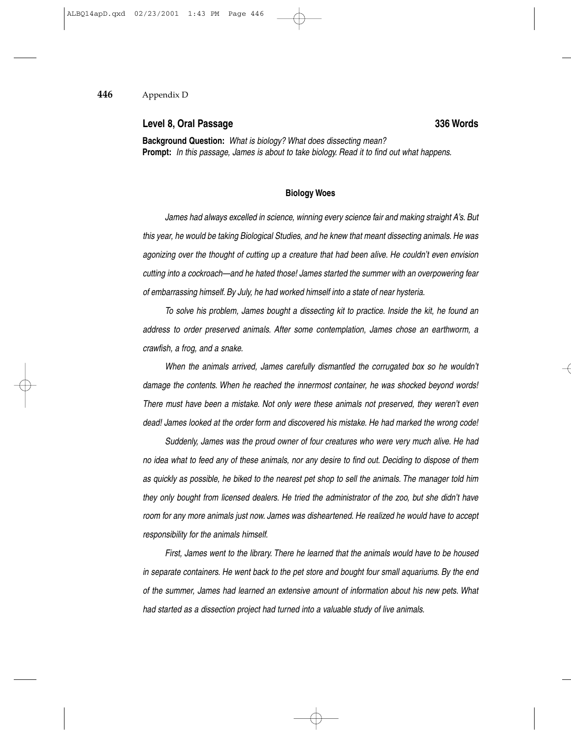## Level 8, Oral Passage 336 Words

**Background Question:** *What is biology? What does dissecting mean?*
**Prompt:** *In this passage, James is about to take biology. Read it to find out what happens.*

### Biology Woes

*James had always excelled in science, winning every science fair and making straight A's. But this year, he would be taking Biological Studies, and he knew that meant dissecting animals. He was agonizing over the thought of cutting up a creature that had been alive. He couldn't even envision cutting into a cockroach—and he hated those! James started the summer with an overpowering fear of embarrassing himself. By July, he had worked himself into a state of near hysteria.*

*To solve his problem, James bought a dissecting kit to practice. Inside the kit, he found an address to order preserved animals. After some contemplation, James chose an earthworm, a crawfish, a frog, and a snake.*

*When the animals arrived, James carefully dismantled the corrugated box so he wouldn't damage the contents. When he reached the innermost container, he was shocked beyond words! There must have been a mistake. Not only were these animals not preserved, they weren't even dead! James looked at the order form and discovered his mistake. He had marked the wrong code!*

*Suddenly, James was the proud owner of four creatures who were very much alive. He had no idea what to feed any of these animals, nor any desire to find out. Deciding to dispose of them as quickly as possible, he biked to the nearest pet shop to sell the animals. The manager told him they only bought from licensed dealers. He tried the administrator of the zoo, but she didn't have room for any more animals just now. James was disheartened. He realized he would have to accept responsibility for the animals himself.*

*First, James went to the library. There he learned that the animals would have to be housed in separate containers. He went back to the pet store and bought four small aquariums. By the end of the summer, James had learned an extensive amount of information about his new pets. What had started as a dissection project had turned into a valuable study of live animals.*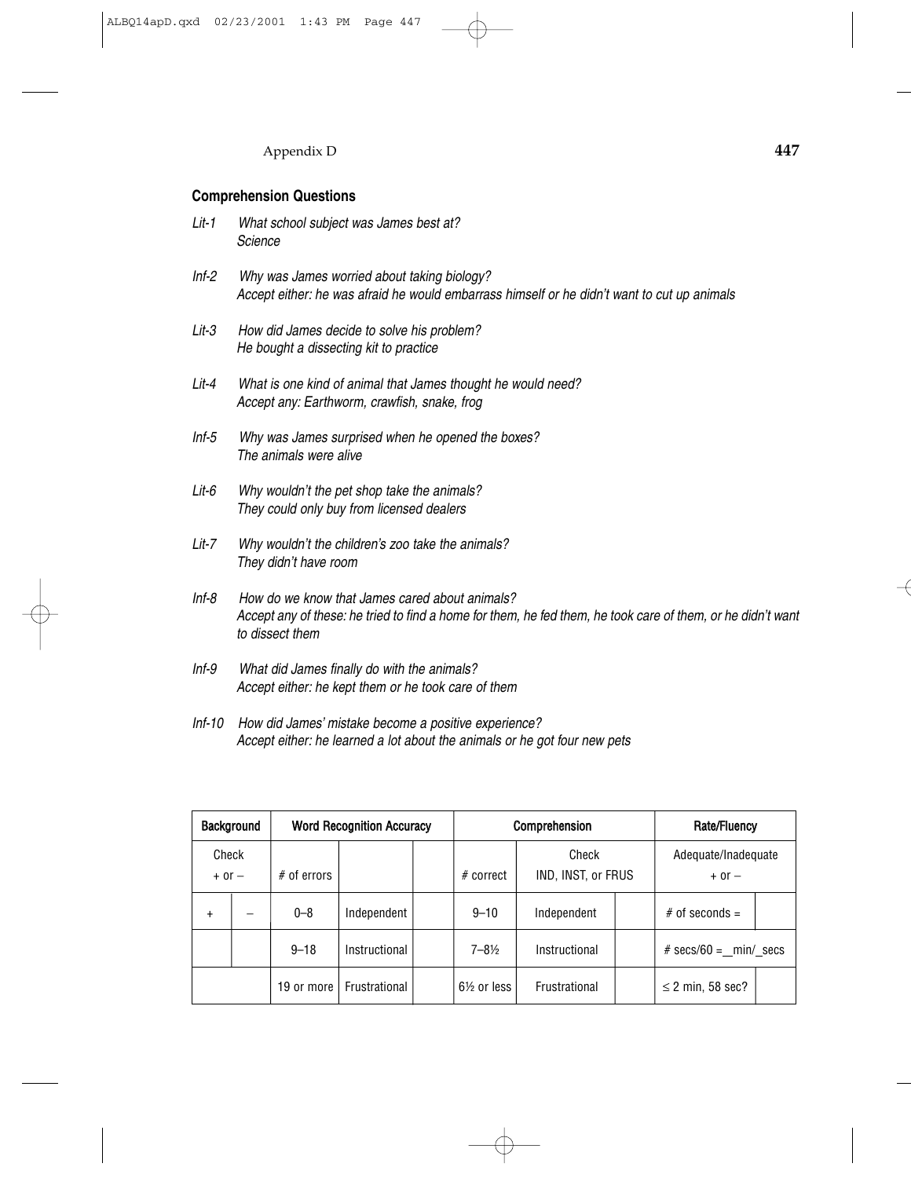## Comprehension Questions

*Lit-1* *What school subject was James best at?*
*Science*

*Inf-2* *Why was James worried about taking biology?*
*Accept either: he was afraid he would embarrass himself or he didn't want to cut up animals*

*Lit-3* *How did James decide to solve his problem?*
*He bought a dissecting kit to practice*

*Lit-4* *What is one kind of animal that James thought he would need?*
*Accept any: Earthworm, crawfish, snake, frog*

*Inf-5* *Why was James surprised when he opened the boxes?*
*The animals were alive*

*Lit-6* *Why wouldn't the pet shop take the animals?*
*They could only buy from licensed dealers*

*Lit-7* *Why wouldn't the children's zoo take the animals?*
*They didn't have room*

*Inf-8* *How do we know that James cared about animals?*
*Accept any of these: he tried to find a home for them, he fed them, he took care of them, or he didn't want to dissect them*

*Inf-9* *What did James finally do with the animals?*
*Accept either: he kept them or he took care of them*

*Inf-10* *How did James' mistake become a positive experience?*
*Accept either: he learned a lot about the animals or he got four new pets*

| Background | | Word Recognition Accuracy | | | Comprehension | | | Rate/Fluency | |
|---|---|---|---|---|---|---|---|---|---|
| Check + or – | | # of errors | | | # correct | Check IND, INST, or FRUS | | Adequate/Inadequate + or – | |
| + | – | 0–8 | Independent | | 9–10 | Independent | | # of seconds = | |
| | | 9–18 | Instructional | | 7–8½ | Instructional | | # secs/60 = _min/_secs | |
| | | 19 or more | Frustrational | | 6½ or less | Frustrational | | ≤ 2 min, 58 sec? | |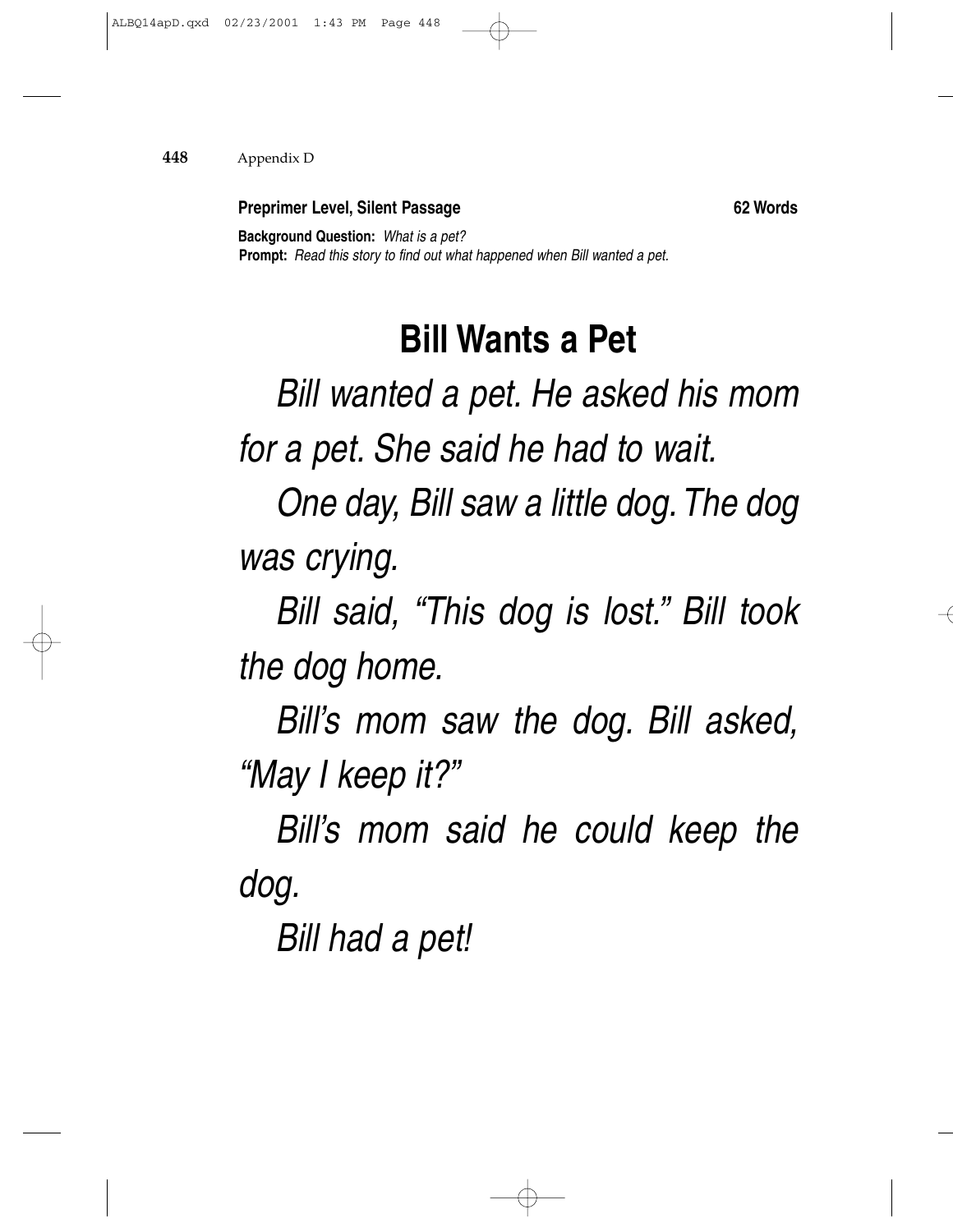**Preprimer Level, Silent Passage** **62 Words**

**Background Question:** *What is a pet?*
**Prompt:** *Read this story to find out what happened when Bill wanted a pet.*

# Bill Wants a Pet

*Bill wanted a pet. He asked his mom for a pet. She said he had to wait.*

*One day, Bill saw a little dog. The dog was crying.*

*Bill said, "This dog is lost." Bill took the dog home.*

*Bill's mom saw the dog. Bill asked, "May I keep it?"*

*Bill's mom said he could keep the dog.*

*Bill had a pet!*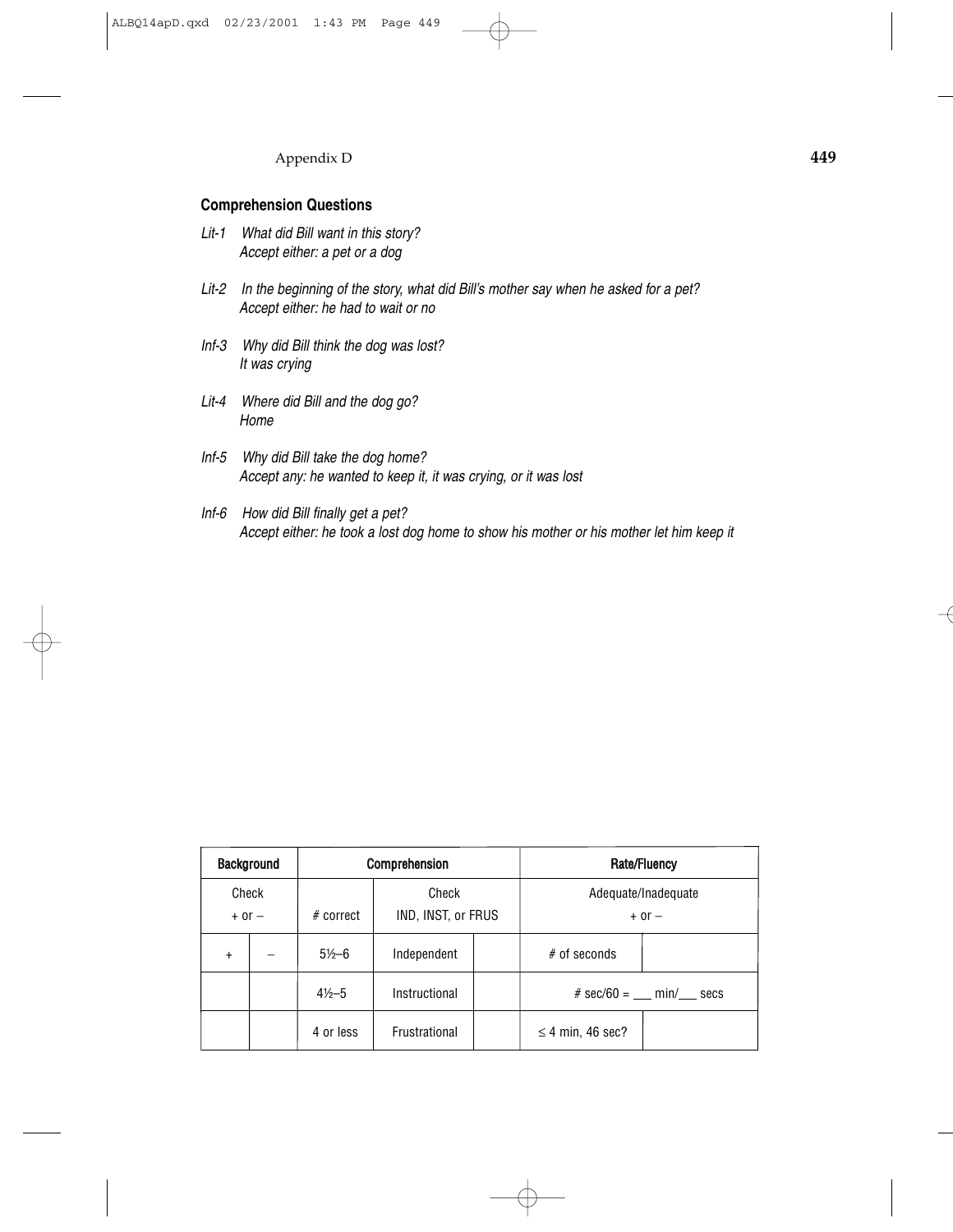### Comprehension Questions

*Lit-1* *What did Bill want in this story?*
*Accept either: a pet or a dog*

*Lit-2* *In the beginning of the story, what did Bill's mother say when he asked for a pet?*
*Accept either: he had to wait or no*

*Inf-3* *Why did Bill think the dog was lost?*
*It was crying*

*Lit-4* *Where did Bill and the dog go?*
*Home*

*Inf-5* *Why did Bill take the dog home?*
*Accept any: he wanted to keep it, it was crying, or it was lost*

*Inf-6* *How did Bill finally get a pet?*
*Accept either: he took a lost dog home to show his mother or his mother let him keep it*

| **Background** | | **Comprehension** | | | **Rate/Fluency** | |
|---|---|---|---|---|---|---|
| Check + or – | | # correct | Check IND, INST, or FRUS | | Adequate/Inadequate + or – | |
| + | – | 5½–6 | Independent | | # of seconds | |
| | | 4½–5 | Instructional | | # sec/60 = ___ min/___ secs | |
| | | 4 or less | Frustrational | | ≤ 4 min, 46 sec? | |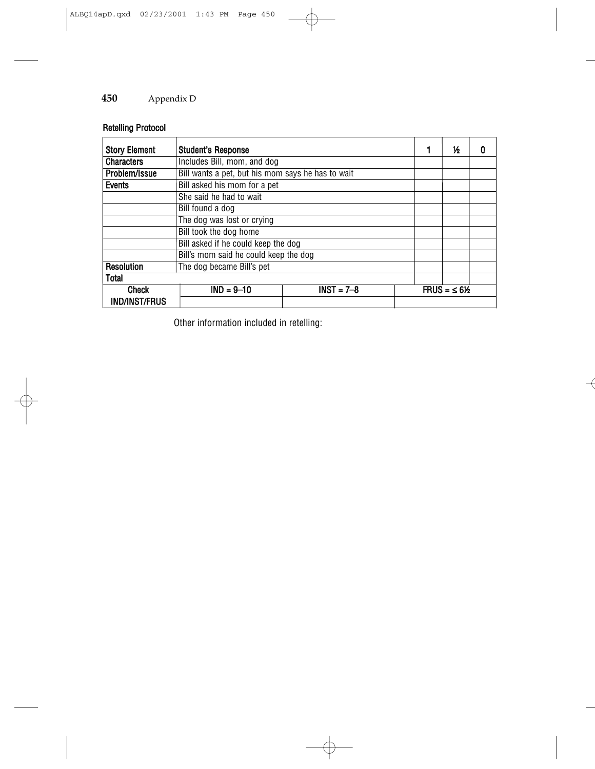## Retelling Protocol

| Story Element | Student's Response | 1 | ½ | 0 |
| --- | --- | --- | --- | --- |
| Characters | Includes Bill, mom, and dog | | | |
| Problem/Issue | Bill wants a pet, but his mom says he has to wait | | | |
| Events | Bill asked his mom for a pet | | | |
| | She said he had to wait | | | |
| | Bill found a dog | | | |
| | The dog was lost or crying | | | |
| | Bill took the dog home | | | |
| | Bill asked if he could keep the dog | | | |
| | Bill's mom said he could keep the dog | | | |
| Resolution | The dog became Bill's pet | | | |
| Total | | | | |

| Check IND/INST/FRUS | IND = 9–10 | INST = 7–8 | FRUS = ≤ 6½ |
| --- | --- | --- | --- |
| | | | |

Other information included in retelling: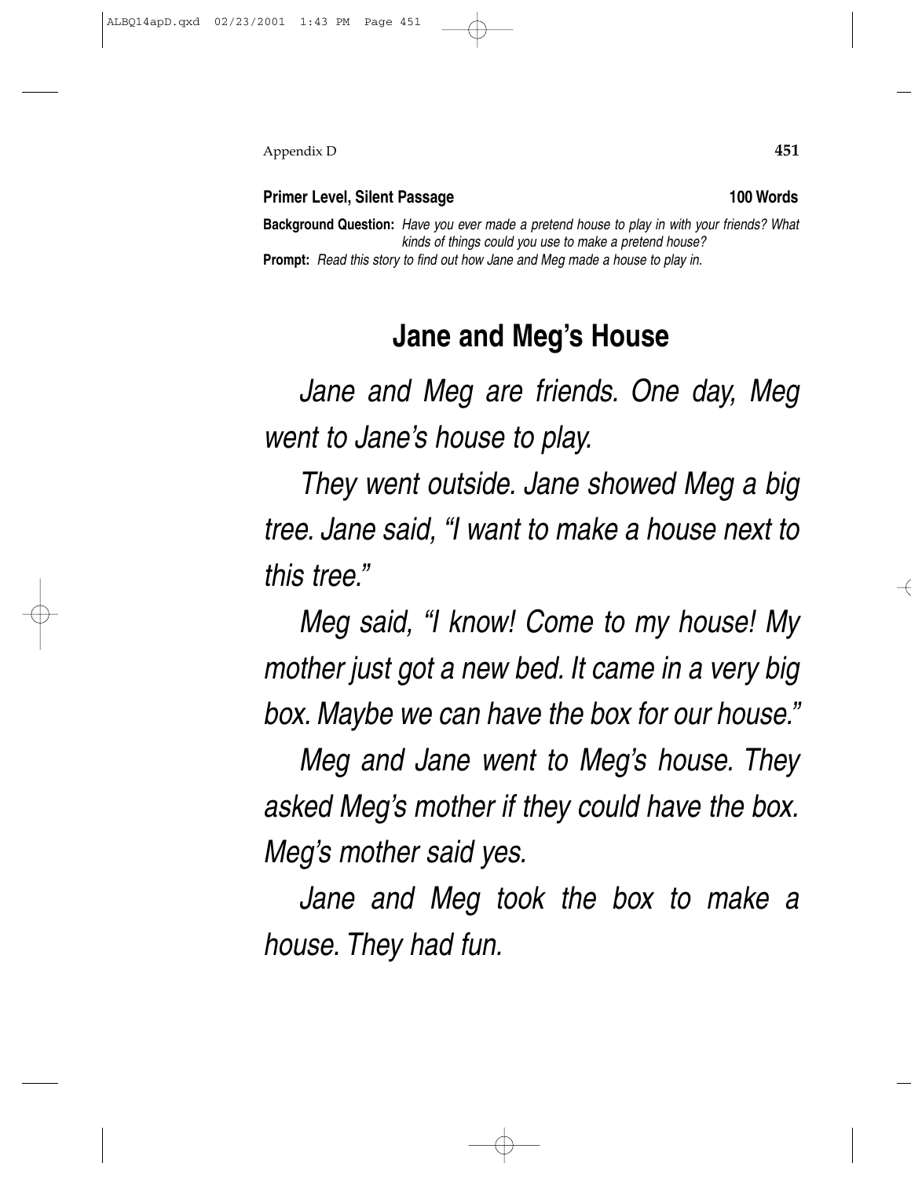**Primer Level, Silent Passage** **100 Words**

**Background Question:** *Have you ever made a pretend house to play in with your friends? What kinds of things could you use to make a pretend house?*

**Prompt:** *Read this story to find out how Jane and Meg made a house to play in.*

## Jane and Meg's House

*Jane and Meg are friends. One day, Meg went to Jane's house to play.*

*They went outside. Jane showed Meg a big tree. Jane said, "I want to make a house next to this tree."*

*Meg said, "I know! Come to my house! My mother just got a new bed. It came in a very big box. Maybe we can have the box for our house."*

*Meg and Jane went to Meg's house. They asked Meg's mother if they could have the box. Meg's mother said yes.*

*Jane and Meg took the box to make a house. They had fun.*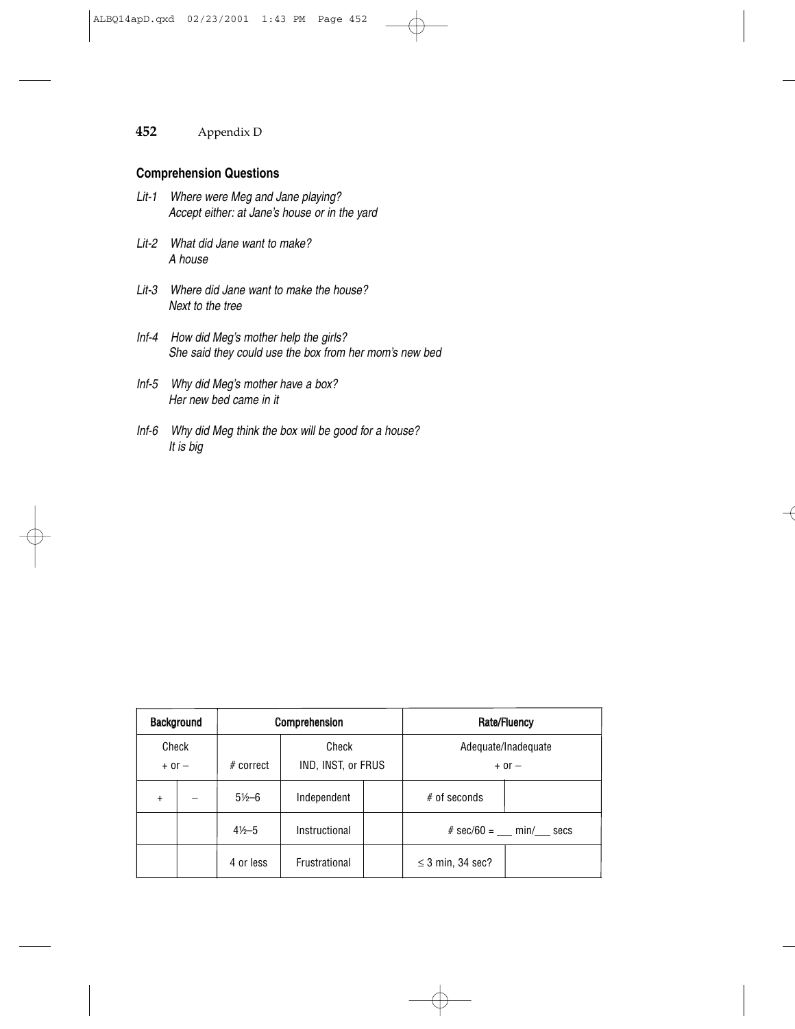## Comprehension Questions

*Lit-1 Where were Meg and Jane playing?*
*Accept either: at Jane's house or in the yard*

*Lit-2 What did Jane want to make?*
*A house*

*Lit-3 Where did Jane want to make the house?*
*Next to the tree*

*Inf-4 How did Meg's mother help the girls?*
*She said they could use the box from her mom's new bed*

*Inf-5 Why did Meg's mother have a box?*
*Her new bed came in it*

*Inf-6 Why did Meg think the box will be good for a house?*
*It is big*

| Background | | Comprehension | | | Rate/Fluency | |
|---|---|---|---|---|---|---|
| Check + or – | | # correct | Check IND, INST, or FRUS | | Adequate/Inadequate + or – | |
| + | – | 5½–6 | Independent | | # of seconds | |
| | | 4½–5 | Instructional | | # sec/60 = ___ min/___ secs | |
| | | 4 or less | Frustrational | | ≤ 3 min, 34 sec? | |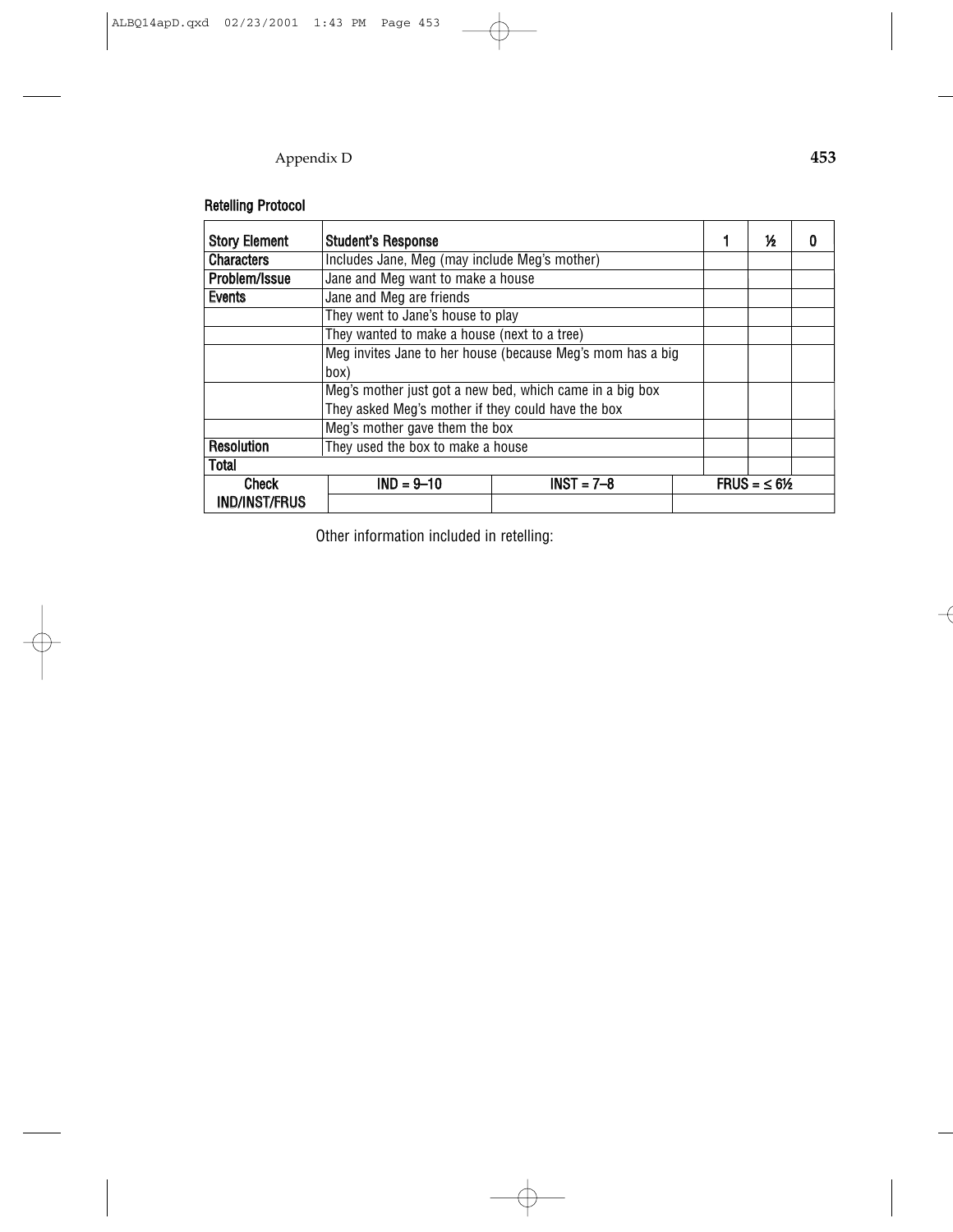### Retelling Protocol

| Story Element | Student's Response | 1 | ½ | 0 |
|---|---|---|---|---|
| Characters | Includes Jane, Meg (may include Meg's mother) | | | |
| Problem/Issue | Jane and Meg want to make a house | | | |
| Events | Jane and Meg are friends | | | |
| | They went to Jane's house to play | | | |
| | They wanted to make a house (next to a tree) | | | |
| | Meg invites Jane to her house (because Meg's mom has a big box) | | | |
| | Meg's mother just got a new bed, which came in a big box They asked Meg's mother if they could have the box | | | |
| | Meg's mother gave them the box | | | |
| Resolution | They used the box to make a house | | | |
| Total | | | | |

| Check IND/INST/FRUS | IND = 9–10 | INST = 7–8 | FRUS = ≤ 6½ |
|---|---|---|---|
| | | | |

Other information included in retelling: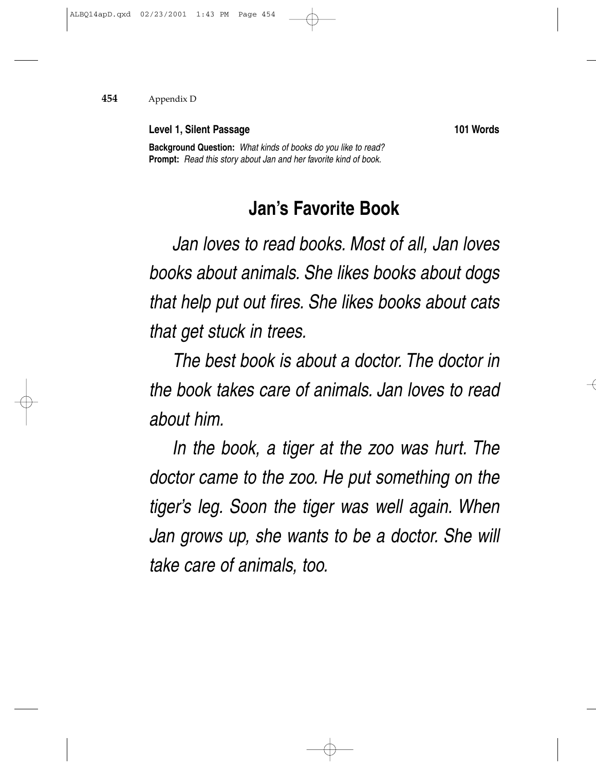**Level 1, Silent Passage** **101 Words**

**Background Question:** *What kinds of books do you like to read?*
**Prompt:** *Read this story about Jan and her favorite kind of book.*

## Jan's Favorite Book

*Jan loves to read books. Most of all, Jan loves books about animals. She likes books about dogs that help put out fires. She likes books about cats that get stuck in trees.*

*The best book is about a doctor. The doctor in the book takes care of animals. Jan loves to read about him.*

*In the book, a tiger at the zoo was hurt. The doctor came to the zoo. He put something on the tiger's leg. Soon the tiger was well again. When Jan grows up, she wants to be a doctor. She will take care of animals, too.*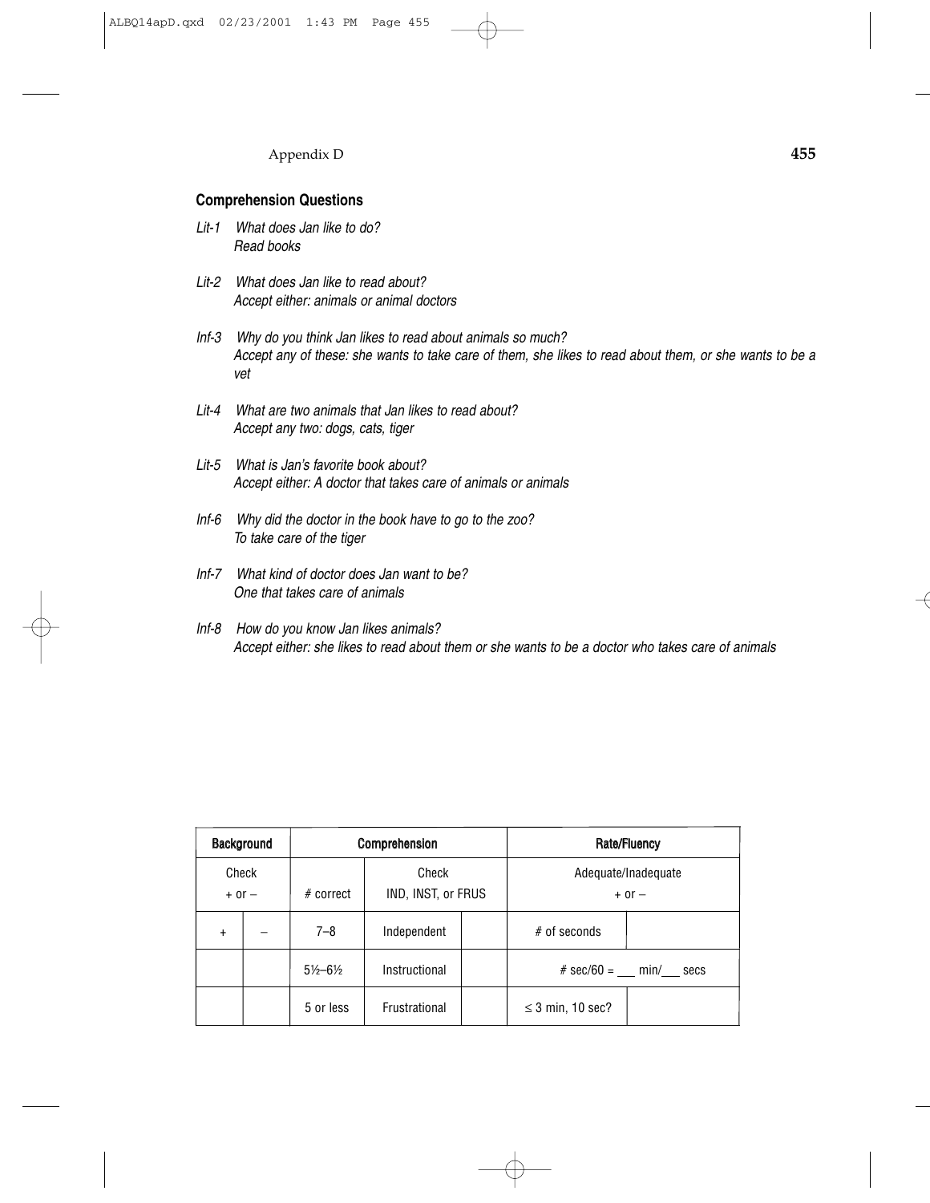### Comprehension Questions

*Lit-1 What does Jan like to do?*
*Read books*

*Lit-2 What does Jan like to read about?*
*Accept either: animals or animal doctors*

*Inf-3 Why do you think Jan likes to read about animals so much?*
*Accept any of these: she wants to take care of them, she likes to read about them, or she wants to be a vet*

*Lit-4 What are two animals that Jan likes to read about?*
*Accept any two: dogs, cats, tiger*

*Lit-5 What is Jan's favorite book about?*
*Accept either: A doctor that takes care of animals or animals*

*Inf-6 Why did the doctor in the book have to go to the zoo?*
*To take care of the tiger*

*Inf-7 What kind of doctor does Jan want to be?*
*One that takes care of animals*

*Inf-8 How do you know Jan likes animals?*
*Accept either: she likes to read about them or she wants to be a doctor who takes care of animals*

| Background | | Comprehension | | | Rate/Fluency | |
|---|---|---|---|---|---|---|
| Check + or – | | # correct | Check IND, INST, or FRUS | | Adequate/Inadequate + or – | |
| + | – | 7–8 | Independent | | # of seconds | |
| | | 5½–6½ | Instructional | | # sec/60 = ___ min/___ secs | |
| | | 5 or less | Frustrational | | ≤ 3 min, 10 sec? | |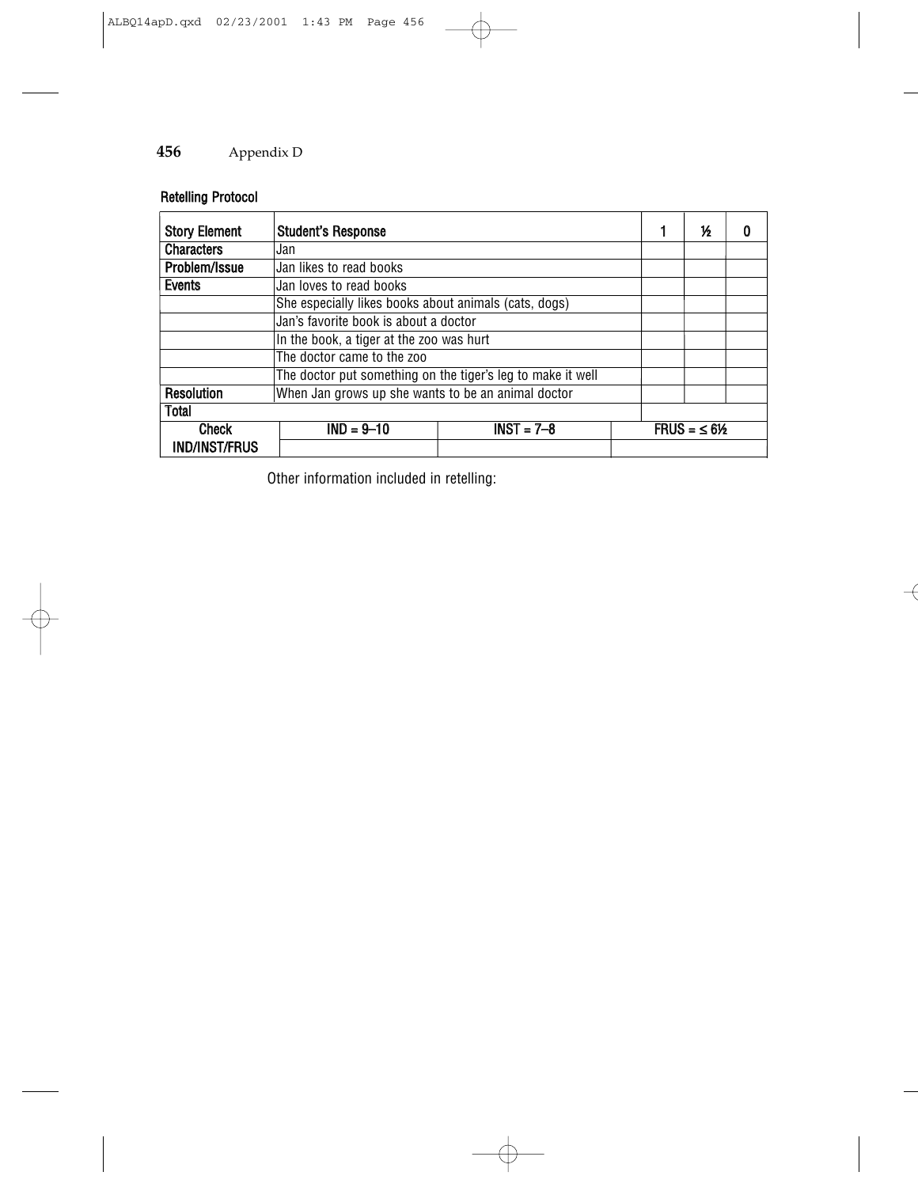**Retelling Protocol**

| Story Element | Student's Response | | | 1 | ½ | 0 |
|---|---|---|---|---|---|---|
| Characters | Jan | | | | | |
| Problem/Issue | Jan likes to read books | | | | | |
| Events | Jan loves to read books | | | | | |
| | She especially likes books about animals (cats, dogs) | | | | | |
| | Jan's favorite book is about a doctor | | | | | |
| | In the book, a tiger at the zoo was hurt | | | | | |
| | The doctor came to the zoo | | | | | |
| | The doctor put something on the tiger's leg to make it well | | | | | |
| Resolution | When Jan grows up she wants to be an animal doctor | | | | | |
| Total | | | | | | |
| Check IND/INST/FRUS | IND = 9–10 | INST = 7–8 | FRUS = ≤ 6½ | | | |
| | | | | | | |

Other information included in retelling: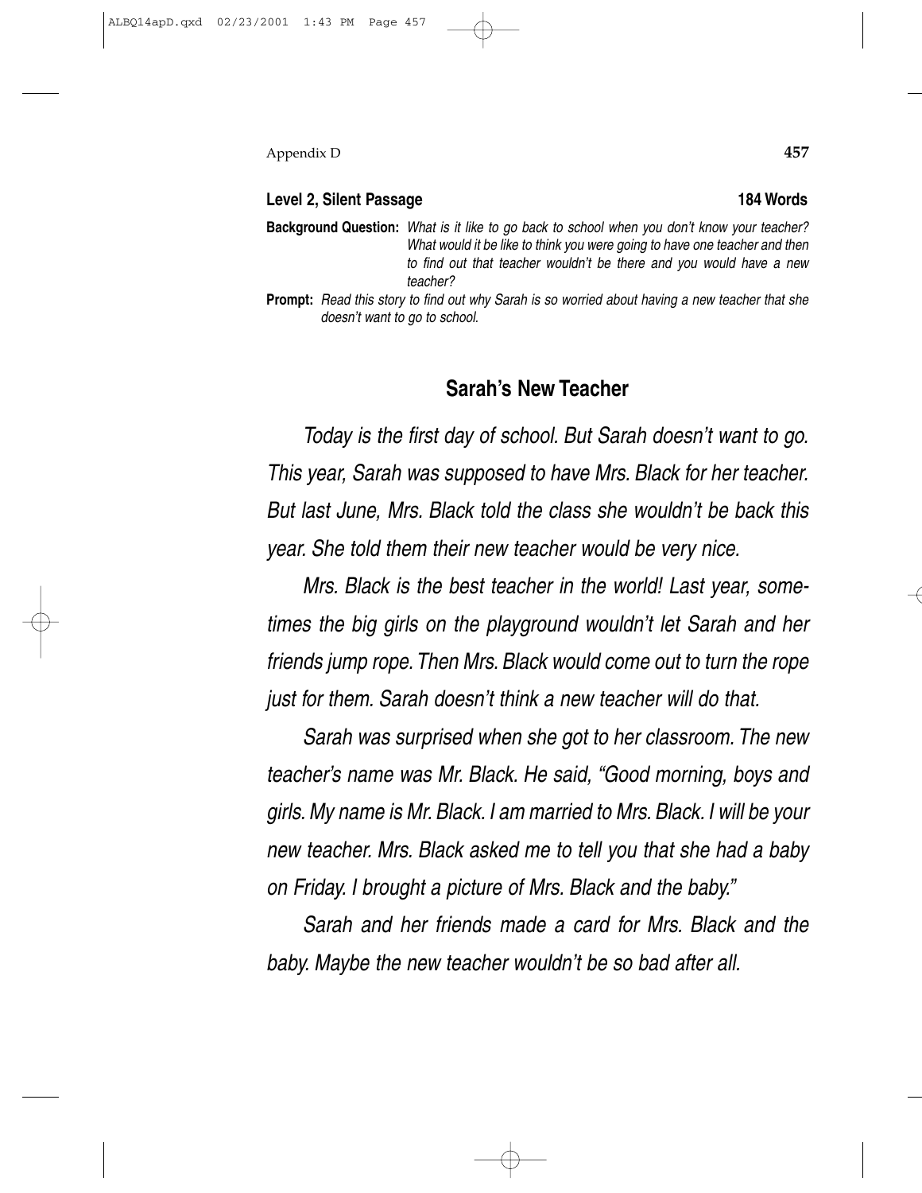**Level 2, Silent Passage** **184 Words**

**Background Question:** *What is it like to go back to school when you don't know your teacher? What would it be like to think you were going to have one teacher and then to find out that teacher wouldn't be there and you would have a new teacher?*

**Prompt:** *Read this story to find out why Sarah is so worried about having a new teacher that she doesn't want to go to school.*

## Sarah's New Teacher

*Today is the first day of school. But Sarah doesn't want to go. This year, Sarah was supposed to have Mrs. Black for her teacher. But last June, Mrs. Black told the class she wouldn't be back this year. She told them their new teacher would be very nice.*

*Mrs. Black is the best teacher in the world! Last year, sometimes the big girls on the playground wouldn't let Sarah and her friends jump rope. Then Mrs. Black would come out to turn the rope just for them. Sarah doesn't think a new teacher will do that.*

*Sarah was surprised when she got to her classroom. The new teacher's name was Mr. Black. He said, "Good morning, boys and girls. My name is Mr. Black. I am married to Mrs. Black. I will be your new teacher. Mrs. Black asked me to tell you that she had a baby on Friday. I brought a picture of Mrs. Black and the baby."*

*Sarah and her friends made a card for Mrs. Black and the baby. Maybe the new teacher wouldn't be so bad after all.*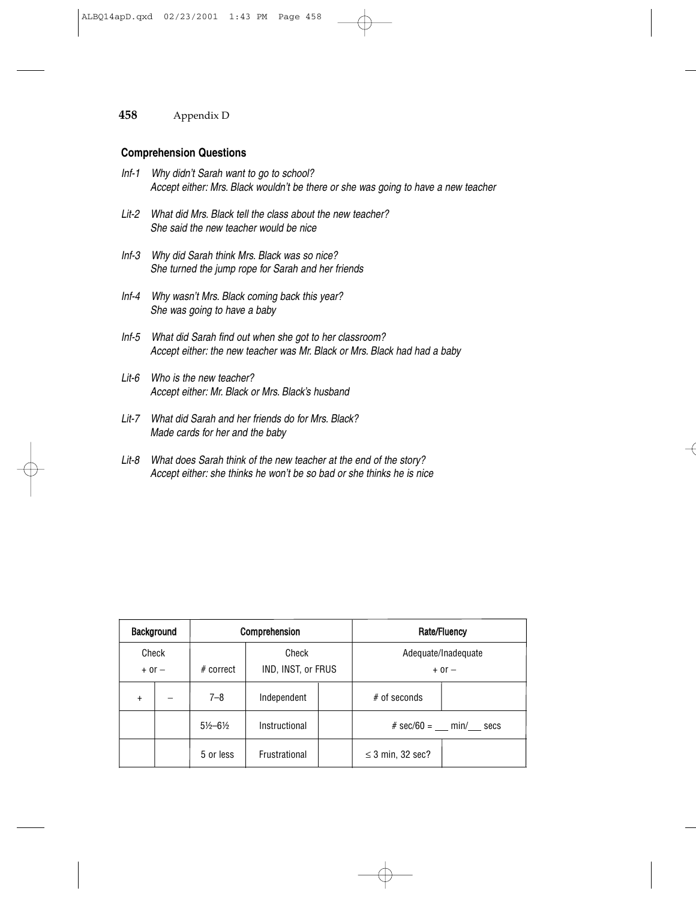## Comprehension Questions

*Inf-1* *Why didn't Sarah want to go to school?*
*Accept either: Mrs. Black wouldn't be there or she was going to have a new teacher*

*Lit-2* *What did Mrs. Black tell the class about the new teacher?*
*She said the new teacher would be nice*

*Inf-3* *Why did Sarah think Mrs. Black was so nice?*
*She turned the jump rope for Sarah and her friends*

*Inf-4* *Why wasn't Mrs. Black coming back this year?*
*She was going to have a baby*

*Inf-5* *What did Sarah find out when she got to her classroom?*
*Accept either: the new teacher was Mr. Black or Mrs. Black had had a baby*

*Lit-6* *Who is the new teacher?*
*Accept either: Mr. Black or Mrs. Black's husband*

*Lit-7* *What did Sarah and her friends do for Mrs. Black?*
*Made cards for her and the baby*

*Lit-8* *What does Sarah think of the new teacher at the end of the story?*
*Accept either: she thinks he won't be so bad or she thinks he is nice*

| **Background** | | **Comprehension** | | | **Rate/Fluency** | |
|---|---|---|---|---|---|---|
| Check + or – | | # correct | Check IND, INST, or FRUS | | Adequate/Inadequate + or – | |
| + | – | 7–8 | Independent | | # of seconds | |
| | | 5½–6½ | Instructional | | # sec/60 = ___ min/___ secs | |
| | | 5 or less | Frustrational | | ≤ 3 min, 32 sec? | |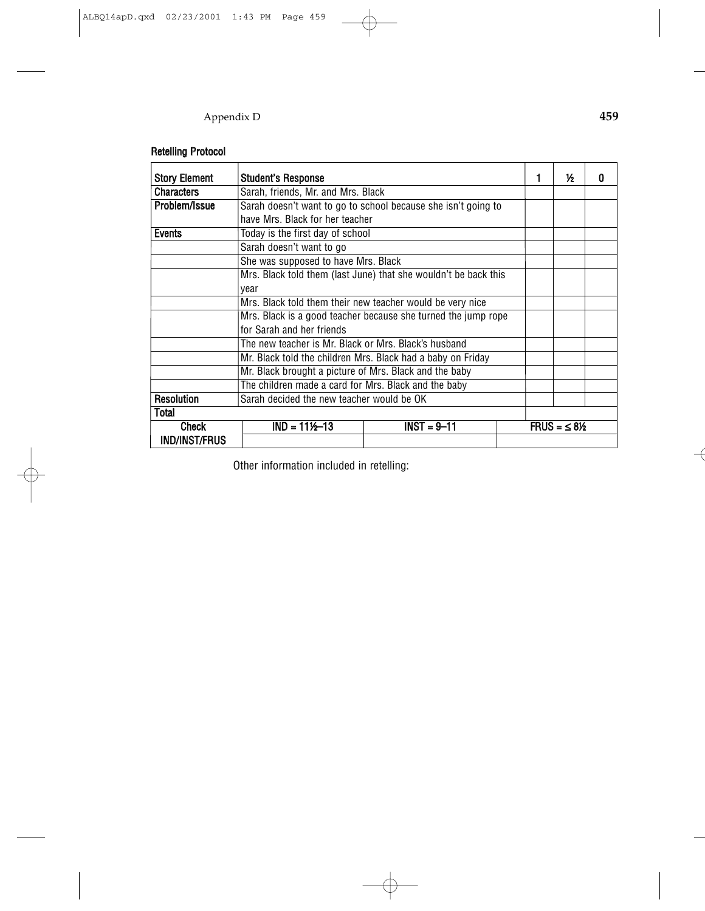### Retelling Protocol

| Story Element | Student's Response | | | 1 | ½ | 0 |
|---|---|---|---|---|---|---|
| Characters | Sarah, friends, Mr. and Mrs. Black | | | | | |
| Problem/Issue | Sarah doesn't want to go to school because she isn't going to have Mrs. Black for her teacher | | | | | |
| Events | Today is the first day of school | | | | | |
| | Sarah doesn't want to go | | | | | |
| | She was supposed to have Mrs. Black | | | | | |
| | Mrs. Black told them (last June) that she wouldn't be back this year | | | | | |
| | Mrs. Black told them their new teacher would be very nice | | | | | |
| | Mrs. Black is a good teacher because she turned the jump rope for Sarah and her friends | | | | | |
| | The new teacher is Mr. Black or Mrs. Black's husband | | | | | |
| | Mr. Black told the children Mrs. Black had a baby on Friday | | | | | |
| | Mr. Black brought a picture of Mrs. Black and the baby | | | | | |
| | The children made a card for Mrs. Black and the baby | | | | | |
| Resolution | Sarah decided the new teacher would be OK | | | | | |
| Total | | | | | | |
| Check IND/INST/FRUS | IND = 11½–13 | INST = 9–11 | FRUS = ≤ 8½ | | | |

Other information included in retelling: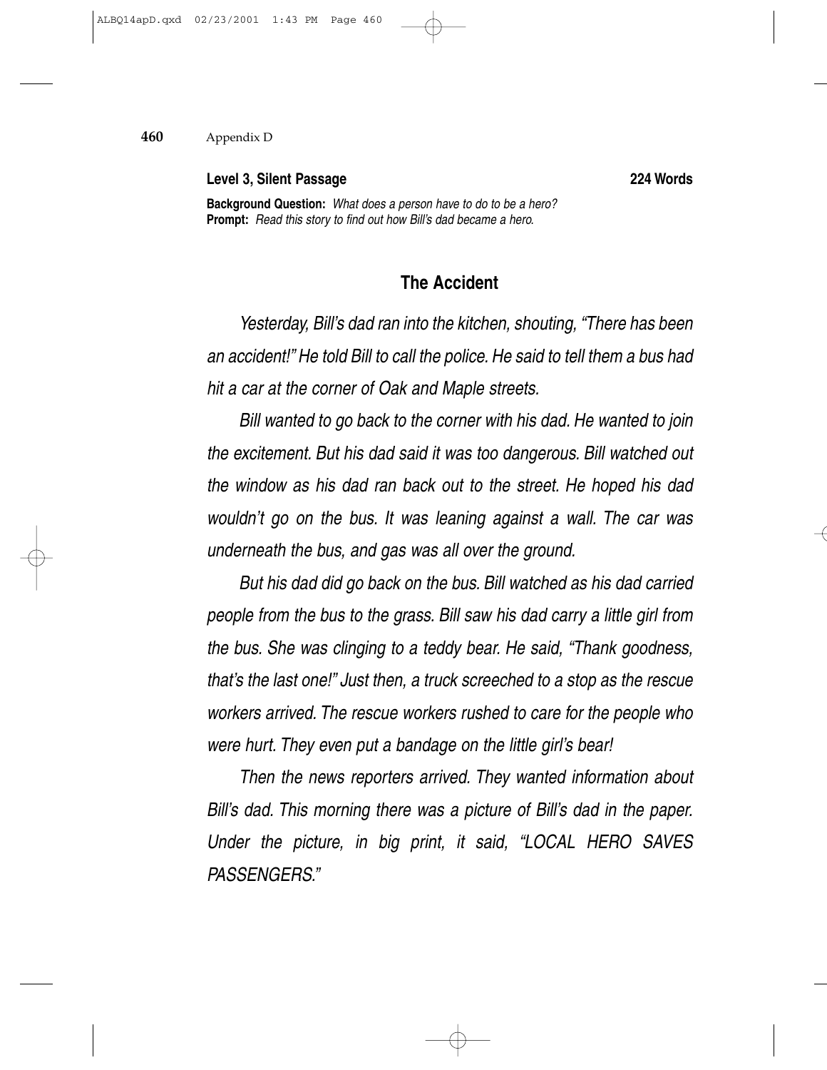**Level 3, Silent Passage** **224 Words**

**Background Question:** *What does a person have to do to be a hero?*
**Prompt:** *Read this story to find out how Bill's dad became a hero.*

## The Accident

*Yesterday, Bill's dad ran into the kitchen, shouting, "There has been an accident!" He told Bill to call the police. He said to tell them a bus had hit a car at the corner of Oak and Maple streets.*

*Bill wanted to go back to the corner with his dad. He wanted to join the excitement. But his dad said it was too dangerous. Bill watched out the window as his dad ran back out to the street. He hoped his dad wouldn't go on the bus. It was leaning against a wall. The car was underneath the bus, and gas was all over the ground.*

*But his dad did go back on the bus. Bill watched as his dad carried people from the bus to the grass. Bill saw his dad carry a little girl from the bus. She was clinging to a teddy bear. He said, "Thank goodness, that's the last one!" Just then, a truck screeched to a stop as the rescue workers arrived. The rescue workers rushed to care for the people who were hurt. They even put a bandage on the little girl's bear!*

*Then the news reporters arrived. They wanted information about Bill's dad. This morning there was a picture of Bill's dad in the paper. Under the picture, in big print, it said, "LOCAL HERO SAVES PASSENGERS."*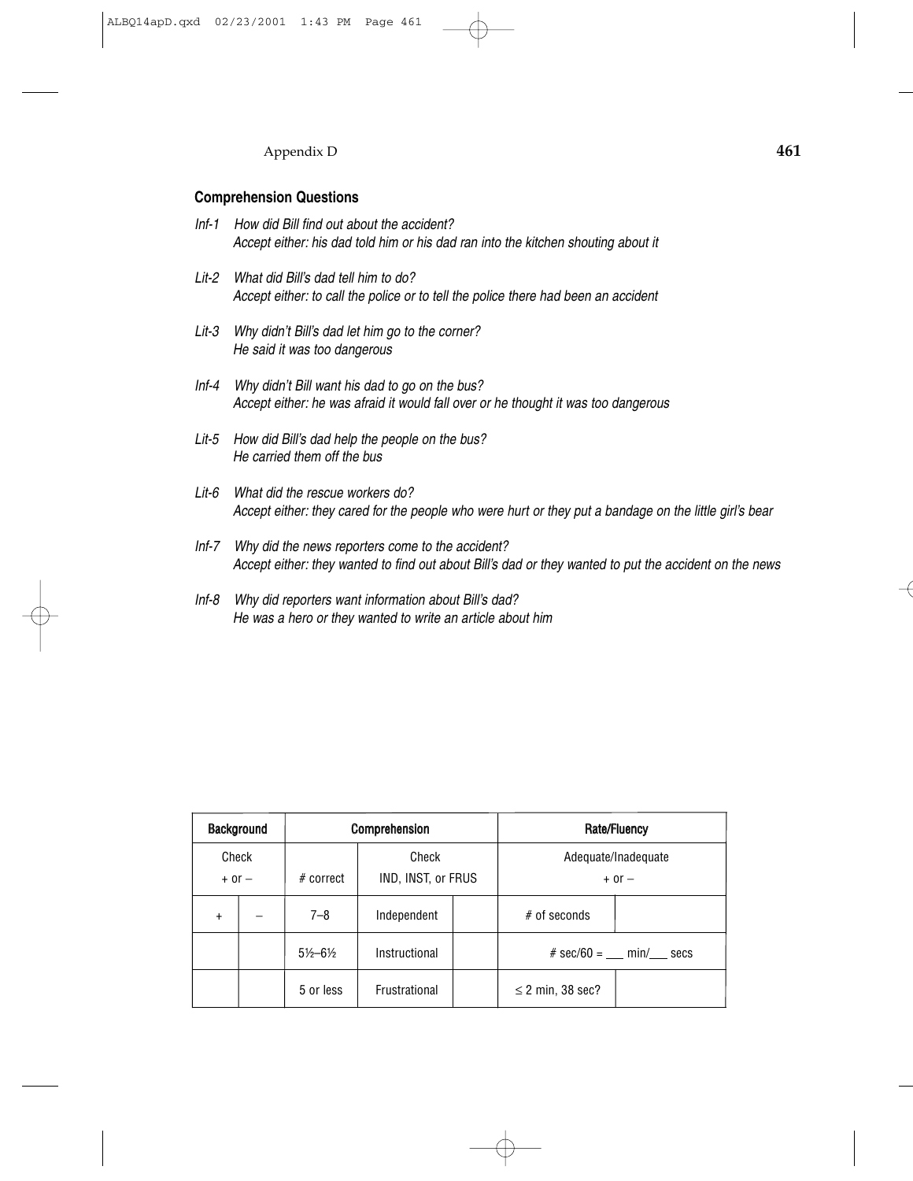### Comprehension Questions

*Inf-1 How did Bill find out about the accident?*
*Accept either: his dad told him or his dad ran into the kitchen shouting about it*

*Lit-2 What did Bill's dad tell him to do?*
*Accept either: to call the police or to tell the police there had been an accident*

*Lit-3 Why didn't Bill's dad let him go to the corner?*
*He said it was too dangerous*

*Inf-4 Why didn't Bill want his dad to go on the bus?*
*Accept either: he was afraid it would fall over or he thought it was too dangerous*

*Lit-5 How did Bill's dad help the people on the bus?*
*He carried them off the bus*

*Lit-6 What did the rescue workers do?*
*Accept either: they cared for the people who were hurt or they put a bandage on the little girl's bear*

*Inf-7 Why did the news reporters come to the accident?*
*Accept either: they wanted to find out about Bill's dad or they wanted to put the accident on the news*

*Inf-8 Why did reporters want information about Bill's dad?*
*He was a hero or they wanted to write an article about him*

| Background | | Comprehension | | | Rate/Fluency | |
|---|---|---|---|---|---|---|
| Check + or – | | # correct | Check IND, INST, or FRUS | | Adequate/Inadequate + or – | |
| + | – | 7–8 | Independent | | # of seconds | |
| | | 5½–6½ | Instructional | | # sec/60 = ___ min/___ secs | |
| | | 5 or less | Frustrational | | ≤ 2 min, 38 sec? | |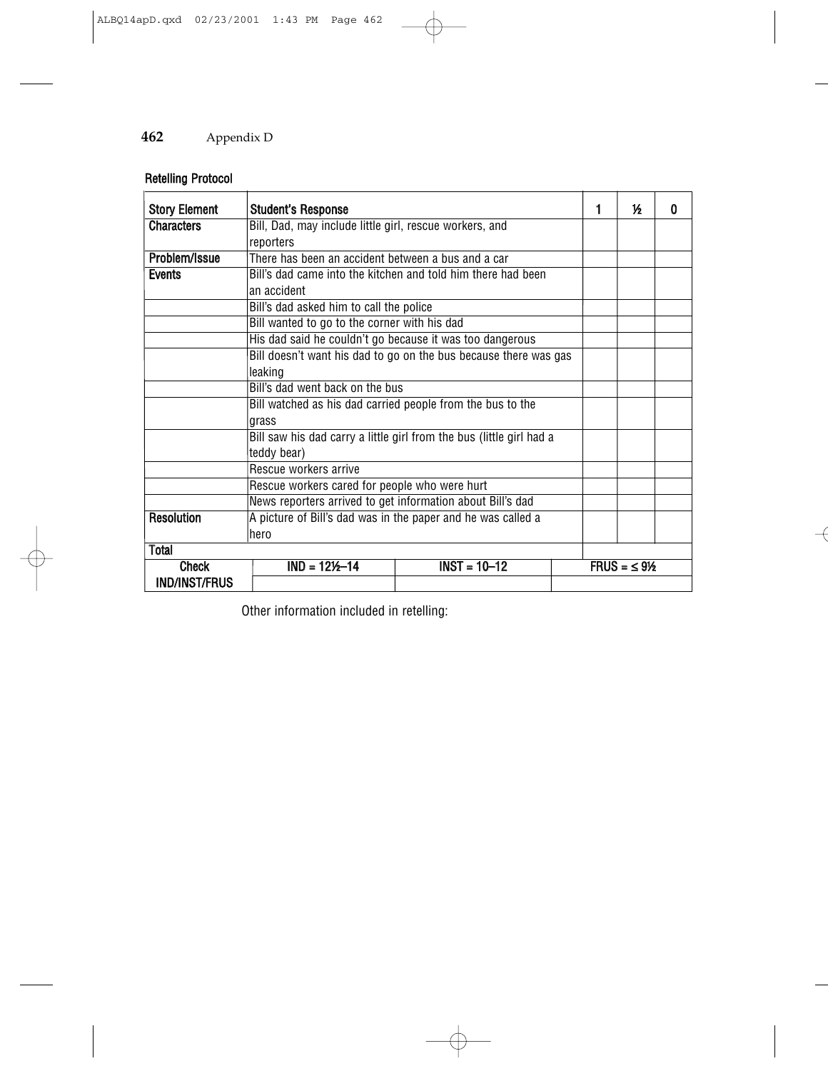### Retelling Protocol

| Story Element | Student's Response | 1 | ½ | 0 |
|---|---|---|---|---|
| **Characters** | Bill, Dad, may include little girl, rescue workers, and reporters | | | |
| **Problem/Issue** | There has been an accident between a bus and a car | | | |
| **Events** | Bill's dad came into the kitchen and told him there had been an accident | | | |
| | Bill's dad asked him to call the police | | | |
| | Bill wanted to go to the corner with his dad | | | |
| | His dad said he couldn't go because it was too dangerous | | | |
| | Bill doesn't want his dad to go on the bus because there was gas leaking | | | |
| | Bill's dad went back on the bus | | | |
| | Bill watched as his dad carried people from the bus to the grass | | | |
| | Bill saw his dad carry a little girl from the bus (little girl had a teddy bear) | | | |
| | Rescue workers arrive | | | |
| | Rescue workers cared for people who were hurt | | | |
| | News reporters arrived to get information about Bill's dad | | | |
| **Resolution** | A picture of Bill's dad was in the paper and he was called a hero | | | |
| **Total** | | | | |

| **Check IND/INST/FRUS** | **IND = 12½–14** | **INST = 10–12** | **FRUS = ≤ 9½** |
|---|---|---|---|
| | | | |

Other information included in retelling: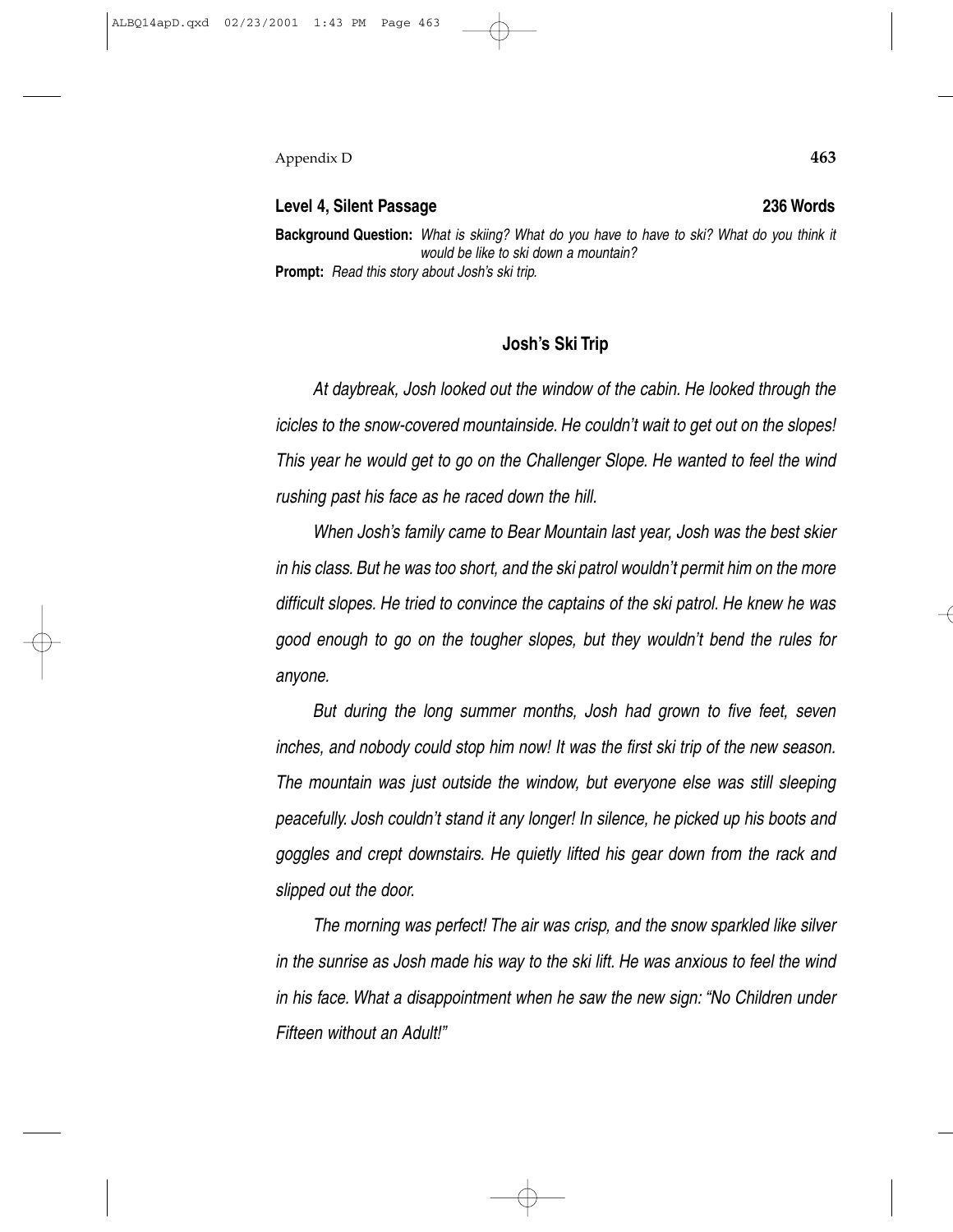**Level 4, Silent Passage** **236 Words**

**Background Question:** *What is skiing? What do you have to have to ski? What do you think it would be like to ski down a mountain?*

**Prompt:** *Read this story about Josh's ski trip.*

### Josh's Ski Trip

*At daybreak, Josh looked out the window of the cabin. He looked through the icicles to the snow-covered mountainside. He couldn't wait to get out on the slopes! This year he would get to go on the Challenger Slope. He wanted to feel the wind rushing past his face as he raced down the hill.*

*When Josh's family came to Bear Mountain last year, Josh was the best skier in his class. But he was too short, and the ski patrol wouldn't permit him on the more difficult slopes. He tried to convince the captains of the ski patrol. He knew he was good enough to go on the tougher slopes, but they wouldn't bend the rules for anyone.*

*But during the long summer months, Josh had grown to five feet, seven inches, and nobody could stop him now! It was the first ski trip of the new season. The mountain was just outside the window, but everyone else was still sleeping peacefully. Josh couldn't stand it any longer! In silence, he picked up his boots and goggles and crept downstairs. He quietly lifted his gear down from the rack and slipped out the door.*

*The morning was perfect! The air was crisp, and the snow sparkled like silver in the sunrise as Josh made his way to the ski lift. He was anxious to feel the wind in his face. What a disappointment when he saw the new sign: "No Children under Fifteen without an Adult!"*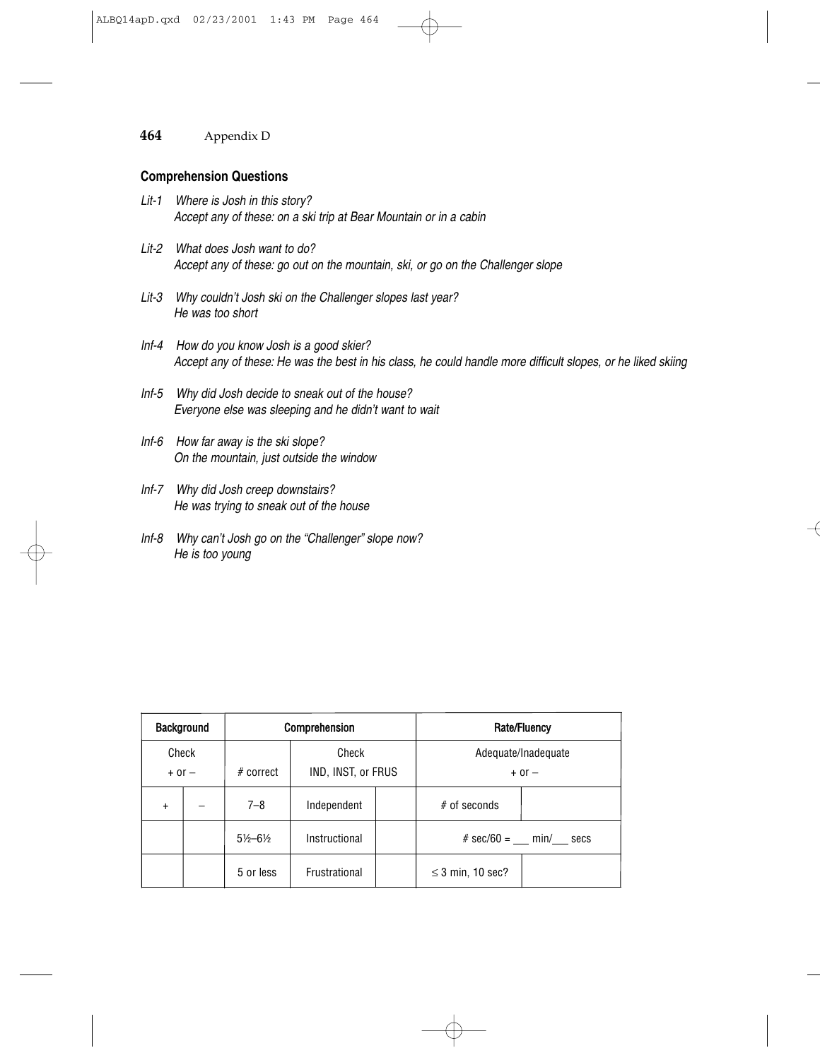### Comprehension Questions

*Lit-1 Where is Josh in this story?*
*Accept any of these: on a ski trip at Bear Mountain or in a cabin*

*Lit-2 What does Josh want to do?*
*Accept any of these: go out on the mountain, ski, or go on the Challenger slope*

*Lit-3 Why couldn't Josh ski on the Challenger slopes last year?*
*He was too short*

*Inf-4 How do you know Josh is a good skier?*
*Accept any of these: He was the best in his class, he could handle more difficult slopes, or he liked skiing*

*Inf-5 Why did Josh decide to sneak out of the house?*
*Everyone else was sleeping and he didn't want to wait*

*Inf-6 How far away is the ski slope?*
*On the mountain, just outside the window*

*Inf-7 Why did Josh creep downstairs?*
*He was trying to sneak out of the house*

*Inf-8 Why can't Josh go on the "Challenger" slope now?*
*He is too young*

| Background | | Comprehension | | | Rate/Fluency | |
|---|---|---|---|---|---|---|
| Check + or – | | # correct | Check IND, INST, or FRUS | | Adequate/Inadequate + or – | |
| + | – | 7–8 | Independent | | # of seconds | |
| | | 5½–6½ | Instructional | | # sec/60 = ___ min/___ secs | |
| | | 5 or less | Frustrational | | ≤ 3 min, 10 sec? | |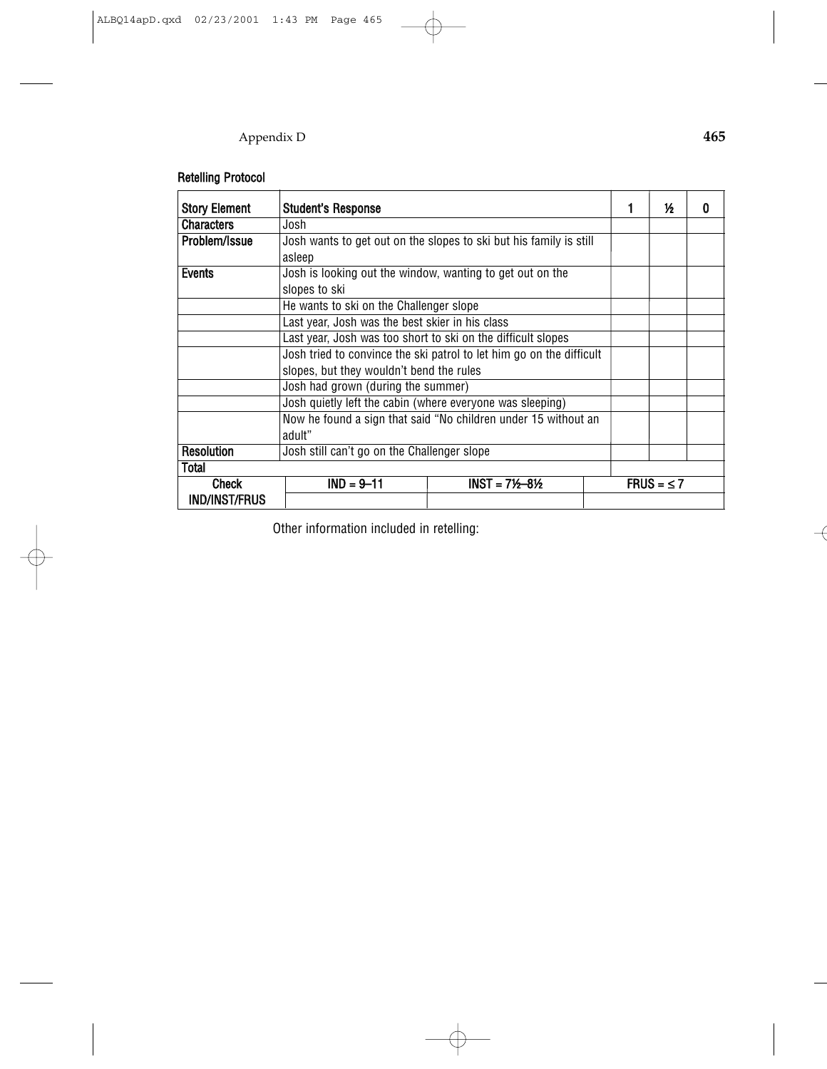**Retelling Protocol**

| Story Element | Student's Response | 1 | ½ | 0 |
|---|---|---|---|---|
| Characters | Josh | | | |
| Problem/Issue | Josh wants to get out on the slopes to ski but his family is still asleep | | | |
| Events | Josh is looking out the window, wanting to get out on the slopes to ski | | | |
| | He wants to ski on the Challenger slope | | | |
| | Last year, Josh was the best skier in his class | | | |
| | Last year, Josh was too short to ski on the difficult slopes | | | |
| | Josh tried to convince the ski patrol to let him go on the difficult slopes, but they wouldn't bend the rules | | | |
| | Josh had grown (during the summer) | | | |
| | Josh quietly left the cabin (where everyone was sleeping) | | | |
| | Now he found a sign that said "No children under 15 without an adult" | | | |
| Resolution | Josh still can't go on the Challenger slope | | | |
| Total | | | | |

| Check IND/INST/FRUS | IND = 9–11 | INST = 7½–8½ | FRUS = ≤ 7 |
|---|---|---|---|
| | | | |

Other information included in retelling: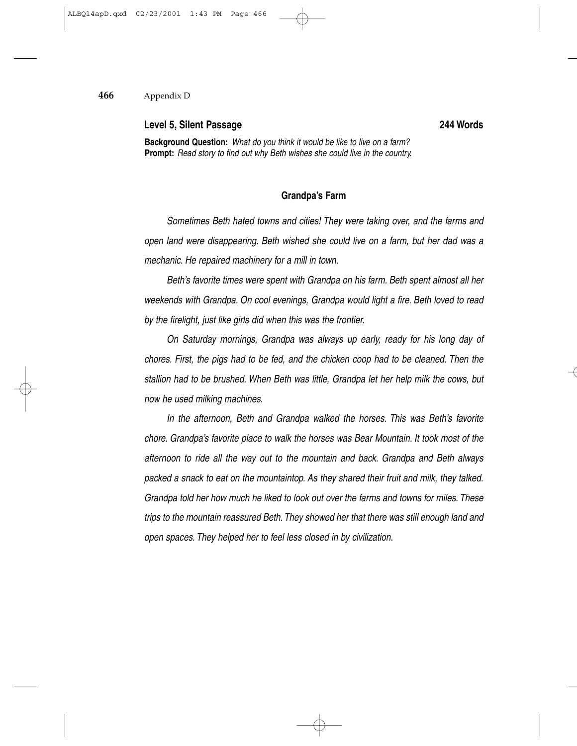**Level 5, Silent Passage** **244 Words**

**Background Question:** *What do you think it would be like to live on a farm?*
**Prompt:** *Read story to find out why Beth wishes she could live in the country.*

### Grandpa's Farm

*Sometimes Beth hated towns and cities! They were taking over, and the farms and open land were disappearing. Beth wished she could live on a farm, but her dad was a mechanic. He repaired machinery for a mill in town.*

*Beth's favorite times were spent with Grandpa on his farm. Beth spent almost all her weekends with Grandpa. On cool evenings, Grandpa would light a fire. Beth loved to read by the firelight, just like girls did when this was the frontier.*

*On Saturday mornings, Grandpa was always up early, ready for his long day of chores. First, the pigs had to be fed, and the chicken coop had to be cleaned. Then the stallion had to be brushed. When Beth was little, Grandpa let her help milk the cows, but now he used milking machines.*

*In the afternoon, Beth and Grandpa walked the horses. This was Beth's favorite chore. Grandpa's favorite place to walk the horses was Bear Mountain. It took most of the afternoon to ride all the way out to the mountain and back. Grandpa and Beth always packed a snack to eat on the mountaintop. As they shared their fruit and milk, they talked. Grandpa told her how much he liked to look out over the farms and towns for miles. These trips to the mountain reassured Beth. They showed her that there was still enough land and open spaces. They helped her to feel less closed in by civilization.*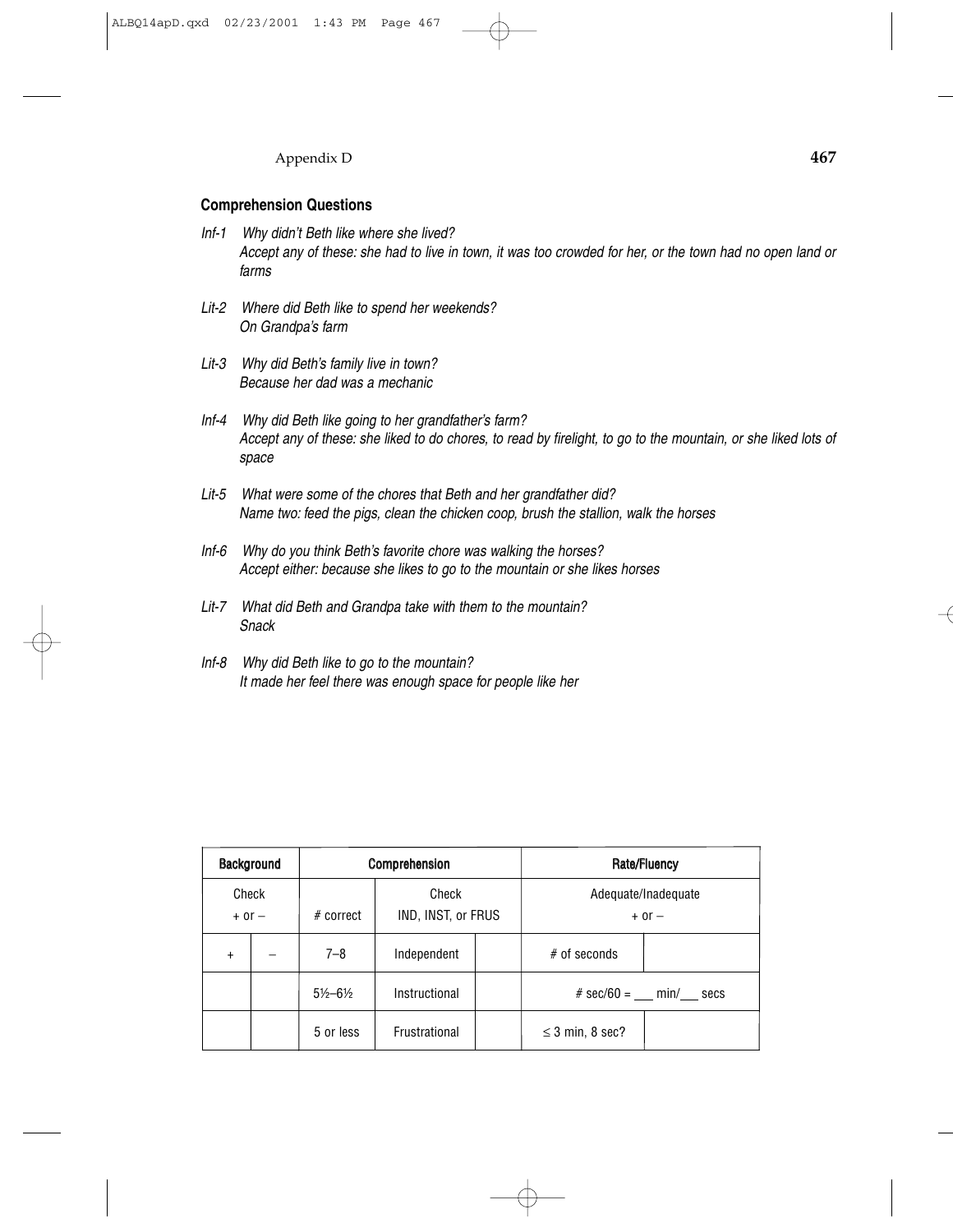### Comprehension Questions

*Inf-1 Why didn't Beth like where she lived?*
*Accept any of these: she had to live in town, it was too crowded for her, or the town had no open land or farms*

*Lit-2 Where did Beth like to spend her weekends?*
*On Grandpa's farm*

*Lit-3 Why did Beth's family live in town?*
*Because her dad was a mechanic*

*Inf-4 Why did Beth like going to her grandfather's farm?*
*Accept any of these: she liked to do chores, to read by firelight, to go to the mountain, or she liked lots of space*

*Lit-5 What were some of the chores that Beth and her grandfather did?*
*Name two: feed the pigs, clean the chicken coop, brush the stallion, walk the horses*

*Inf-6 Why do you think Beth's favorite chore was walking the horses?*
*Accept either: because she likes to go to the mountain or she likes horses*

*Lit-7 What did Beth and Grandpa take with them to the mountain?*
*Snack*

*Inf-8 Why did Beth like to go to the mountain?*
*It made her feel there was enough space for people like her*

| Background | | Comprehension | | | Rate/Fluency | |
|---|---|---|---|---|---|---|
| Check + or – | | # correct | Check IND, INST, or FRUS | | Adequate/Inadequate + or – | |
| + | – | 7–8 | Independent | | # of seconds | |
| | | 5½–6½ | Instructional | | # sec/60 = ___ min/___ secs | |
| | | 5 or less | Frustrational | | ≤ 3 min, 8 sec? | |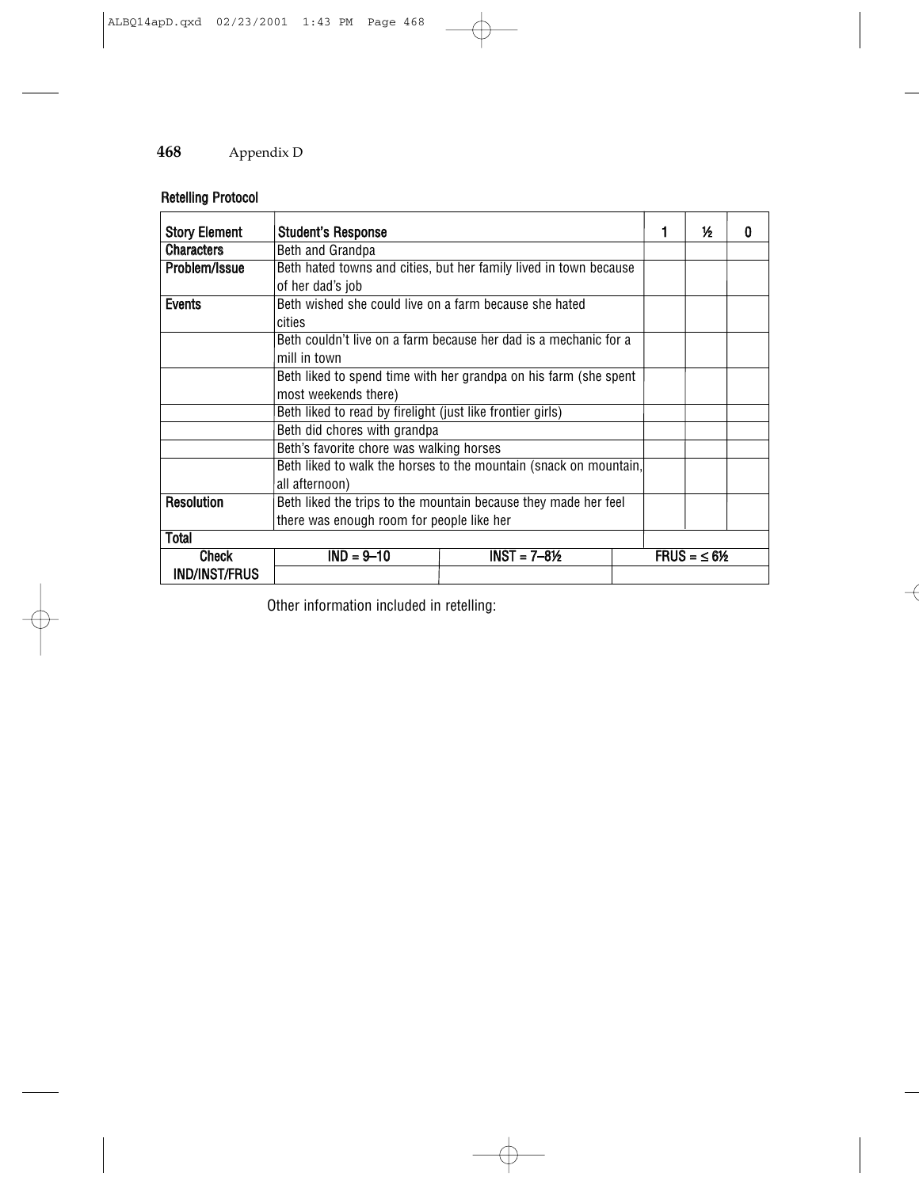**Retelling Protocol**

| Story Element | Student's Response | | | 1 | ½ | 0 |
|---|---|---|---|---|---|---|
| Characters | Beth and Grandpa | | | | | |
| Problem/Issue | Beth hated towns and cities, but her family lived in town because of her dad's job | | | | | |
| Events | Beth wished she could live on a farm because she hated cities | | | | | |
| | Beth couldn't live on a farm because her dad is a mechanic for a mill in town | | | | | |
| | Beth liked to spend time with her grandpa on his farm (she spent most weekends there) | | | | | |
| | Beth liked to read by firelight (just like frontier girls) | | | | | |
| | Beth did chores with grandpa | | | | | |
| | Beth's favorite chore was walking horses | | | | | |
| | Beth liked to walk the horses to the mountain (snack on mountain, all afternoon) | | | | | |
| Resolution | Beth liked the trips to the mountain because they made her feel there was enough room for people like her | | | | | |
| Total | | | | | | |
| Check IND/INST/FRUS | IND = 9–10 | INST = 7–8½ | FRUS = ≤ 6½ | | | |

Other information included in retelling: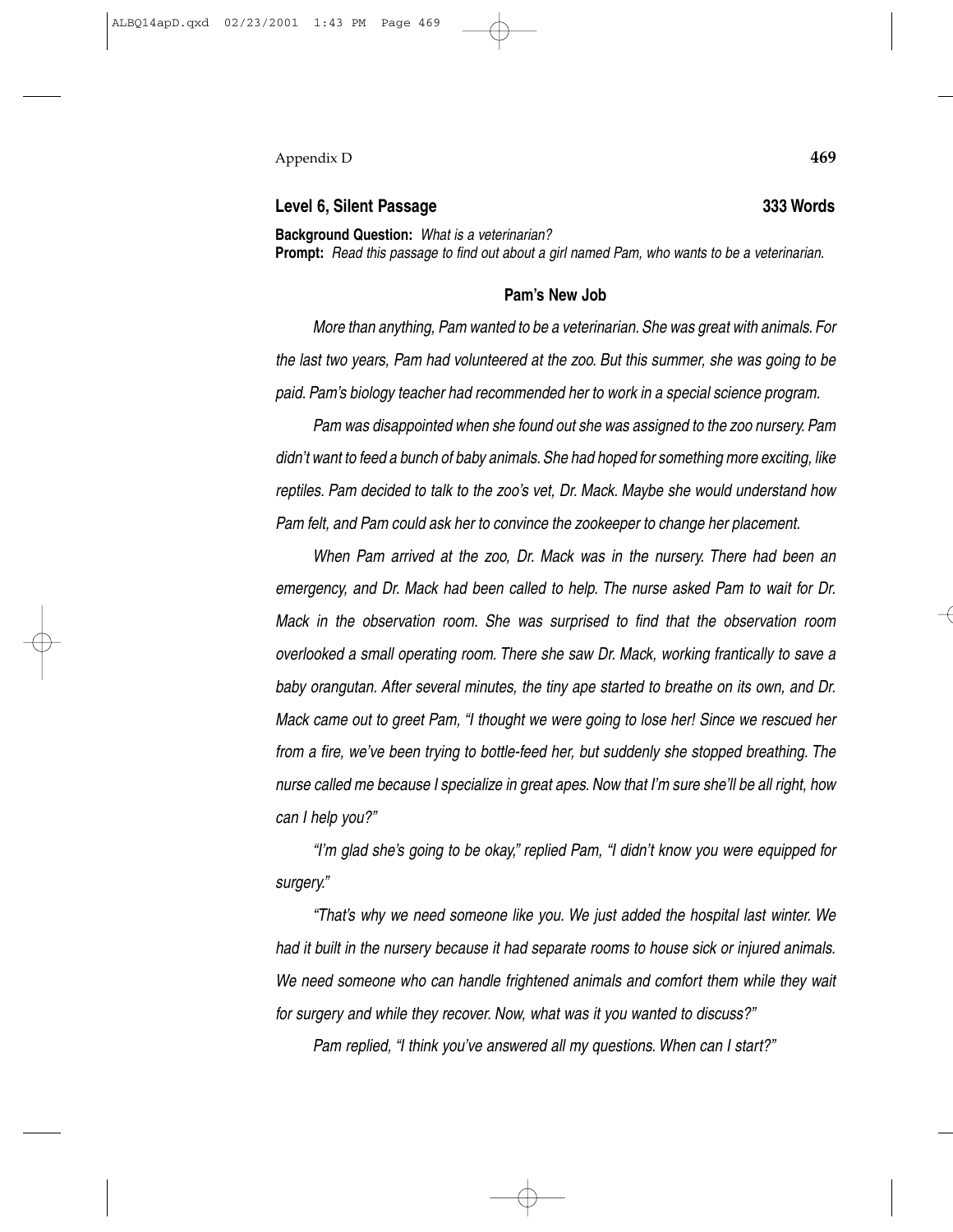## Level 6, Silent Passage 333 Words

**Background Question:** *What is a veterinarian?*
**Prompt:** *Read this passage to find out about a girl named Pam, who wants to be a veterinarian.*

### Pam's New Job

*More than anything, Pam wanted to be a veterinarian. She was great with animals. For the last two years, Pam had volunteered at the zoo. But this summer, she was going to be paid. Pam's biology teacher had recommended her to work in a special science program.*

*Pam was disappointed when she found out she was assigned to the zoo nursery. Pam didn't want to feed a bunch of baby animals. She had hoped for something more exciting, like reptiles. Pam decided to talk to the zoo's vet, Dr. Mack. Maybe she would understand how Pam felt, and Pam could ask her to convince the zookeeper to change her placement.*

*When Pam arrived at the zoo, Dr. Mack was in the nursery. There had been an emergency, and Dr. Mack had been called to help. The nurse asked Pam to wait for Dr. Mack in the observation room. She was surprised to find that the observation room overlooked a small operating room. There she saw Dr. Mack, working frantically to save a baby orangutan. After several minutes, the tiny ape started to breathe on its own, and Dr. Mack came out to greet Pam, "I thought we were going to lose her! Since we rescued her from a fire, we've been trying to bottle-feed her, but suddenly she stopped breathing. The nurse called me because I specialize in great apes. Now that I'm sure she'll be all right, how can I help you?"*

*"I'm glad she's going to be okay," replied Pam, "I didn't know you were equipped for surgery."*

*"That's why we need someone like you. We just added the hospital last winter. We had it built in the nursery because it had separate rooms to house sick or injured animals. We need someone who can handle frightened animals and comfort them while they wait for surgery and while they recover. Now, what was it you wanted to discuss?"*

*Pam replied, "I think you've answered all my questions. When can I start?"*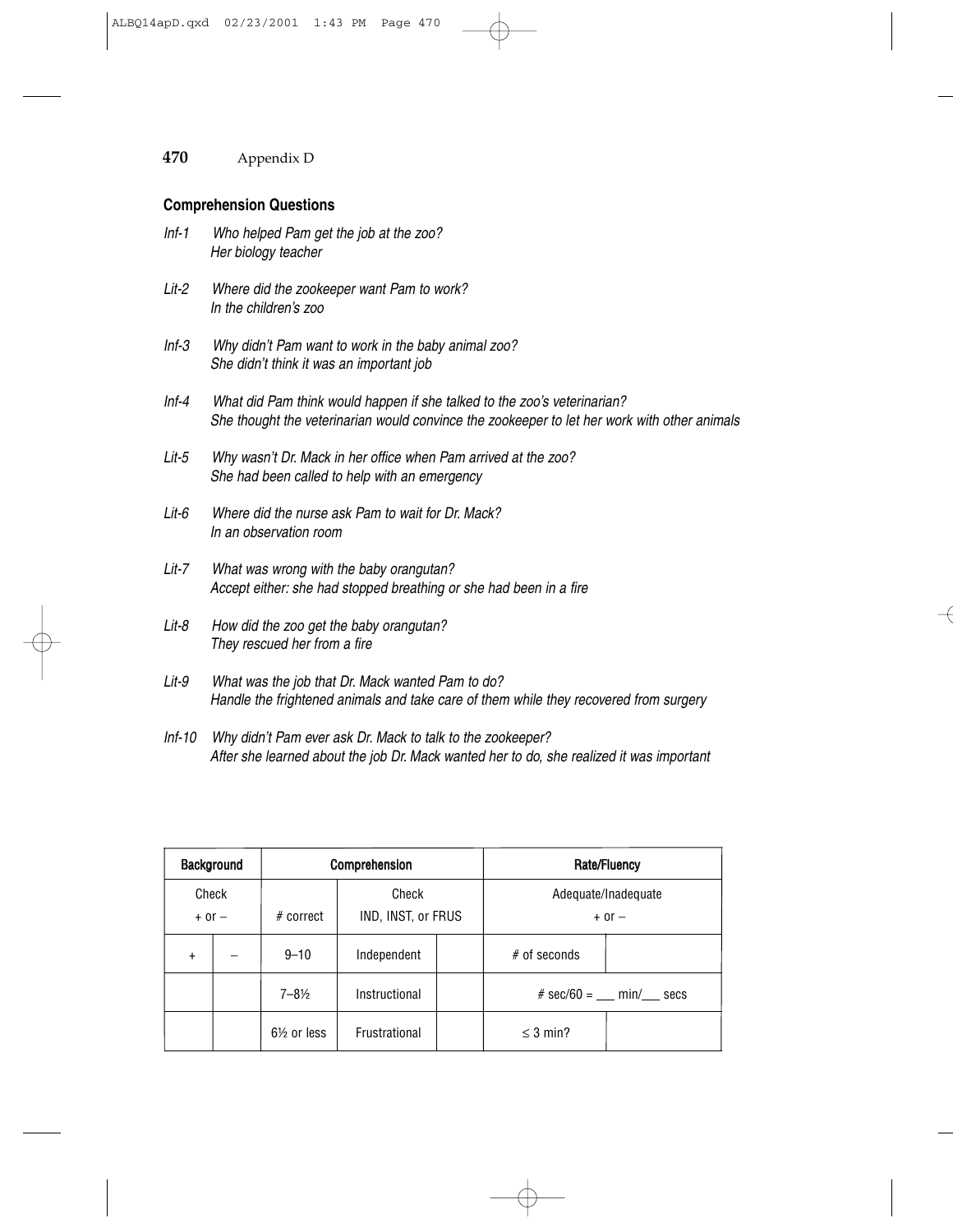### Comprehension Questions

*Inf-1* *Who helped Pam get the job at the zoo?*
*Her biology teacher*

*Lit-2* *Where did the zookeeper want Pam to work?*
*In the children's zoo*

*Inf-3* *Why didn't Pam want to work in the baby animal zoo?*
*She didn't think it was an important job*

*Inf-4* *What did Pam think would happen if she talked to the zoo's veterinarian?*
*She thought the veterinarian would convince the zookeeper to let her work with other animals*

*Lit-5* *Why wasn't Dr. Mack in her office when Pam arrived at the zoo?*
*She had been called to help with an emergency*

*Lit-6* *Where did the nurse ask Pam to wait for Dr. Mack?*
*In an observation room*

*Lit-7* *What was wrong with the baby orangutan?*
*Accept either: she had stopped breathing or she had been in a fire*

*Lit-8* *How did the zoo get the baby orangutan?*
*They rescued her from a fire*

*Lit-9* *What was the job that Dr. Mack wanted Pam to do?*
*Handle the frightened animals and take care of them while they recovered from surgery*

*Inf-10* *Why didn't Pam ever ask Dr. Mack to talk to the zookeeper?*
*After she learned about the job Dr. Mack wanted her to do, she realized it was important*

| Background | | Comprehension | | | Rate/Fluency | |
|---|---|---|---|---|---|---|
| Check + or – | | # correct | Check IND, INST, or FRUS | | Adequate/Inadequate + or – | |
| + | – | 9–10 | Independent | | # of seconds | |
| | | 7–8½ | Instructional | | # sec/60 = ___ min/___ secs | |
| | | 6½ or less | Frustrational | | ≤ 3 min? | |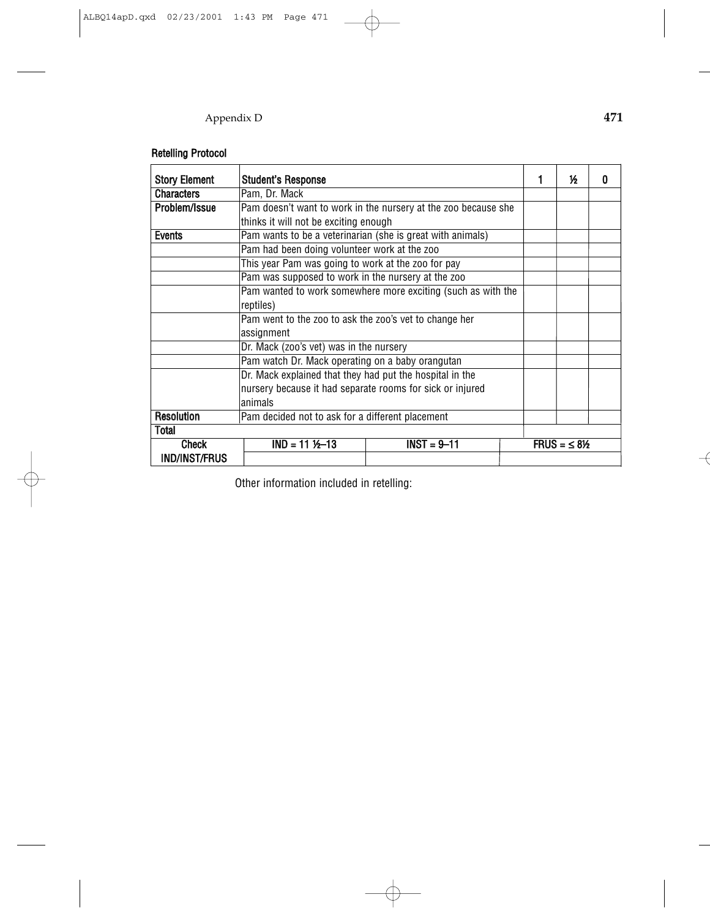**Retelling Protocol**

| Story Element | Student's Response | 1 | ½ | 0 |
|---|---|---|---|---|
| Characters | Pam, Dr. Mack | | | |
| Problem/Issue | Pam doesn't want to work in the nursery at the zoo because she thinks it will not be exciting enough | | | |
| Events | Pam wants to be a veterinarian (she is great with animals) | | | |
| | Pam had been doing volunteer work at the zoo | | | |
| | This year Pam was going to work at the zoo for pay | | | |
| | Pam was supposed to work in the nursery at the zoo | | | |
| | Pam wanted to work somewhere more exciting (such as with the reptiles) | | | |
| | Pam went to the zoo to ask the zoo's vet to change her assignment | | | |
| | Dr. Mack (zoo's vet) was in the nursery | | | |
| | Pam watch Dr. Mack operating on a baby orangutan | | | |
| | Dr. Mack explained that they had put the hospital in the nursery because it had separate rooms for sick or injured animals | | | |
| Resolution | Pam decided not to ask for a different placement | | | |
| Total | | | | |

| Check IND/INST/FRUS | IND = 11 ½–13 | INST = 9–11 | FRUS = ≤ 8½ |
|---|---|---|---|
| | | | |

Other information included in retelling: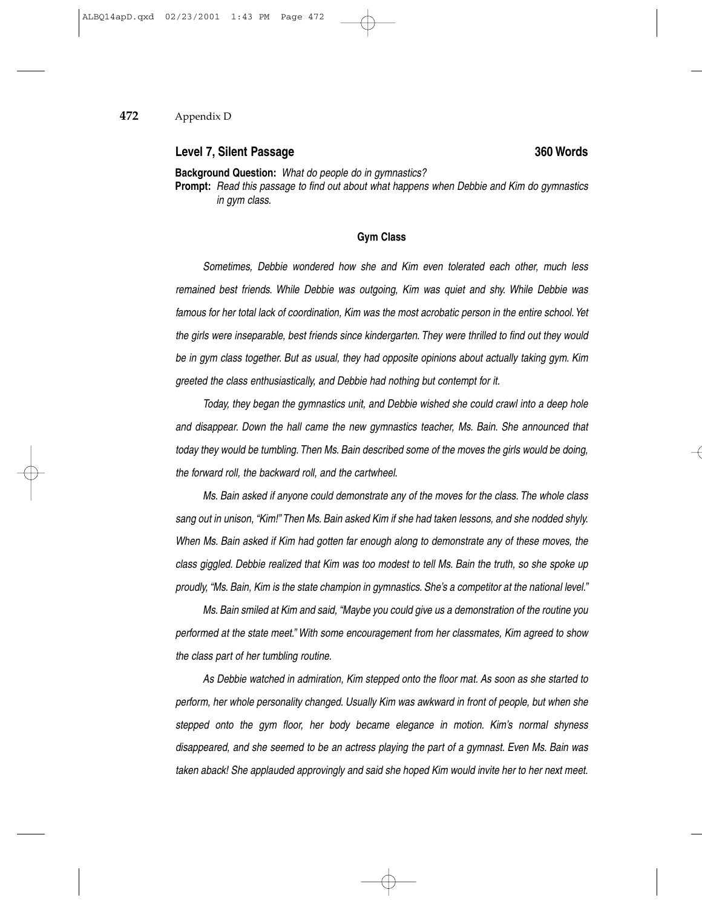## Level 7, Silent Passage 360 Words

**Background Question:** *What do people do in gymnastics?*

**Prompt:** *Read this passage to find out about what happens when Debbie and Kim do gymnastics in gym class.*

### Gym Class

*Sometimes, Debbie wondered how she and Kim even tolerated each other, much less remained best friends. While Debbie was outgoing, Kim was quiet and shy. While Debbie was famous for her total lack of coordination, Kim was the most acrobatic person in the entire school. Yet the girls were inseparable, best friends since kindergarten. They were thrilled to find out they would be in gym class together. But as usual, they had opposite opinions about actually taking gym. Kim greeted the class enthusiastically, and Debbie had nothing but contempt for it.*

*Today, they began the gymnastics unit, and Debbie wished she could crawl into a deep hole and disappear. Down the hall came the new gymnastics teacher, Ms. Bain. She announced that today they would be tumbling. Then Ms. Bain described some of the moves the girls would be doing, the forward roll, the backward roll, and the cartwheel.*

*Ms. Bain asked if anyone could demonstrate any of the moves for the class. The whole class sang out in unison, "Kim!" Then Ms. Bain asked Kim if she had taken lessons, and she nodded shyly. When Ms. Bain asked if Kim had gotten far enough along to demonstrate any of these moves, the class giggled. Debbie realized that Kim was too modest to tell Ms. Bain the truth, so she spoke up proudly, "Ms. Bain, Kim is the state champion in gymnastics. She's a competitor at the national level."*

*Ms. Bain smiled at Kim and said, "Maybe you could give us a demonstration of the routine you performed at the state meet." With some encouragement from her classmates, Kim agreed to show the class part of her tumbling routine.*

*As Debbie watched in admiration, Kim stepped onto the floor mat. As soon as she started to perform, her whole personality changed. Usually Kim was awkward in front of people, but when she stepped onto the gym floor, her body became elegance in motion. Kim's normal shyness disappeared, and she seemed to be an actress playing the part of a gymnast. Even Ms. Bain was taken aback! She applauded approvingly and said she hoped Kim would invite her to her next meet.*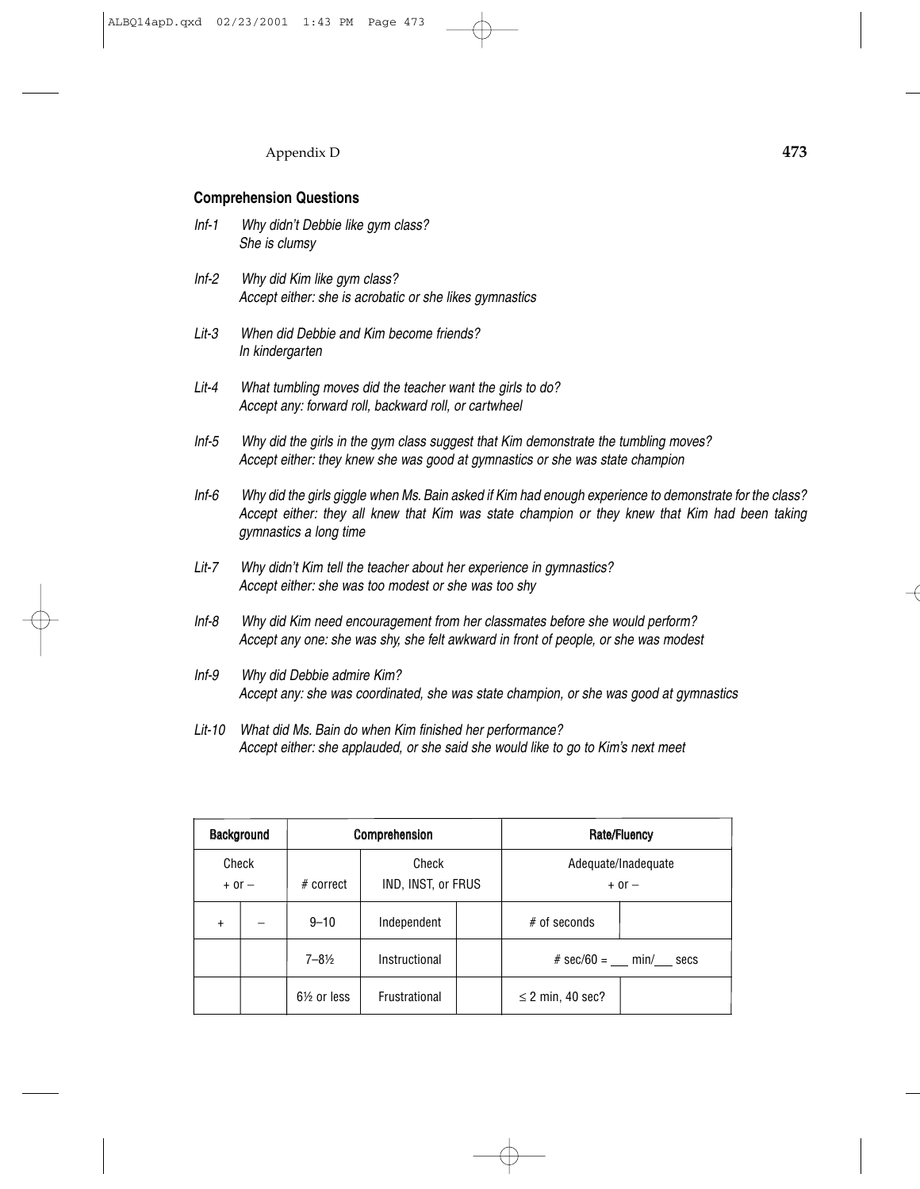**Comprehension Questions**

*Inf-1* *Why didn't Debbie like gym class?*
*She is clumsy*

*Inf-2* *Why did Kim like gym class?*
*Accept either: she is acrobatic or she likes gymnastics*

*Lit-3* *When did Debbie and Kim become friends?*
*In kindergarten*

*Lit-4* *What tumbling moves did the teacher want the girls to do?*
*Accept any: forward roll, backward roll, or cartwheel*

*Inf-5* *Why did the girls in the gym class suggest that Kim demonstrate the tumbling moves?*
*Accept either: they knew she was good at gymnastics or she was state champion*

*Inf-6* *Why did the girls giggle when Ms. Bain asked if Kim had enough experience to demonstrate for the class?*
*Accept either: they all knew that Kim was state champion or they knew that Kim had been taking gymnastics a long time*

*Lit-7* *Why didn't Kim tell the teacher about her experience in gymnastics?*
*Accept either: she was too modest or she was too shy*

*Inf-8* *Why did Kim need encouragement from her classmates before she would perform?*
*Accept any one: she was shy, she felt awkward in front of people, or she was modest*

*Inf-9* *Why did Debbie admire Kim?*
*Accept any: she was coordinated, she was state champion, or she was good at gymnastics*

*Lit-10* *What did Ms. Bain do when Kim finished her performance?*
*Accept either: she applauded, or she said she would like to go to Kim's next meet*

| Background | | Comprehension | | | Rate/Fluency | |
|---|---|---|---|---|---|---|
| Check + or – | | # correct | Check IND, INST, or FRUS | | Adequate/Inadequate + or – | |
| + | – | 9–10 | Independent | | # of seconds | |
| | | 7–8½ | Instructional | | # sec/60 = ___ min/___ secs | |
| | | 6½ or less | Frustrational | | ≤ 2 min, 40 sec? | |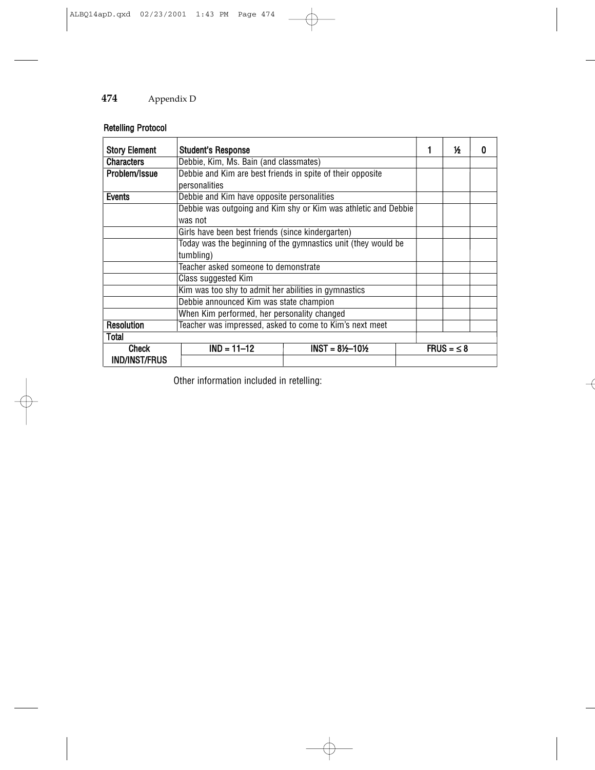**Retelling Protocol**

| Story Element | Student's Response | 1 | ½ | 0 |
|---|---|---|---|---|
| Characters | Debbie, Kim, Ms. Bain (and classmates) | | | |
| Problem/Issue | Debbie and Kim are best friends in spite of their opposite personalities | | | |
| Events | Debbie and Kim have opposite personalities | | | |
| | Debbie was outgoing and Kim shy or Kim was athletic and Debbie was not | | | |
| | Girls have been best friends (since kindergarten) | | | |
| | Today was the beginning of the gymnastics unit (they would be tumbling) | | | |
| | Teacher asked someone to demonstrate | | | |
| | Class suggested Kim | | | |
| | Kim was too shy to admit her abilities in gymnastics | | | |
| | Debbie announced Kim was state champion | | | |
| | When Kim performed, her personality changed | | | |
| Resolution | Teacher was impressed, asked to come to Kim's next meet | | | |
| Total | | | | |

| Check | IND = 11–12 | INST = 8½–10½ | FRUS = ≤ 8 |
|---|---|---|---|
| IND/INST/FRUS | | | |

Other information included in retelling: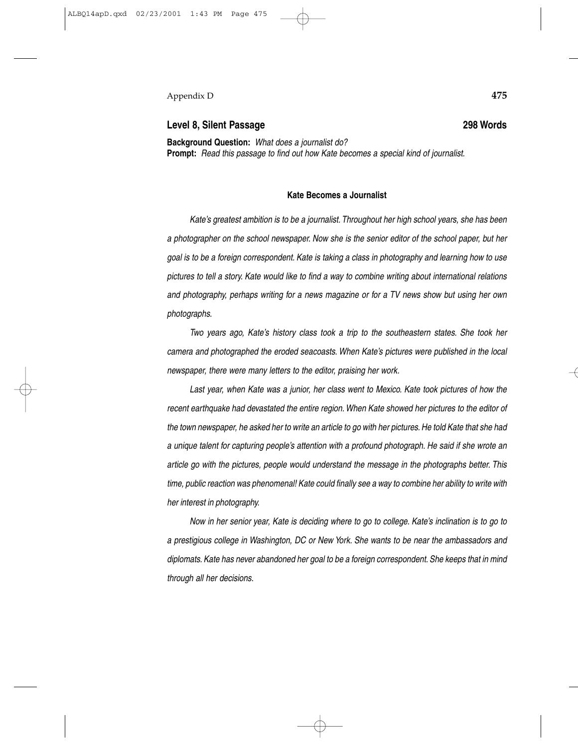## Level 8, Silent Passage **298 Words**

**Background Question:** *What does a journalist do?*
**Prompt:** *Read this passage to find out how Kate becomes a special kind of journalist.*

### Kate Becomes a Journalist

*Kate's greatest ambition is to be a journalist. Throughout her high school years, she has been a photographer on the school newspaper. Now she is the senior editor of the school paper, but her goal is to be a foreign correspondent. Kate is taking a class in photography and learning how to use pictures to tell a story. Kate would like to find a way to combine writing about international relations and photography, perhaps writing for a news magazine or for a TV news show but using her own photographs.*

*Two years ago, Kate's history class took a trip to the southeastern states. She took her camera and photographed the eroded seacoasts. When Kate's pictures were published in the local newspaper, there were many letters to the editor, praising her work.*

*Last year, when Kate was a junior, her class went to Mexico. Kate took pictures of how the recent earthquake had devastated the entire region. When Kate showed her pictures to the editor of the town newspaper, he asked her to write an article to go with her pictures. He told Kate that she had a unique talent for capturing people's attention with a profound photograph. He said if she wrote an article go with the pictures, people would understand the message in the photographs better. This time, public reaction was phenomenal! Kate could finally see a way to combine her ability to write with her interest in photography.*

*Now in her senior year, Kate is deciding where to go to college. Kate's inclination is to go to a prestigious college in Washington, DC or New York. She wants to be near the ambassadors and diplomats. Kate has never abandoned her goal to be a foreign correspondent. She keeps that in mind through all her decisions.*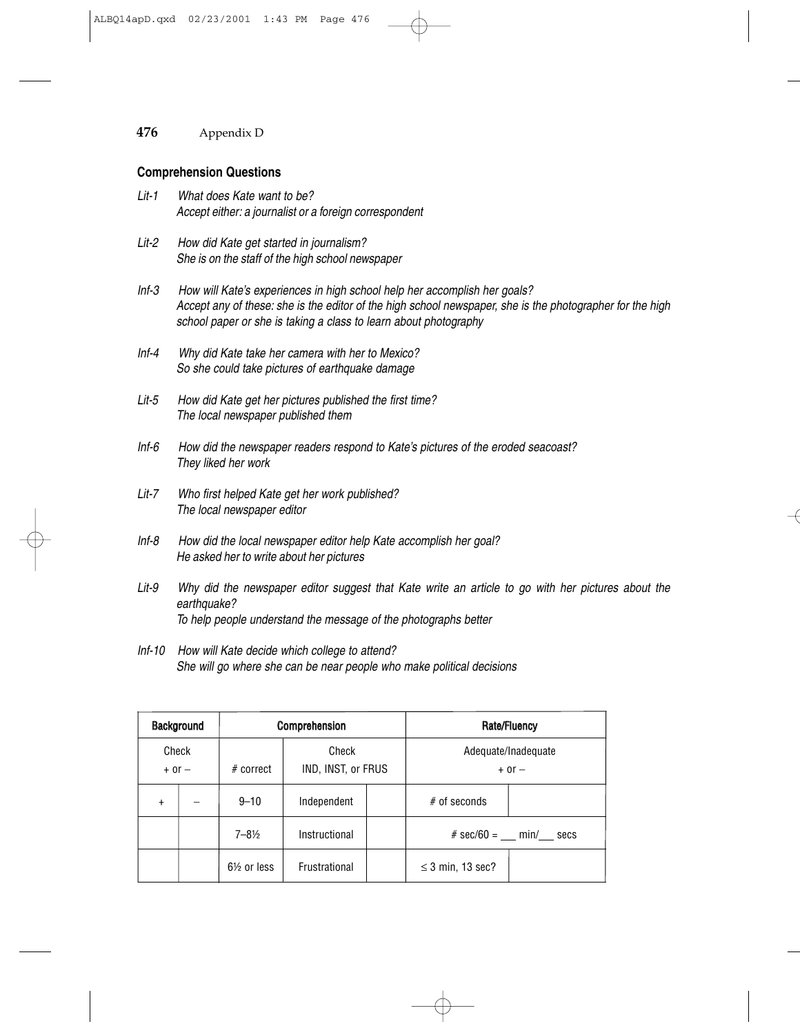## Comprehension Questions

*Lit-1* *What does Kate want to be?*
*Accept either: a journalist or a foreign correspondent*

*Lit-2* *How did Kate get started in journalism?*
*She is on the staff of the high school newspaper*

*Inf-3* *How will Kate's experiences in high school help her accomplish her goals?*
*Accept any of these: she is the editor of the high school newspaper, she is the photographer for the high school paper or she is taking a class to learn about photography*

*Inf-4* *Why did Kate take her camera with her to Mexico?*
*So she could take pictures of earthquake damage*

*Lit-5* *How did Kate get her pictures published the first time?*
*The local newspaper published them*

*Inf-6* *How did the newspaper readers respond to Kate's pictures of the eroded seacoast?*
*They liked her work*

*Lit-7* *Who first helped Kate get her work published?*
*The local newspaper editor*

*Inf-8* *How did the local newspaper editor help Kate accomplish her goal?*
*He asked her to write about her pictures*

*Lit-9* *Why did the newspaper editor suggest that Kate write an article to go with her pictures about the earthquake?*
*To help people understand the message of the photographs better*

*Inf-10* *How will Kate decide which college to attend?*
*She will go where she can be near people who make political decisions*

| Background | | Comprehension | | | Rate/Fluency | |
|---|---|---|---|---|---|---|
| Check + or – | | # correct | Check IND, INST, or FRUS | | Adequate/Inadequate + or – | |
| + | – | 9–10 | Independent | | # of seconds | |
| | | 7–8½ | Instructional | | # sec/60 = ___ min/___ secs | |
| | | 6½ or less | Frustrational | | ≤ 3 min, 13 sec? | |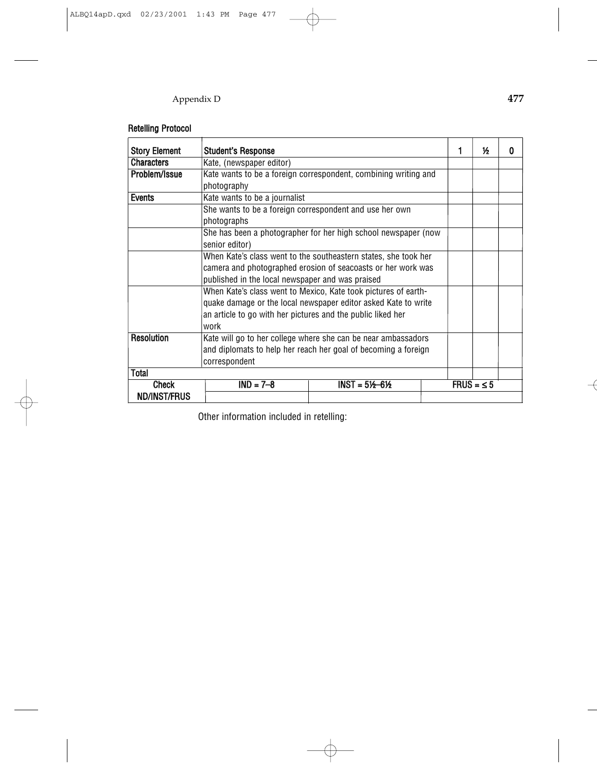### Retelling Protocol

| Story Element | Student's Response | 1 | ½ | 0 |
|---|---|---|---|---|
| **Characters** | Kate, (newspaper editor) | | | |
| **Problem/Issue** | Kate wants to be a foreign correspondent, combining writing and photography | | | |
| **Events** | Kate wants to be a journalist | | | |
| | She wants to be a foreign correspondent and use her own photographs | | | |
| | She has been a photographer for her high school newspaper (now senior editor) | | | |
| | When Kate's class went to the southeastern states, she took her camera and photographed erosion of seacoasts or her work was published in the local newspaper and was praised | | | |
| | When Kate's class went to Mexico, Kate took pictures of earth-quake damage or the local newspaper editor asked Kate to write an article to go with her pictures and the public liked her work | | | |
| **Resolution** | Kate will go to her college where she can be near ambassadors and diplomats to help her reach her goal of becoming a foreign correspondent | | | |
| **Total** | | | | |

| Check | IND = 7–8 | INST = 5½–6½ | FRUS = ≤ 5 |
|---|---|---|---|
| ND/INST/FRUS | | | |

Other information included in retelling: